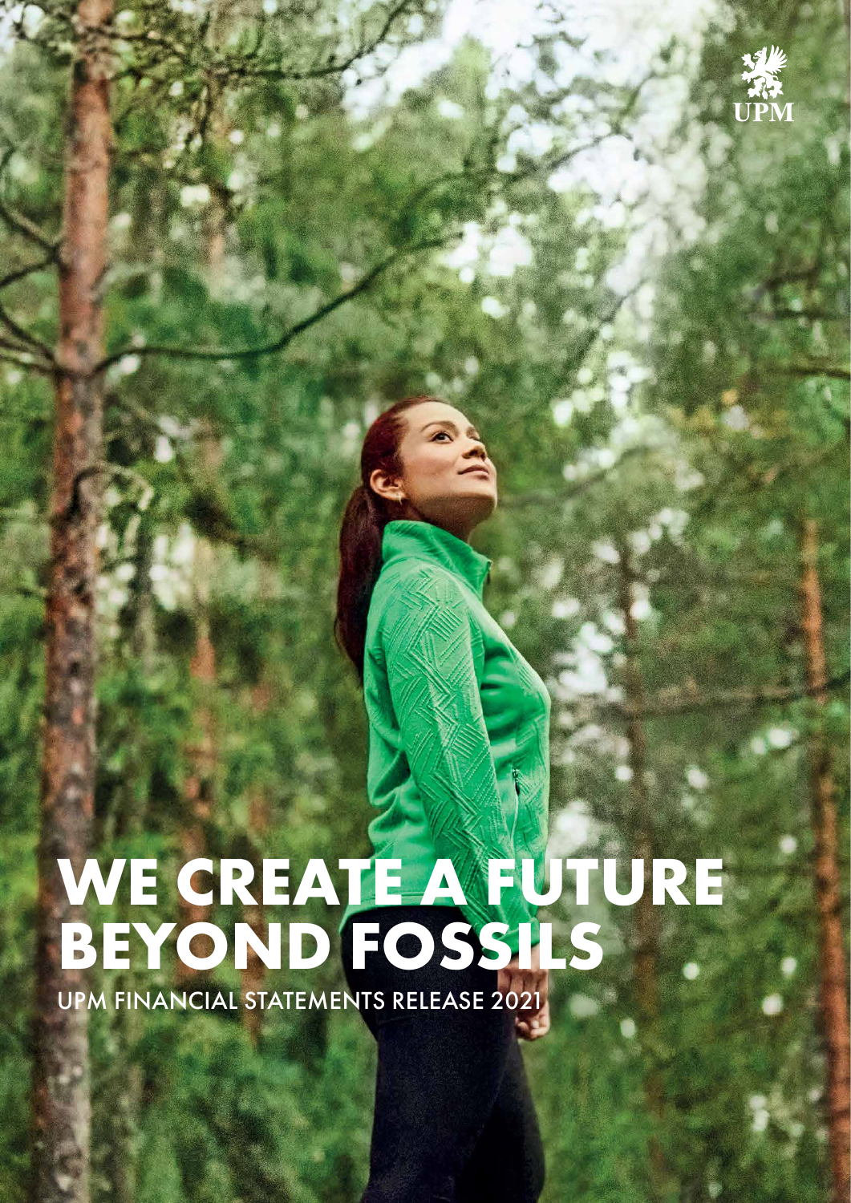UPM

# WE CREATE A FUTURE BEYOND FOSSILS

UPM FINANCIAL STATEMENTS RELEASE 2021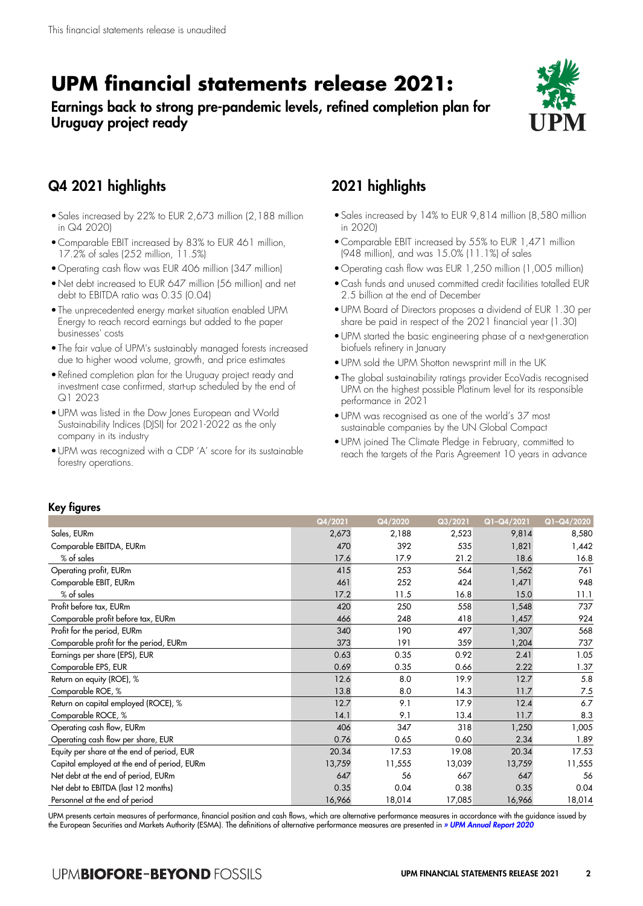This financial statements release is unaudited

# UPM financial statements release 2021:

## Earnings back to strong pre-pandemic levels, refined completion plan for Uruguay project ready

## Q4 2021 highlights

- Sales increased by 22% to EUR 2,673 million (2,188 million in Q4 2020)
- Comparable EBIT increased by 83% to EUR 461 million, 17.2% of sales (252 million, 11.5%)
- Operating cash flow was EUR 406 million (347 million)
- Net debt increased to EUR 647 million (56 million) and net debt to EBITDA ratio was 0.35 (0.04)
- The unprecedented energy market situation enabled UPM Energy to reach record earnings but added to the paper businesses' costs
- The fair value of UPM's sustainably managed forests increased due to higher wood volume, growth, and price estimates
- Refined completion plan for the Uruguay project ready and investment case confirmed, start-up scheduled by the end of Q1 2023
- UPM was listed in the Dow Jones European and World Sustainability Indices (DJSI) for 2021-2022 as the only company in its industry
- UPM was recognized with a CDP 'A' score for its sustainable forestry operations.

## 2021 highlights

- Sales increased by 14% to EUR 9,814 million (8,580 million in 2020)
- Comparable EBIT increased by 55% to EUR 1,471 million (948 million), and was 15.0% (11.1%) of sales
- Operating cash flow was EUR 1,250 million (1,005 million)
- Cash funds and unused committed credit facilities totalled EUR 2.5 billion at the end of December
- UPM Board of Directors proposes a dividend of EUR 1.30 per share be paid in respect of the 2021 financial year (1.30)
- UPM started the basic engineering phase of a next-generation biofuels refinery in January
- UPM sold the UPM Shotton newsprint mill in the UK
- The global sustainability ratings provider EcoVadis recognised UPM on the highest possible Platinum level for its responsible performance in 2021
- UPM was recognised as one of the world's 37 most sustainable companies by the UN Global Compact
- UPM joined The Climate Pledge in February, committed to reach the targets of the Paris Agreement 10 years in advance

### Key figures

| | Q4/2021 | Q4/2020 | Q3/2021 | Q1–Q4/2021 | Q1–Q4/2020 |
|---|---|---|---|---|---|
| Sales, EURm | 2,673 | 2,188 | 2,523 | 9,814 | 8,580 |
| Comparable EBITDA, EURm | 470 | 392 | 535 | 1,821 | 1,442 |
| % of sales | 17.6 | 17.9 | 21.2 | 18.6 | 16.8 |
| Operating profit, EURm | 415 | 253 | 564 | 1,562 | 761 |
| Comparable EBIT, EURm | 461 | 252 | 424 | 1,471 | 948 |
| % of sales | 17.2 | 11.5 | 16.8 | 15.0 | 11.1 |
| Profit before tax, EURm | 420 | 250 | 558 | 1,548 | 737 |
| Comparable profit before tax, EURm | 466 | 248 | 418 | 1,457 | 924 |
| Profit for the period, EURm | 340 | 190 | 497 | 1,307 | 568 |
| Comparable profit for the period, EURm | 373 | 191 | 359 | 1,204 | 737 |
| Earnings per share (EPS), EUR | 0.63 | 0.35 | 0.92 | 2.41 | 1.05 |
| Comparable EPS, EUR | 0.69 | 0.35 | 0.66 | 2.22 | 1.37 |
| Return on equity (ROE), % | 12.6 | 8.0 | 19.9 | 12.7 | 5.8 |
| Comparable ROE, % | 13.8 | 8.0 | 14.3 | 11.7 | 7.5 |
| Return on capital employed (ROCE), % | 12.7 | 9.1 | 17.9 | 12.4 | 6.7 |
| Comparable ROCE, % | 14.1 | 9.1 | 13.4 | 11.7 | 8.3 |
| Operating cash flow, EURm | 406 | 347 | 318 | 1,250 | 1,005 |
| Operating cash flow per share, EUR | 0.76 | 0.65 | 0.60 | 2.34 | 1.89 |
| Equity per share at the end of period, EUR | 20.34 | 17.53 | 19.08 | 20.34 | 17.53 |
| Capital employed at the end of period, EURm | 13,759 | 11,555 | 13,039 | 13,759 | 11,555 |
| Net debt at the end of period, EURm | 647 | 56 | 667 | 647 | 56 |
| Net debt to EBITDA (last 12 months) | 0.35 | 0.04 | 0.38 | 0.35 | 0.04 |
| Personnel at the end of period | 16,966 | 18,014 | 17,085 | 16,966 | 18,014 |

UPM presents certain measures of performance, financial position and cash flows, which are alternative performance measures in accordance with the guidance issued by the European Securities and Markets Authority (ESMA). The definitions of alternative performance measures are presented in *» UPM Annual Report 2020*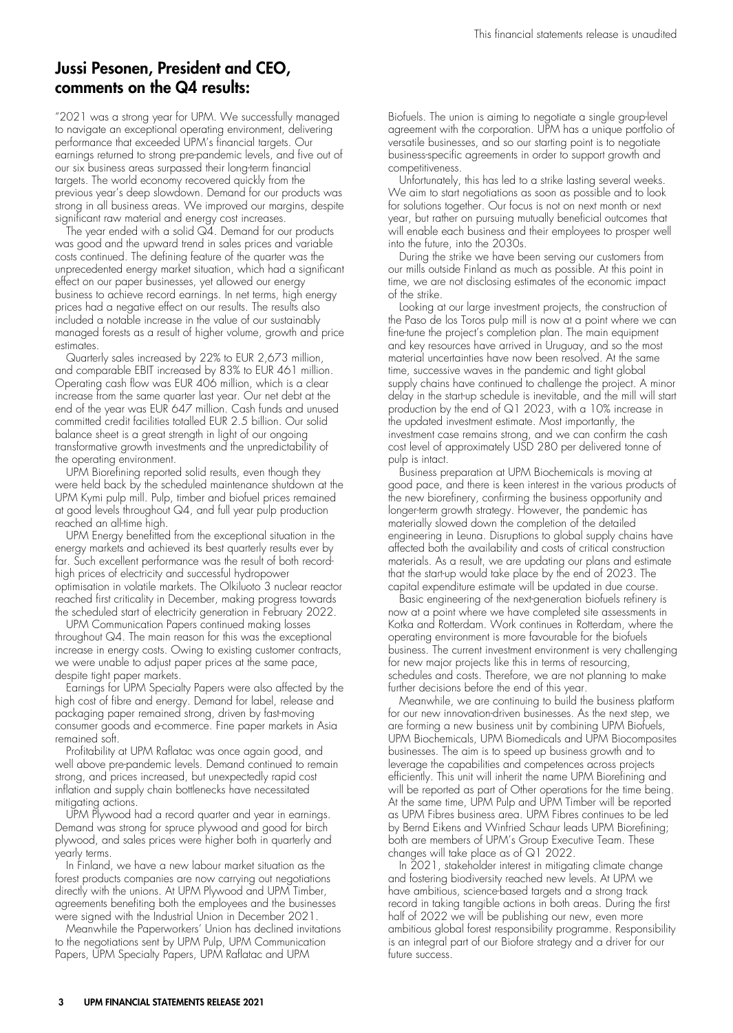## Jussi Pesonen, President and CEO, comments on the Q4 results:

"2021 was a strong year for UPM. We successfully managed to navigate an exceptional operating environment, delivering performance that exceeded UPM's financial targets. Our earnings returned to strong pre-pandemic levels, and five out of our six business areas surpassed their long-term financial targets. The world economy recovered quickly from the previous year's deep slowdown. Demand for our products was strong in all business areas. We improved our margins, despite significant raw material and energy cost increases.

The year ended with a solid Q4. Demand for our products was good and the upward trend in sales prices and variable costs continued. The defining feature of the quarter was the unprecedented energy market situation, which had a significant effect on our paper businesses, yet allowed our energy business to achieve record earnings. In net terms, high energy prices had a negative effect on our results. The results also included a notable increase in the value of our sustainably managed forests as a result of higher volume, growth and price estimates.

Quarterly sales increased by 22% to EUR 2,673 million, and comparable EBIT increased by 83% to EUR 461 million. Operating cash flow was EUR 406 million, which is a clear increase from the same quarter last year. Our net debt at the end of the year was EUR 647 million. Cash funds and unused committed credit facilities totalled EUR 2.5 billion. Our solid balance sheet is a great strength in light of our ongoing transformative growth investments and the unpredictability of the operating environment.

UPM Biorefining reported solid results, even though they were held back by the scheduled maintenance shutdown at the UPM Kymi pulp mill. Pulp, timber and biofuel prices remained at good levels throughout Q4, and full year pulp production reached an all-time high.

UPM Energy benefitted from the exceptional situation in the energy markets and achieved its best quarterly results ever by far. Such excellent performance was the result of both record-high prices of electricity and successful hydropower optimisation in volatile markets. The Olkiluoto 3 nuclear reactor reached first criticality in December, making progress towards the scheduled start of electricity generation in February 2022.

UPM Communication Papers continued making losses throughout Q4. The main reason for this was the exceptional increase in energy costs. Owing to existing customer contracts, we were unable to adjust paper prices at the same pace, despite tight paper markets.

Earnings for UPM Specialty Papers were also affected by the high cost of fibre and energy. Demand for label, release and packaging paper remained strong, driven by fast-moving consumer goods and e-commerce. Fine paper markets in Asia remained soft.

Profitability at UPM Raflatac was once again good, and well above pre-pandemic levels. Demand continued to remain strong, and prices increased, but unexpectedly rapid cost inflation and supply chain bottlenecks have necessitated mitigating actions.

UPM Plywood had a record quarter and year in earnings. Demand was strong for spruce plywood and good for birch plywood, and sales prices were higher both in quarterly and yearly terms.

In Finland, we have a new labour market situation as the forest products companies are now carrying out negotiations directly with the unions. At UPM Plywood and UPM Timber, agreements benefiting both the employees and the businesses were signed with the Industrial Union in December 2021.

Meanwhile the Paperworkers' Union has declined invitations to the negotiations sent by UPM Pulp, UPM Communication Papers, UPM Specialty Papers, UPM Raflatac and UPM Biofuels. The union is aiming to negotiate a single group-level agreement with the corporation. UPM has a unique portfolio of versatile businesses, and so our starting point is to negotiate business-specific agreements in order to support growth and competitiveness.

Unfortunately, this has led to a strike lasting several weeks. We aim to start negotiations as soon as possible and to look for solutions together. Our focus is not on next month or next year, but rather on pursuing mutually beneficial outcomes that will enable each business and their employees to prosper well into the future, into the 2030s.

During the strike we have been serving our customers from our mills outside Finland as much as possible. At this point in time, we are not disclosing estimates of the economic impact of the strike.

Looking at our large investment projects, the construction of the Paso de los Toros pulp mill is now at a point where we can fine-tune the project's completion plan. The main equipment and key resources have arrived in Uruguay, and so the most material uncertainties have now been resolved. At the same time, successive waves in the pandemic and tight global supply chains have continued to challenge the project. A minor delay in the start-up schedule is inevitable, and the mill will start production by the end of Q1 2023, with a 10% increase in the updated investment estimate. Most importantly, the investment case remains strong, and we can confirm the cash cost level of approximately USD 280 per delivered tonne of pulp is intact.

Business preparation at UPM Biochemicals is moving at good pace, and there is keen interest in the various products of the new biorefinery, confirming the business opportunity and longer-term growth strategy. However, the pandemic has materially slowed down the completion of the detailed engineering in Leuna. Disruptions to global supply chains have affected both the availability and costs of critical construction materials. As a result, we are updating our plans and estimate that the start-up would take place by the end of 2023. The capital expenditure estimate will be updated in due course.

Basic engineering of the next-generation biofuels refinery is now at a point where we have completed site assessments in Kotka and Rotterdam. Work continues in Rotterdam, where the operating environment is more favourable for the biofuels business. The current investment environment is very challenging for new major projects like this in terms of resourcing, schedules and costs. Therefore, we are not planning to make further decisions before the end of this year.

Meanwhile, we are continuing to build the business platform for our new innovation-driven businesses. As the next step, we are forming a new business unit by combining UPM Biofuels, UPM Biochemicals, UPM Biomedicals and UPM Biocomposites businesses. The aim is to speed up business growth and to leverage the capabilities and competences across projects efficiently. This unit will inherit the name UPM Biorefining and will be reported as part of Other operations for the time being. At the same time, UPM Pulp and UPM Timber will be reported as UPM Fibres business area. UPM Fibres continues to be led by Bernd Eikens and Winfried Schaur leads UPM Biorefining; both are members of UPM's Group Executive Team. These changes will take place as of Q1 2022.

In 2021, stakeholder interest in mitigating climate change and fostering biodiversity reached new levels. At UPM we have ambitious, science-based targets and a strong track record in taking tangible actions in both areas. During the first half of 2022 we will be publishing our new, even more ambitious global forest responsibility programme. Responsibility is an integral part of our Biofore strategy and a driver for our future success.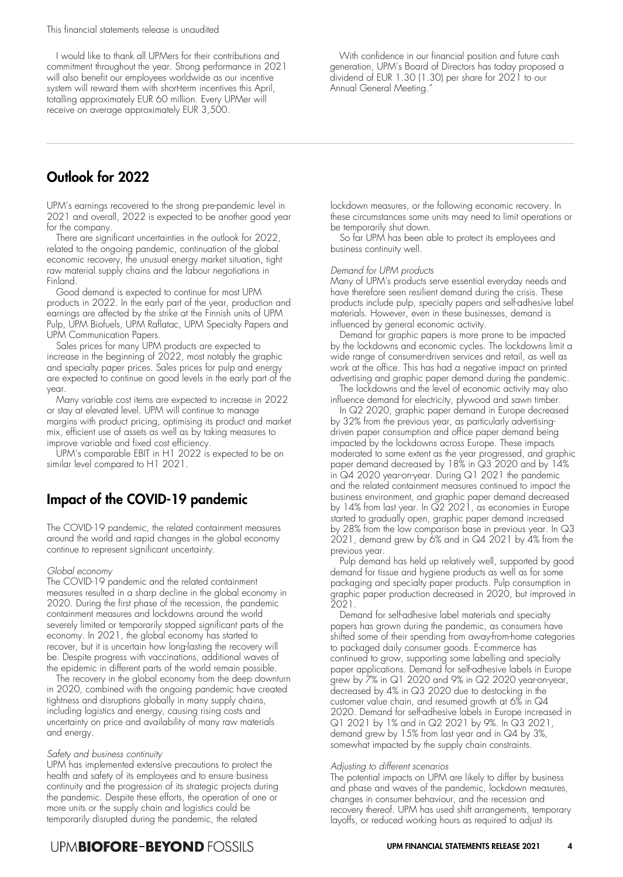I would like to thank all UPMers for their contributions and commitment throughout the year. Strong performance in 2021 will also benefit our employees worldwide as our incentive system will reward them with short-term incentives this April, totalling approximately EUR 60 million. Every UPMer will receive on average approximately EUR 3,500.

With confidence in our financial position and future cash generation, UPM's Board of Directors has today proposed a dividend of EUR 1.30 (1.30) per share for 2021 to our Annual General Meeting."

## Outlook for 2022

UPM's earnings recovered to the strong pre-pandemic level in 2021 and overall, 2022 is expected to be another good year for the company.

There are significant uncertainties in the outlook for 2022, related to the ongoing pandemic, continuation of the global economic recovery, the unusual energy market situation, tight raw material supply chains and the labour negotiations in Finland.

Good demand is expected to continue for most UPM products in 2022. In the early part of the year, production and earnings are affected by the strike at the Finnish units of UPM Pulp, UPM Biofuels, UPM Raflatac, UPM Specialty Papers and UPM Communication Papers.

Sales prices for many UPM products are expected to increase in the beginning of 2022, most notably the graphic and specialty paper prices. Sales prices for pulp and energy are expected to continue on good levels in the early part of the year.

Many variable cost items are expected to increase in 2022 or stay at elevated level. UPM will continue to manage margins with product pricing, optimising its product and market mix, efficient use of assets as well as by taking measures to improve variable and fixed cost efficiency.

UPM's comparable EBIT in H1 2022 is expected to be on similar level compared to H1 2021.

## Impact of the COVID-19 pandemic

The COVID-19 pandemic, the related containment measures around the world and rapid changes in the global economy continue to represent significant uncertainty.

*Global economy*

The COVID-19 pandemic and the related containment measures resulted in a sharp decline in the global economy in 2020. During the first phase of the recession, the pandemic containment measures and lockdowns around the world severely limited or temporarily stopped significant parts of the economy. In 2021, the global economy has started to recover, but it is uncertain how long-lasting the recovery will be. Despite progress with vaccinations, additional waves of the epidemic in different parts of the world remain possible.

The recovery in the global economy from the deep downturn in 2020, combined with the ongoing pandemic have created tightness and disruptions globally in many supply chains, including logistics and energy, causing rising costs and uncertainty on price and availability of many raw materials and energy.

*Safety and business continuity*

UPM has implemented extensive precautions to protect the health and safety of its employees and to ensure business continuity and the progression of its strategic projects during the pandemic. Despite these efforts, the operation of one or more units or the supply chain and logistics could be temporarily disrupted during the pandemic, the related lockdown measures, or the following economic recovery. In these circumstances some units may need to limit operations or be temporarily shut down.

So far UPM has been able to protect its employees and business continuity well.

*Demand for UPM products*

Many of UPM's products serve essential everyday needs and have therefore seen resilient demand during the crisis. These products include pulp, specialty papers and self-adhesive label materials. However, even in these businesses, demand is influenced by general economic activity.

Demand for graphic papers is more prone to be impacted by the lockdowns and economic cycles. The lockdowns limit a wide range of consumer-driven services and retail, as well as work at the office. This has had a negative impact on printed advertising and graphic paper demand during the pandemic.

The lockdowns and the level of economic activity may also influence demand for electricity, plywood and sawn timber.

In Q2 2020, graphic paper demand in Europe decreased by 32% from the previous year, as particularly advertising-driven paper consumption and office paper demand being impacted by the lockdowns across Europe. These impacts moderated to some extent as the year progressed, and graphic paper demand decreased by 18% in Q3 2020 and by 14% in Q4 2020 year-on-year. During Q1 2021 the pandemic and the related containment measures continued to impact the business environment, and graphic paper demand decreased by 14% from last year. In Q2 2021, as economies in Europe started to gradually open, graphic paper demand increased by 28% from the low comparison base in previous year. In Q3 2021, demand grew by 6% and in Q4 2021 by 4% from the previous year.

Pulp demand has held up relatively well, supported by good demand for tissue and hygiene products as well as for some packaging and specialty paper products. Pulp consumption in graphic paper production decreased in 2020, but improved in 2021.

Demand for self-adhesive label materials and specialty papers has grown during the pandemic, as consumers have shifted some of their spending from away-from-home categories to packaged daily consumer goods. E-commerce has continued to grow, supporting some labelling and specialty paper applications. Demand for self-adhesive labels in Europe grew by 7% in Q1 2020 and 9% in Q2 2020 year-on-year, decreased by 4% in Q3 2020 due to destocking in the customer value chain, and resumed growth at 6% in Q4 2020. Demand for self-adhesive labels in Europe increased in Q1 2021 by 1% and in Q2 2021 by 9%. In Q3 2021, demand grew by 15% from last year and in Q4 by 3%, somewhat impacted by the supply chain constraints.

*Adjusting to different scenarios*

The potential impacts on UPM are likely to differ by business and phase and waves of the pandemic, lockdown measures, changes in consumer behaviour, and the recession and recovery thereof. UPM has used shift arrangements, temporary layoffs, or reduced working hours as required to adjust its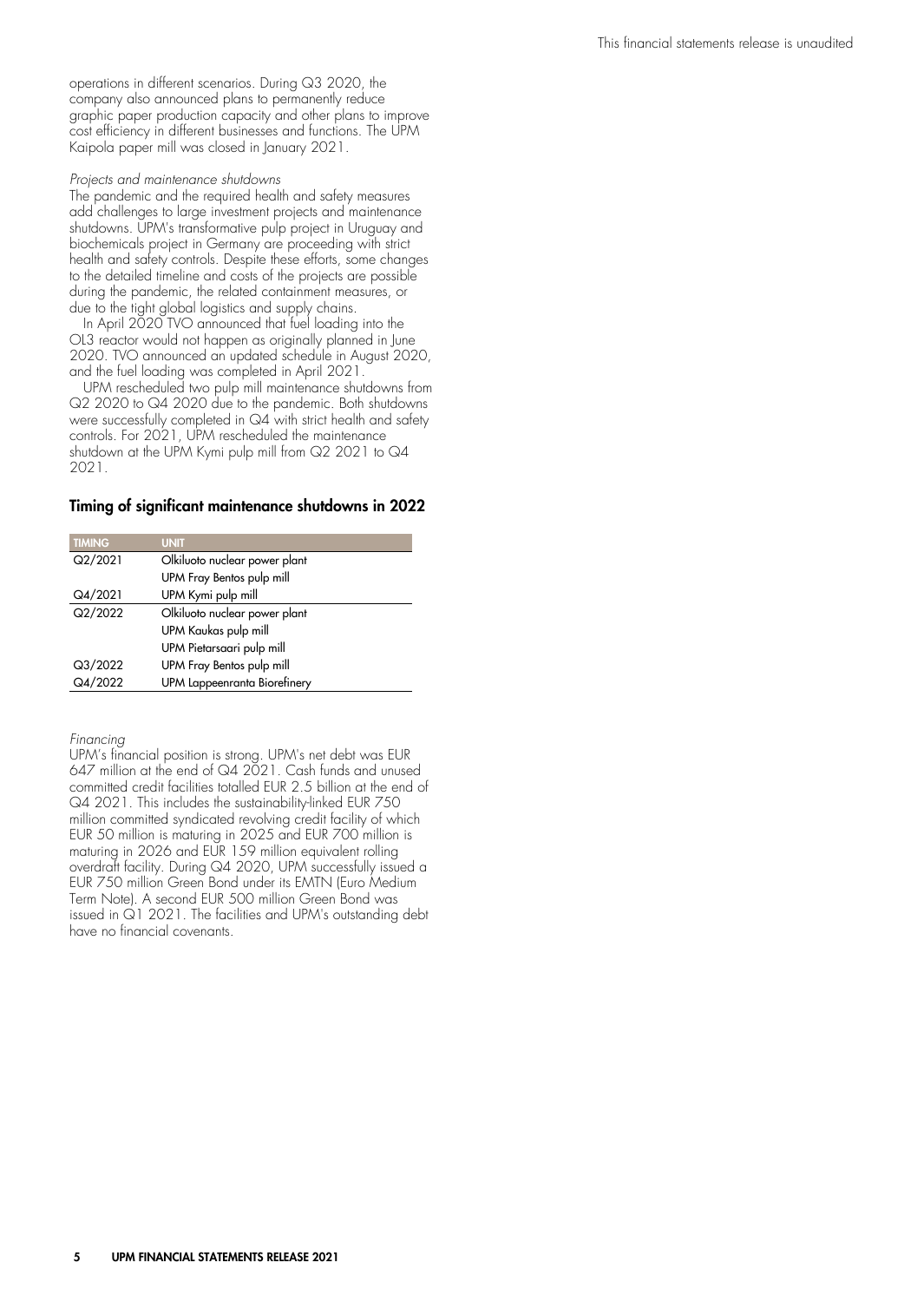operations in different scenarios. During Q3 2020, the company also announced plans to permanently reduce graphic paper production capacity and other plans to improve cost efficiency in different businesses and functions. The UPM Kaipola paper mill was closed in January 2021.

*Projects and maintenance shutdowns*

The pandemic and the required health and safety measures add challenges to large investment projects and maintenance shutdowns. UPM's transformative pulp project in Uruguay and biochemicals project in Germany are proceeding with strict health and safety controls. Despite these efforts, some changes to the detailed timeline and costs of the projects are possible during the pandemic, the related containment measures, or due to the tight global logistics and supply chains.

In April 2020 TVO announced that fuel loading into the OL3 reactor would not happen as originally planned in June 2020. TVO announced an updated schedule in August 2020, and the fuel loading was completed in April 2021.

UPM rescheduled two pulp mill maintenance shutdowns from Q2 2020 to Q4 2020 due to the pandemic. Both shutdowns were successfully completed in Q4 with strict health and safety controls. For 2021, UPM rescheduled the maintenance shutdown at the UPM Kymi pulp mill from Q2 2021 to Q4 2021.

## Timing of significant maintenance shutdowns in 2022

| TIMING | UNIT |
|---|---|
| Q2/2021 | Olkiluoto nuclear power plant |
| | UPM Fray Bentos pulp mill |
| Q4/2021 | UPM Kymi pulp mill |
| Q2/2022 | Olkiluoto nuclear power plant |
| | UPM Kaukas pulp mill |
| | UPM Pietarsaari pulp mill |
| Q3/2022 | UPM Fray Bentos pulp mill |
| Q4/2022 | UPM Lappeenranta Biorefinery |

*Financing*

UPM's financial position is strong. UPM's net debt was EUR 647 million at the end of Q4 2021. Cash funds and unused committed credit facilities totalled EUR 2.5 billion at the end of Q4 2021. This includes the sustainability-linked EUR 750 million committed syndicated revolving credit facility of which EUR 50 million is maturing in 2025 and EUR 700 million is maturing in 2026 and EUR 159 million equivalent rolling overdraft facility. During Q4 2020, UPM successfully issued a EUR 750 million Green Bond under its EMTN (Euro Medium Term Note). A second EUR 500 million Green Bond was issued in Q1 2021. The facilities and UPM's outstanding debt have no financial covenants.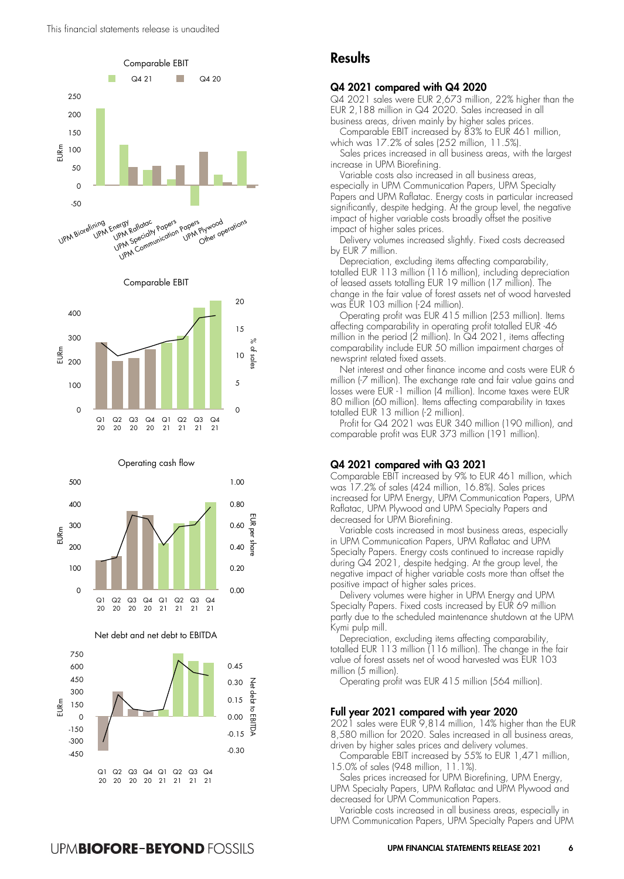## Results

### Q4 2021 compared with Q4 2020

Q4 2021 sales were EUR 2,673 million, 22% higher than the EUR 2,188 million in Q4 2020. Sales increased in all business areas, driven mainly by higher sales prices.

Comparable EBIT increased by 83% to EUR 461 million, which was 17.2% of sales (252 million, 11.5%).

Sales prices increased in all business areas, with the largest increase in UPM Biorefining.

Variable costs also increased in all business areas, especially in UPM Communication Papers, UPM Specialty Papers and UPM Raflatac. Energy costs in particular increased significantly, despite hedging. At the group level, the negative impact of higher variable costs broadly offset the positive impact of higher sales prices.

Delivery volumes increased slightly. Fixed costs decreased by EUR 7 million.

Depreciation, excluding items affecting comparability, totalled EUR 113 million (116 million), including depreciation of leased assets totalling EUR 19 million (17 million). The change in the fair value of forest assets net of wood harvested was EUR 103 million (-24 million).

Operating profit was EUR 415 million (253 million). Items affecting comparability in operating profit totalled EUR -46 million in the period (2 million). In Q4 2021, items affecting comparability include EUR 50 million impairment charges of newsprint related fixed assets.

Net interest and other finance income and costs were EUR 6 million (-7 million). The exchange rate and fair value gains and losses were EUR -1 million (4 million). Income taxes were EUR 80 million (60 million). Items affecting comparability in taxes totalled EUR 13 million (-2 million).

Profit for Q4 2021 was EUR 340 million (190 million), and comparable profit was EUR 373 million (191 million).

### Q4 2021 compared with Q3 2021

Comparable EBIT increased by 9% to EUR 461 million, which was 17.2% of sales (424 million, 16.8%). Sales prices increased for UPM Energy, UPM Communication Papers, UPM Raflatac, UPM Plywood and UPM Specialty Papers and decreased for UPM Biorefining.

Variable costs increased in most business areas, especially in UPM Communication Papers, UPM Raflatac and UPM Specialty Papers. Energy costs continued to increase rapidly during Q4 2021, despite hedging. At the group level, the negative impact of higher variable costs more than offset the positive impact of higher sales prices.

Delivery volumes were higher in UPM Energy and UPM Specialty Papers. Fixed costs increased by EUR 69 million partly due to the scheduled maintenance shutdown at the UPM Kymi pulp mill.

Depreciation, excluding items affecting comparability, totalled EUR 113 million (116 million). The change in the fair value of forest assets net of wood harvested was EUR 103 million (5 million).

Operating profit was EUR 415 million (564 million).

### Full year 2021 compared with year 2020

2021 sales were EUR 9,814 million, 14% higher than the EUR 8,580 million for 2020. Sales increased in all business areas, driven by higher sales prices and delivery volumes.

Comparable EBIT increased by 55% to EUR 1,471 million, 15.0% of sales (948 million, 11.1%).

Sales prices increased for UPM Biorefining, UPM Energy, UPM Specialty Papers, UPM Raflatac and UPM Plywood and decreased for UPM Communication Papers.

Variable costs increased in all business areas, especially in UPM Communication Papers, UPM Specialty Papers and UPM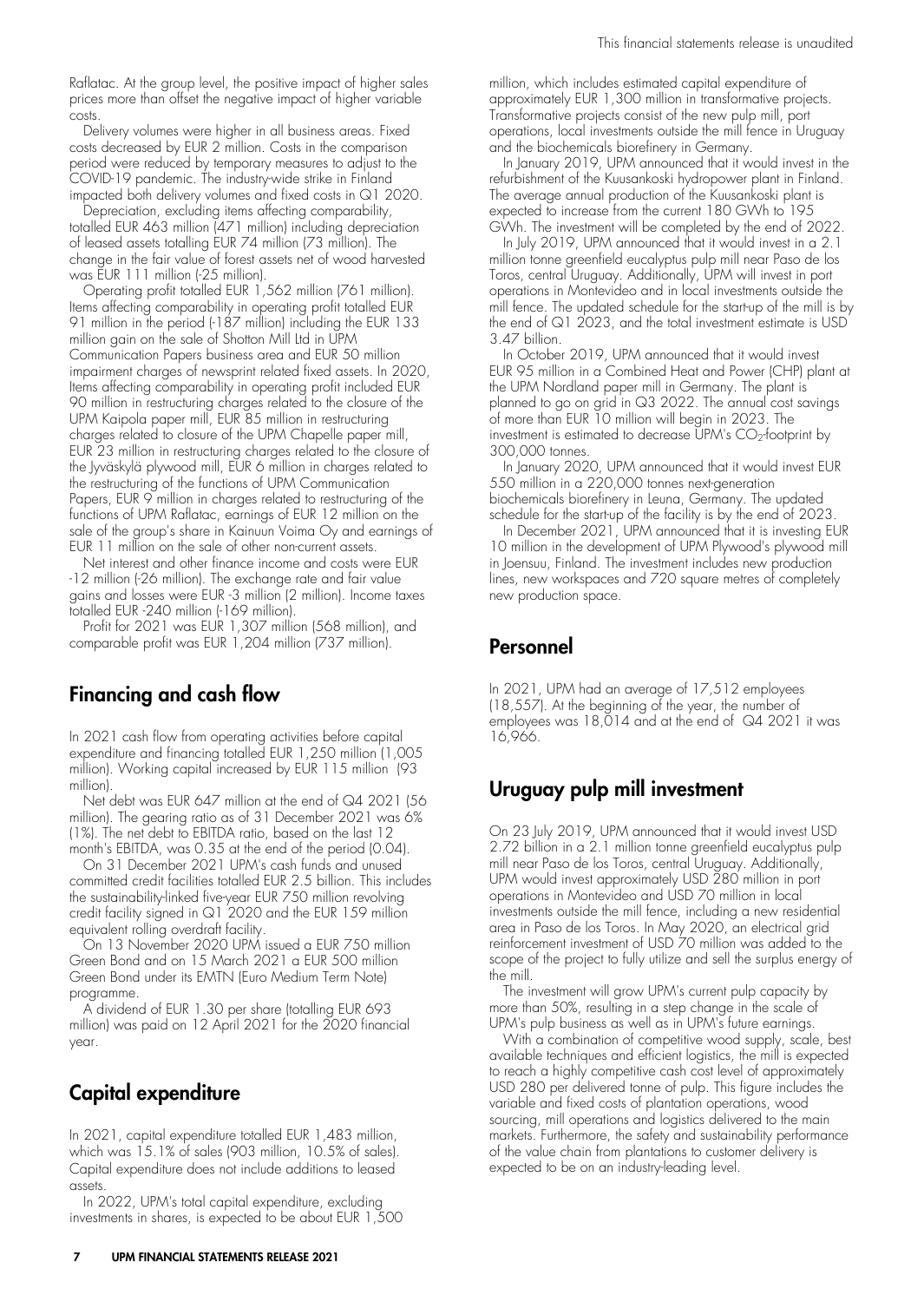Raflatac. At the group level, the positive impact of higher sales prices more than offset the negative impact of higher variable costs.

Delivery volumes were higher in all business areas. Fixed costs decreased by EUR 2 million. Costs in the comparison period were reduced by temporary measures to adjust to the COVID-19 pandemic. The industry-wide strike in Finland impacted both delivery volumes and fixed costs in Q1 2020.

Depreciation, excluding items affecting comparability, totalled EUR 463 million (471 million) including depreciation of leased assets totalling EUR 74 million (73 million). The change in the fair value of forest assets net of wood harvested was EUR 111 million (-25 million).

Operating profit totalled EUR 1,562 million (761 million). Items affecting comparability in operating profit totalled EUR 91 million in the period (-187 million) including the EUR 133 million gain on the sale of Shotton Mill Ltd in UPM Communication Papers business area and EUR 50 million impairment charges of newsprint related fixed assets. In 2020, Items affecting comparability in operating profit included EUR 90 million in restructuring charges related to the closure of the UPM Kaipola paper mill, EUR 85 million in restructuring charges related to closure of the UPM Chapelle paper mill, EUR 23 million in restructuring charges related to the closure of the Jyväskylä plywood mill, EUR 6 million in charges related to the restructuring of the functions of UPM Communication Papers, EUR 9 million in charges related to restructuring of the functions of UPM Raflatac, earnings of EUR 12 million on the sale of the group's share in Kainuun Voima Oy and earnings of EUR 11 million on the sale of other non-current assets.

Net interest and other finance income and costs were EUR -12 million (-26 million). The exchange rate and fair value gains and losses were EUR -3 million (2 million). Income taxes totalled EUR -240 million (-169 million).

Profit for 2021 was EUR 1,307 million (568 million), and comparable profit was EUR 1,204 million (737 million).

## Financing and cash flow

In 2021 cash flow from operating activities before capital expenditure and financing totalled EUR 1,250 million (1,005 million). Working capital increased by EUR 115 million (93 million).

Net debt was EUR 647 million at the end of Q4 2021 (56 million). The gearing ratio as of 31 December 2021 was 6% (1%). The net debt to EBITDA ratio, based on the last 12 month's EBITDA, was 0.35 at the end of the period (0.04).

On 31 December 2021 UPM's cash funds and unused committed credit facilities totalled EUR 2.5 billion. This includes the sustainability-linked five-year EUR 750 million revolving credit facility signed in Q1 2020 and the EUR 159 million equivalent rolling overdraft facility.

On 13 November 2020 UPM issued a EUR 750 million Green Bond and on 15 March 2021 a EUR 500 million Green Bond under its EMTN (Euro Medium Term Note) programme.

A dividend of EUR 1.30 per share (totalling EUR 693 million) was paid on 12 April 2021 for the 2020 financial year.

## Capital expenditure

In 2021, capital expenditure totalled EUR 1,483 million, which was 15.1% of sales (903 million, 10.5% of sales). Capital expenditure does not include additions to leased assets.

In 2022, UPM's total capital expenditure, excluding investments in shares, is expected to be about EUR 1,500 million, which includes estimated capital expenditure of approximately EUR 1,300 million in transformative projects. Transformative projects consist of the new pulp mill, port operations, local investments outside the mill fence in Uruguay and the biochemicals biorefinery in Germany.

In January 2019, UPM announced that it would invest in the refurbishment of the Kuusankoski hydropower plant in Finland. The average annual production of the Kuusankoski plant is expected to increase from the current 180 GWh to 195 GWh. The investment will be completed by the end of 2022.

In July 2019, UPM announced that it would invest in a 2.1 million tonne greenfield eucalyptus pulp mill near Paso de los Toros, central Uruguay. Additionally, UPM will invest in port operations in Montevideo and in local investments outside the mill fence. The updated schedule for the start-up of the mill is by the end of Q1 2023, and the total investment estimate is USD 3.47 billion.

In October 2019, UPM announced that it would invest EUR 95 million in a Combined Heat and Power (CHP) plant at the UPM Nordland paper mill in Germany. The plant is planned to go on grid in Q3 2022. The annual cost savings of more than EUR 10 million will begin in 2023. The investment is estimated to decrease UPM's $CO_2$-footprint by 300,000 tonnes.

In January 2020, UPM announced that it would invest EUR 550 million in a 220,000 tonnes next-generation biochemicals biorefinery in Leuna, Germany. The updated schedule for the start-up of the facility is by the end of 2023.

In December 2021, UPM announced that it is investing EUR 10 million in the development of UPM Plywood's plywood mill in Joensuu, Finland. The investment includes new production lines, new workspaces and 720 square metres of completely new production space.

## Personnel

In 2021, UPM had an average of 17,512 employees (18,557). At the beginning of the year, the number of employees was 18,014 and at the end of Q4 2021 it was 16,966.

## Uruguay pulp mill investment

On 23 July 2019, UPM announced that it would invest USD 2.72 billion in a 2.1 million tonne greenfield eucalyptus pulp mill near Paso de los Toros, central Uruguay. Additionally, UPM would invest approximately USD 280 million in port operations in Montevideo and USD 70 million in local investments outside the mill fence, including a new residential area in Paso de los Toros. In May 2020, an electrical grid reinforcement investment of USD 70 million was added to the scope of the project to fully utilize and sell the surplus energy of the mill.

The investment will grow UPM's current pulp capacity by more than 50%, resulting in a step change in the scale of UPM's pulp business as well as in UPM's future earnings.

With a combination of competitive wood supply, scale, best available techniques and efficient logistics, the mill is expected to reach a highly competitive cash cost level of approximately USD 280 per delivered tonne of pulp. This figure includes the variable and fixed costs of plantation operations, wood sourcing, mill operations and logistics delivered to the main markets. Furthermore, the safety and sustainability performance of the value chain from plantations to customer delivery is expected to be on an industry-leading level.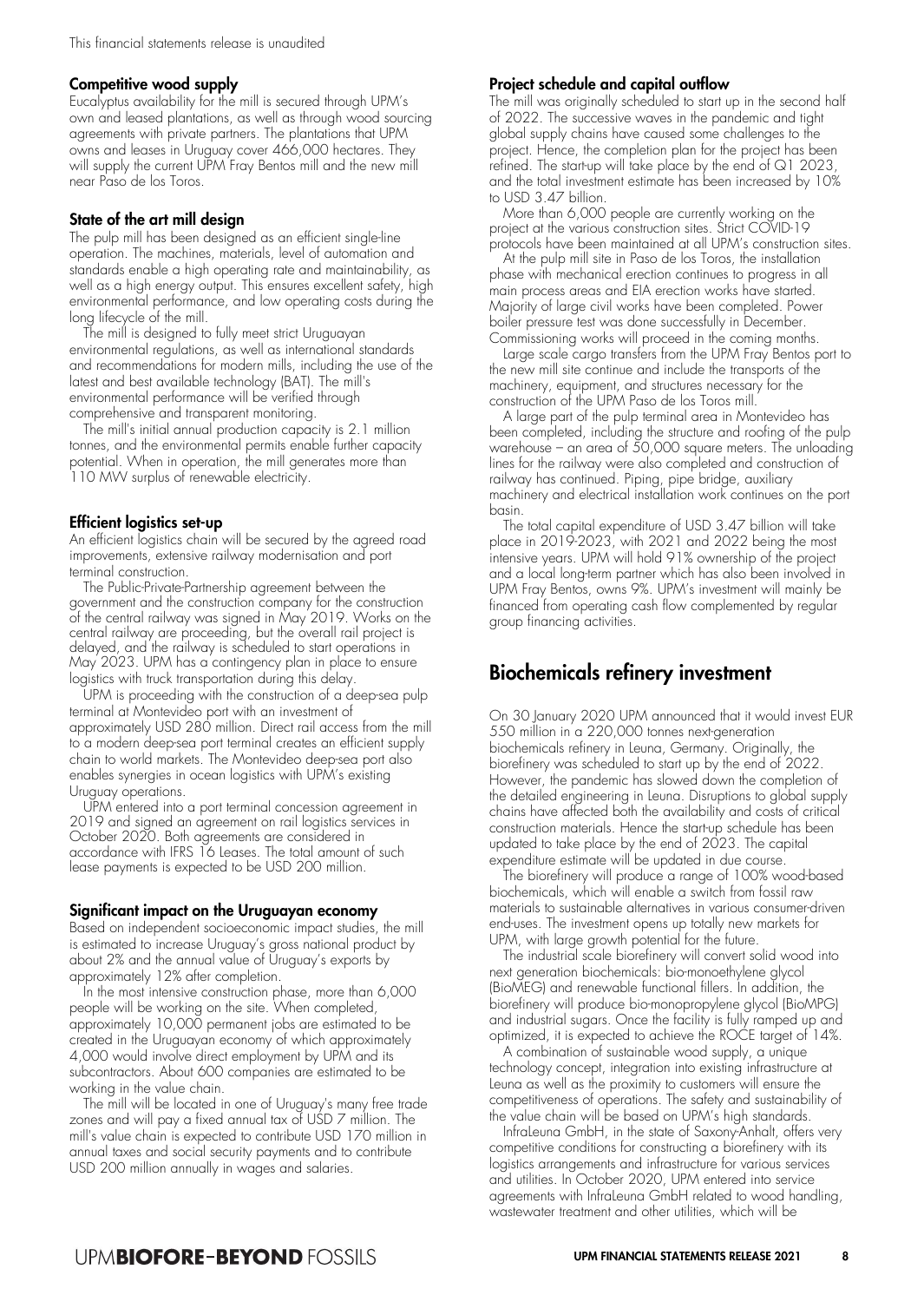### Competitive wood supply

Eucalyptus availability for the mill is secured through UPM's own and leased plantations, as well as through wood sourcing agreements with private partners. The plantations that UPM owns and leases in Uruguay cover 466,000 hectares. They will supply the current UPM Fray Bentos mill and the new mill near Paso de los Toros.

### State of the art mill design

The pulp mill has been designed as an efficient single-line operation. The machines, materials, level of automation and standards enable a high operating rate and maintainability, as well as a high energy output. This ensures excellent safety, high environmental performance, and low operating costs during the long lifecycle of the mill.

The mill is designed to fully meet strict Uruguayan environmental regulations, as well as international standards and recommendations for modern mills, including the use of the latest and best available technology (BAT). The mill's environmental performance will be verified through comprehensive and transparent monitoring.

The mill's initial annual production capacity is 2.1 million tonnes, and the environmental permits enable further capacity potential. When in operation, the mill generates more than 110 MW surplus of renewable electricity.

### Efficient logistics set-up

An efficient logistics chain will be secured by the agreed road improvements, extensive railway modernisation and port terminal construction.

The Public-Private-Partnership agreement between the government and the construction company for the construction of the central railway was signed in May 2019. Works on the central railway are proceeding, but the overall rail project is delayed, and the railway is scheduled to start operations in May 2023. UPM has a contingency plan in place to ensure logistics with truck transportation during this delay.

UPM is proceeding with the construction of a deep-sea pulp terminal at Montevideo port with an investment of approximately USD 280 million. Direct rail access from the mill to a modern deep-sea port terminal creates an efficient supply chain to world markets. The Montevideo deep-sea port also enables synergies in ocean logistics with UPM's existing Uruguay operations.

UPM entered into a port terminal concession agreement in 2019 and signed an agreement on rail logistics services in October 2020. Both agreements are considered in accordance with IFRS 16 Leases. The total amount of such lease payments is expected to be USD 200 million.

### Significant impact on the Uruguayan economy

Based on independent socioeconomic impact studies, the mill is estimated to increase Uruguay's gross national product by about 2% and the annual value of Uruguay's exports by approximately 12% after completion.

In the most intensive construction phase, more than 6,000 people will be working on the site. When completed, approximately 10,000 permanent jobs are estimated to be created in the Uruguayan economy of which approximately 4,000 would involve direct employment by UPM and its subcontractors. About 600 companies are estimated to be working in the value chain.

The mill will be located in one of Uruguay's many free trade zones and will pay a fixed annual tax of USD 7 million. The mill's value chain is expected to contribute USD 170 million in annual taxes and social security payments and to contribute USD 200 million annually in wages and salaries.

### Project schedule and capital outflow

The mill was originally scheduled to start up in the second half of 2022. The successive waves in the pandemic and tight global supply chains have caused some challenges to the project. Hence, the completion plan for the project has been refined. The start-up will take place by the end of Q1 2023, and the total investment estimate has been increased by 10% to USD 3.47 billion.

More than 6,000 people are currently working on the project at the various construction sites. Strict COVID-19 protocols have been maintained at all UPM's construction sites.

At the pulp mill site in Paso de los Toros, the installation phase with mechanical erection continues to progress in all main process areas and EIA erection works have started. Majority of large civil works have been completed. Power boiler pressure test was done successfully in December. Commissioning works will proceed in the coming months.

Large scale cargo transfers from the UPM Fray Bentos port to the new mill site continue and include the transports of the machinery, equipment, and structures necessary for the construction of the UPM Paso de los Toros mill.

A large part of the pulp terminal area in Montevideo has been completed, including the structure and roofing of the pulp warehouse – an area of 50,000 square meters. The unloading lines for the railway were also completed and construction of railway has continued. Piping, pipe bridge, auxiliary machinery and electrical installation work continues on the port basin.

The total capital expenditure of USD 3.47 billion will take place in 2019-2023, with 2021 and 2022 being the most intensive years. UPM will hold 91% ownership of the project and a local long-term partner which has also been involved in UPM Fray Bentos, owns 9%. UPM's investment will mainly be financed from operating cash flow complemented by regular group financing activities.

## Biochemicals refinery investment

On 30 January 2020 UPM announced that it would invest EUR 550 million in a 220,000 tonnes next-generation biochemicals refinery in Leuna, Germany. Originally, the biorefinery was scheduled to start up by the end of 2022. However, the pandemic has slowed down the completion of the detailed engineering in Leuna. Disruptions to global supply chains have affected both the availability and costs of critical construction materials. Hence the start-up schedule has been updated to take place by the end of 2023. The capital expenditure estimate will be updated in due course.

The biorefinery will produce a range of 100% wood-based biochemicals, which will enable a switch from fossil raw materials to sustainable alternatives in various consumer-driven end-uses. The investment opens up totally new markets for UPM, with large growth potential for the future.

The industrial scale biorefinery will convert solid wood into next generation biochemicals: bio-monoethylene glycol (BioMEG) and renewable functional fillers. In addition, the biorefinery will produce bio-monopropylene glycol (BioMPG) and industrial sugars. Once the facility is fully ramped up and optimized, it is expected to achieve the ROCE target of 14%.

A combination of sustainable wood supply, a unique technology concept, integration into existing infrastructure at Leuna as well as the proximity to customers will ensure the competitiveness of operations. The safety and sustainability of the value chain will be based on UPM's high standards.

InfraLeuna GmbH, in the state of Saxony-Anhalt, offers very competitive conditions for constructing a biorefinery with its logistics arrangements and infrastructure for various services and utilities. In October 2020, UPM entered into service agreements with InfraLeuna GmbH related to wood handling, wastewater treatment and other utilities, which will be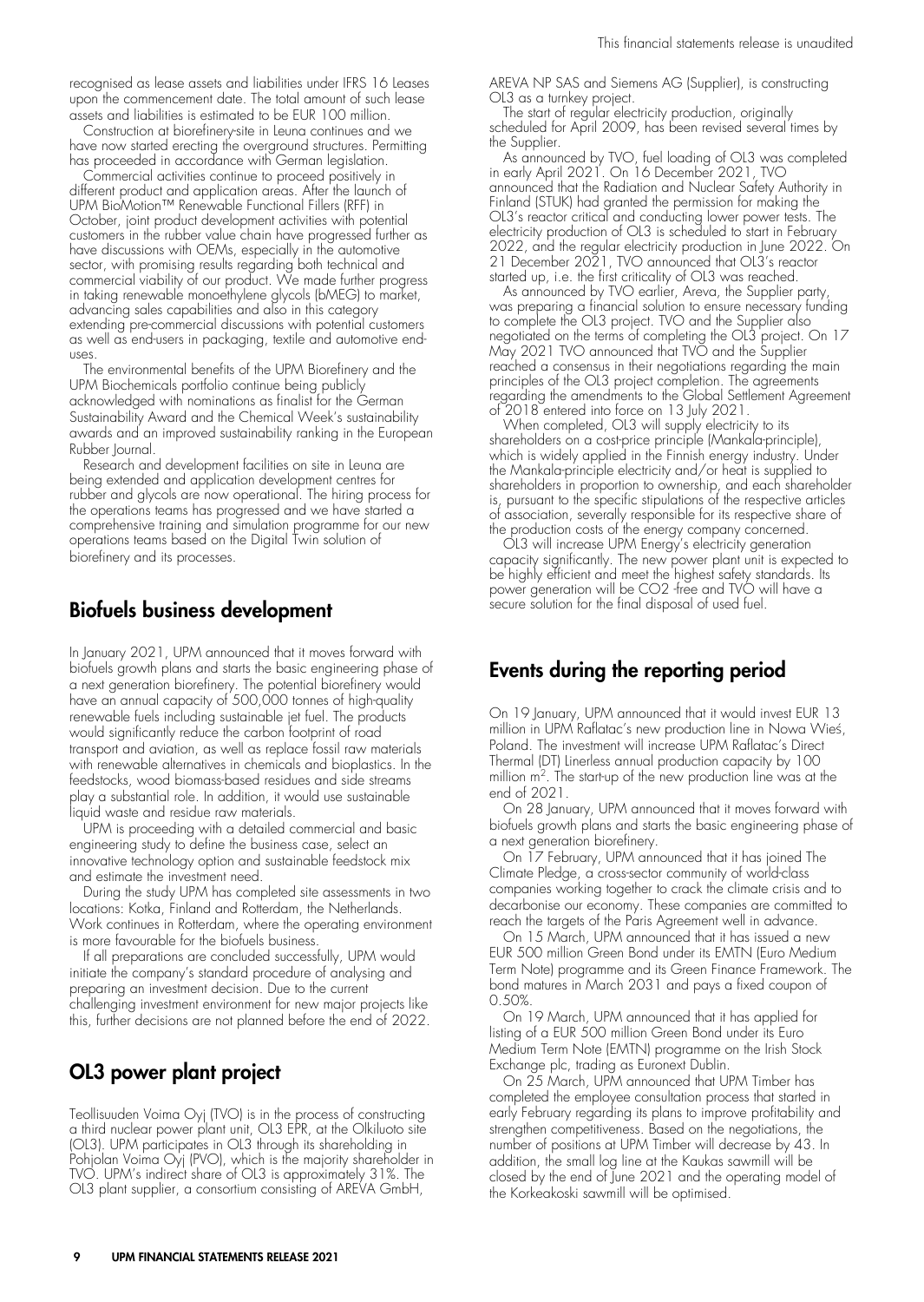recognised as lease assets and liabilities under IFRS 16 Leases upon the commencement date. The total amount of such lease assets and liabilities is estimated to be EUR 100 million.

Construction at biorefinery-site in Leuna continues and we have now started erecting the overground structures. Permitting has proceeded in accordance with German legislation.

Commercial activities continue to proceed positively in different product and application areas. After the launch of UPM BioMotion™ Renewable Functional Fillers (RFF) in October, joint product development activities with potential customers in the rubber value chain have progressed further as have discussions with OEMs, especially in the automotive sector, with promising results regarding both technical and commercial viability of our product. We made further progress in taking renewable monoethylene glycols (bMEG) to market, advancing sales capabilities and also in this category extending pre-commercial discussions with potential customers as well as end-users in packaging, textile and automotive end-uses.

The environmental benefits of the UPM Biorefinery and the UPM Biochemicals portfolio continue being publicly acknowledged with nominations as finalist for the German Sustainability Award and the Chemical Week's sustainability awards and an improved sustainability ranking in the European Rubber Journal.

Research and development facilities on site in Leuna are being extended and application development centres for rubber and glycols are now operational. The hiring process for the operations teams has progressed and we have started a comprehensive training and simulation programme for our new operations teams based on the Digital Twin solution of biorefinery and its processes.

## Biofuels business development

In January 2021, UPM announced that it moves forward with biofuels growth plans and starts the basic engineering phase of a next generation biorefinery. The potential biorefinery would have an annual capacity of 500,000 tonnes of high-quality renewable fuels including sustainable jet fuel. The products would significantly reduce the carbon footprint of road transport and aviation, as well as replace fossil raw materials with renewable alternatives in chemicals and bioplastics. In the feedstocks, wood biomass-based residues and side streams play a substantial role. In addition, it would use sustainable liquid waste and residue raw materials.

UPM is proceeding with a detailed commercial and basic engineering study to define the business case, select an innovative technology option and sustainable feedstock mix and estimate the investment need.

During the study UPM has completed site assessments in two locations: Kotka, Finland and Rotterdam, the Netherlands. Work continues in Rotterdam, where the operating environment is more favourable for the biofuels business.

If all preparations are concluded successfully, UPM would initiate the company's standard procedure of analysing and preparing an investment decision. Due to the current challenging investment environment for new major projects like this, further decisions are not planned before the end of 2022.

## OL3 power plant project

Teollisuuden Voima Oyj (TVO) is in the process of constructing a third nuclear power plant unit, OL3 EPR, at the Olkiluoto site (OL3). UPM participates in OL3 through its shareholding in Pohjolan Voima Oyj (PVO), which is the majority shareholder in TVO. UPM's indirect share of OL3 is approximately 31%. The OL3 plant supplier, a consortium consisting of AREVA GmbH, AREVA NP SAS and Siemens AG (Supplier), is constructing OL3 as a turnkey project.

The start of regular electricity production, originally scheduled for April 2009, has been revised several times by the Supplier.

As announced by TVO, fuel loading of OL3 was completed in early April 2021. On 16 December 2021, TVO announced that the Radiation and Nuclear Safety Authority in Finland (STUK) had granted the permission for making the OL3's reactor critical and conducting lower power tests. The electricity production of OL3 is scheduled to start in February 2022, and the regular electricity production in June 2022. On 21 December 2021, TVO announced that OL3's reactor started up, i.e. the first criticality of OL3 was reached.

As announced by TVO earlier, Areva, the Supplier party, was preparing a financial solution to ensure necessary funding to complete the OL3 project. TVO and the Supplier also negotiated on the terms of completing the OL3 project. On 17 May 2021 TVO announced that TVO and the Supplier reached a consensus in their negotiations regarding the main principles of the OL3 project completion. The agreements regarding the amendments to the Global Settlement Agreement of 2018 entered into force on 13 July 2021.

When completed, OL3 will supply electricity to its shareholders on a cost-price principle (Mankala-principle), which is widely applied in the Finnish energy industry. Under the Mankala-principle electricity and/or heat is supplied to shareholders in proportion to ownership, and each shareholder is, pursuant to the specific stipulations of the respective articles of association, severally responsible for its respective share of the production costs of the energy company concerned.

OL3 will increase UPM Energy's electricity generation capacity significantly. The new power plant unit is expected to be highly efficient and meet the highest safety standards. Its power generation will be $CO_2$ -free and TVO will have a secure solution for the final disposal of used fuel.

## Events during the reporting period

On 19 January, UPM announced that it would invest EUR 13 million in UPM Raflatac's new production line in Nowa Wieś, Poland. The investment will increase UPM Raflatac's Direct Thermal (DT) Linerless annual production capacity by 100 million $m^2$. The start-up of the new production line was at the end of 2021.

On 28 January, UPM announced that it moves forward with biofuels growth plans and starts the basic engineering phase of a next generation biorefinery.

On 17 February, UPM announced that it has joined The Climate Pledge, a cross-sector community of world-class companies working together to crack the climate crisis and to decarbonise our economy. These companies are committed to reach the targets of the Paris Agreement well in advance.

On 15 March, UPM announced that it has issued a new EUR 500 million Green Bond under its EMTN (Euro Medium Term Note) programme and its Green Finance Framework. The bond matures in March 2031 and pays a fixed coupon of 0.50%.

On 19 March, UPM announced that it has applied for listing of a EUR 500 million Green Bond under its Euro Medium Term Note (EMTN) programme on the Irish Stock Exchange plc, trading as Euronext Dublin.

On 25 March, UPM announced that UPM Timber has completed the employee consultation process that started in early February regarding its plans to improve profitability and strengthen competitiveness. Based on the negotiations, the number of positions at UPM Timber will decrease by 43. In addition, the small log line at the Kaukas sawmill will be closed by the end of June 2021 and the operating model of the Korkeakoski sawmill will be optimised.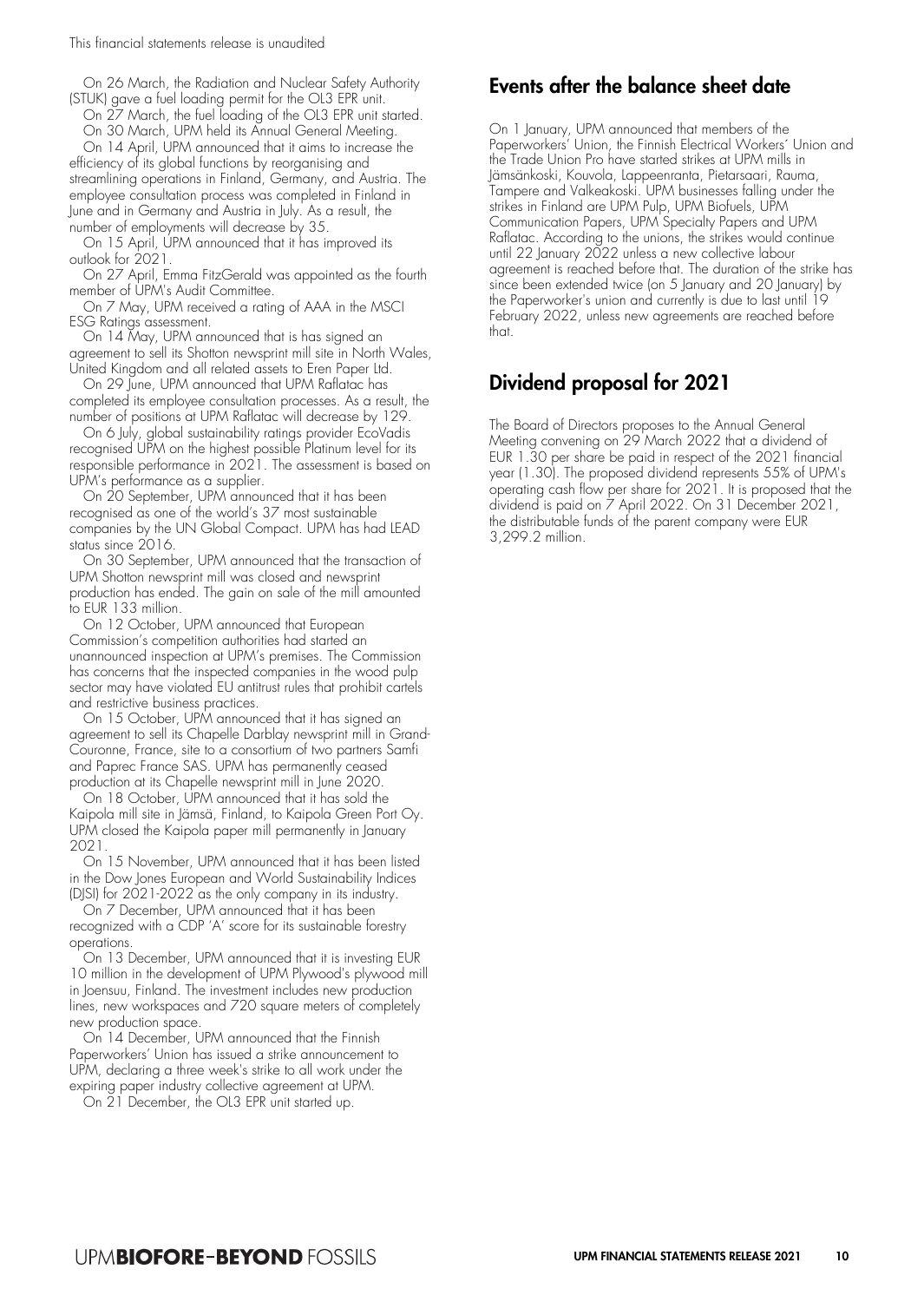On 26 March, the Radiation and Nuclear Safety Authority (STUK) gave a fuel loading permit for the OL3 EPR unit.

On 27 March, the fuel loading of the OL3 EPR unit started.

On 30 March, UPM held its Annual General Meeting.

On 14 April, UPM announced that it aims to increase the efficiency of its global functions by reorganising and streamlining operations in Finland, Germany, and Austria. The employee consultation process was completed in Finland in June and in Germany and Austria in July. As a result, the number of employments will decrease by 35.

On 15 April, UPM announced that it has improved its outlook for 2021.

On 27 April, Emma FitzGerald was appointed as the fourth member of UPM's Audit Committee.

On 7 May, UPM received a rating of AAA in the MSCI ESG Ratings assessment.

On 14 May, UPM announced that is has signed an agreement to sell its Shotton newsprint mill site in North Wales, United Kingdom and all related assets to Eren Paper Ltd.

On 29 June, UPM announced that UPM Raflatac has completed its employee consultation processes. As a result, the number of positions at UPM Raflatac will decrease by 129.

On 6 July, global sustainability ratings provider EcoVadis recognised UPM on the highest possible Platinum level for its responsible performance in 2021. The assessment is based on UPM's performance as a supplier.

On 20 September, UPM announced that it has been recognised as one of the world's 37 most sustainable companies by the UN Global Compact. UPM has had LEAD status since 2016.

On 30 September, UPM announced that the transaction of UPM Shotton newsprint mill was closed and newsprint production has ended. The gain on sale of the mill amounted to EUR 133 million.

On 12 October, UPM announced that European Commission's competition authorities had started an unannounced inspection at UPM's premises. The Commission has concerns that the inspected companies in the wood pulp sector may have violated EU antitrust rules that prohibit cartels and restrictive business practices.

On 15 October, UPM announced that it has signed an agreement to sell its Chapelle Darblay newsprint mill in Grand-Couronne, France, site to a consortium of two partners Samfi and Paprec France SAS. UPM has permanently ceased production at its Chapelle newsprint mill in June 2020.

On 18 October, UPM announced that it has sold the Kaipola mill site in Jämsä, Finland, to Kaipola Green Port Oy. UPM closed the Kaipola paper mill permanently in January 2021.

On 15 November, UPM announced that it has been listed in the Dow Jones European and World Sustainability Indices (DJSI) for 2021-2022 as the only company in its industry.

On 7 December, UPM announced that it has been recognized with a CDP 'A' score for its sustainable forestry operations.

On 13 December, UPM announced that it is investing EUR 10 million in the development of UPM Plywood's plywood mill in Joensuu, Finland. The investment includes new production lines, new workspaces and 720 square meters of completely new production space.

On 14 December, UPM announced that the Finnish Paperworkers' Union has issued a strike announcement to UPM, declaring a three week's strike to all work under the expiring paper industry collective agreement at UPM.

On 21 December, the OL3 EPR unit started up.

## Events after the balance sheet date

On 1 January, UPM announced that members of the Paperworkers' Union, the Finnish Electrical Workers' Union and the Trade Union Pro have started strikes at UPM mills in Jämsänkoski, Kouvola, Lappeenranta, Pietarsaari, Rauma, Tampere and Valkeakoski. UPM businesses falling under the strikes in Finland are UPM Pulp, UPM Biofuels, UPM Communication Papers, UPM Specialty Papers and UPM Raflatac. According to the unions, the strikes would continue until 22 January 2022 unless a new collective labour agreement is reached before that. The duration of the strike has since been extended twice (on 5 January and 20 January) by the Paperworker's union and currently is due to last until 19 February 2022, unless new agreements are reached before that.

## Dividend proposal for 2021

The Board of Directors proposes to the Annual General Meeting convening on 29 March 2022 that a dividend of EUR 1.30 per share be paid in respect of the 2021 financial year (1.30). The proposed dividend represents 55% of UPM's operating cash flow per share for 2021. It is proposed that the dividend is paid on 7 April 2022. On 31 December 2021, the distributable funds of the parent company were EUR 3,299.2 million.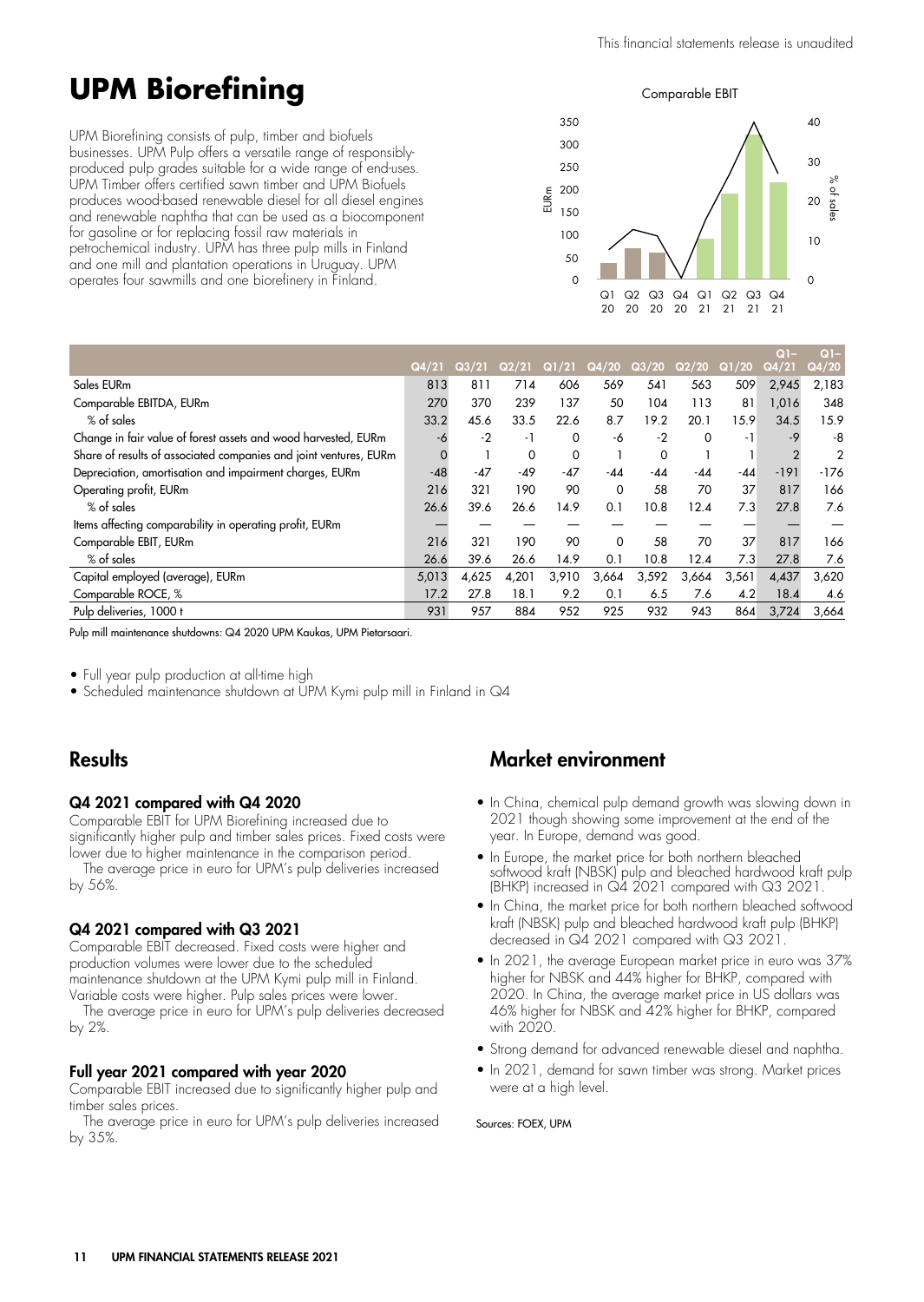# UPM Biorefining

UPM Biorefining consists of pulp, timber and biofuels businesses. UPM Pulp offers a versatile range of responsibly-produced pulp grades suitable for a wide range of end-uses. UPM Timber offers certified sawn timber and UPM Biofuels produces wood-based renewable diesel for all diesel engines and renewable naphtha that can be used as a biocomponent for gasoline or for replacing fossil raw materials in petrochemical industry. UPM has three pulp mills in Finland and one mill and plantation operations in Uruguay. UPM operates four sawmills and one biorefinery in Finland.

|  | Q4/21 | Q3/21 | Q2/21 | Q1/21 | Q4/20 | Q3/20 | Q2/20 | Q1/20 | Q1–Q4/21 | Q1–Q4/20 |
|---|---|---|---|---|---|---|---|---|---|---|
| Sales EURm | 813 | 811 | 714 | 606 | 569 | 541 | 563 | 509 | 2,945 | 2,183 |
| Comparable EBITDA, EURm | 270 | 370 | 239 | 137 | 50 | 104 | 113 | 81 | 1,016 | 348 |
| % of sales | 33.2 | 45.6 | 33.5 | 22.6 | 8.7 | 19.2 | 20.1 | 15.9 | 34.5 | 15.9 |
| Change in fair value of forest assets and wood harvested, EURm | -6 | -2 | -1 | 0 | -6 | -2 | 0 | -1 | -9 | -8 |
| Share of results of associated companies and joint ventures, EURm | 0 | 1 | 0 | 0 | 1 | 0 | 1 | 1 | 2 | 2 |
| Depreciation, amortisation and impairment charges, EURm | -48 | -47 | -49 | -47 | -44 | -44 | -44 | -44 | -191 | -176 |
| Operating profit, EURm | 216 | 321 | 190 | 90 | 0 | 58 | 70 | 37 | 817 | 166 |
| % of sales | 26.6 | 39.6 | 26.6 | 14.9 | 0.1 | 10.8 | 12.4 | 7.3 | 27.8 | 7.6 |
| Items affecting comparability in operating profit, EURm | — | — | — | — | — | — | — | — | — | — |
| Comparable EBIT, EURm | 216 | 321 | 190 | 90 | 0 | 58 | 70 | 37 | 817 | 166 |
| % of sales | 26.6 | 39.6 | 26.6 | 14.9 | 0.1 | 10.8 | 12.4 | 7.3 | 27.8 | 7.6 |
| Capital employed (average), EURm | 5,013 | 4,625 | 4,201 | 3,910 | 3,664 | 3,592 | 3,664 | 3,561 | 4,437 | 3,620 |
| Comparable ROCE, % | 17.2 | 27.8 | 18.1 | 9.2 | 0.1 | 6.5 | 7.6 | 4.2 | 18.4 | 4.6 |
| Pulp deliveries, 1000 t | 931 | 957 | 884 | 952 | 925 | 932 | 943 | 864 | 3,724 | 3,664 |

Pulp mill maintenance shutdowns: Q4 2020 UPM Kaukas, UPM Pietarsaari.

- Full year pulp production at all-time high
- Scheduled maintenance shutdown at UPM Kymi pulp mill in Finland in Q4

## Results

### Q4 2021 compared with Q4 2020

Comparable EBIT for UPM Biorefining increased due to significantly higher pulp and timber sales prices. Fixed costs were lower due to higher maintenance in the comparison period.

The average price in euro for UPM's pulp deliveries increased by 56%.

### Q4 2021 compared with Q3 2021

Comparable EBIT decreased. Fixed costs were higher and production volumes were lower due to the scheduled maintenance shutdown at the UPM Kymi pulp mill in Finland. Variable costs were higher. Pulp sales prices were lower.

The average price in euro for UPM's pulp deliveries decreased by 2%.

### Full year 2021 compared with year 2020

Comparable EBIT increased due to significantly higher pulp and timber sales prices.

The average price in euro for UPM's pulp deliveries increased by 35%.

## Market environment

- In China, chemical pulp demand growth was slowing down in 2021 though showing some improvement at the end of the year. In Europe, demand was good.
- In Europe, the market price for both northern bleached softwood kraft (NBSK) pulp and bleached hardwood kraft pulp (BHKP) increased in Q4 2021 compared with Q3 2021.
- In China, the market price for both northern bleached softwood kraft (NBSK) pulp and bleached hardwood kraft pulp (BHKP) decreased in Q4 2021 compared with Q3 2021.
- In 2021, the average European market price in euro was 37% higher for NBSK and 44% higher for BHKP, compared with 2020. In China, the average market price in US dollars was 46% higher for NBSK and 42% higher for BHKP, compared with 2020.
- Strong demand for advanced renewable diesel and naphtha.
- In 2021, demand for sawn timber was strong. Market prices were at a high level.

Sources: FOEX, UPM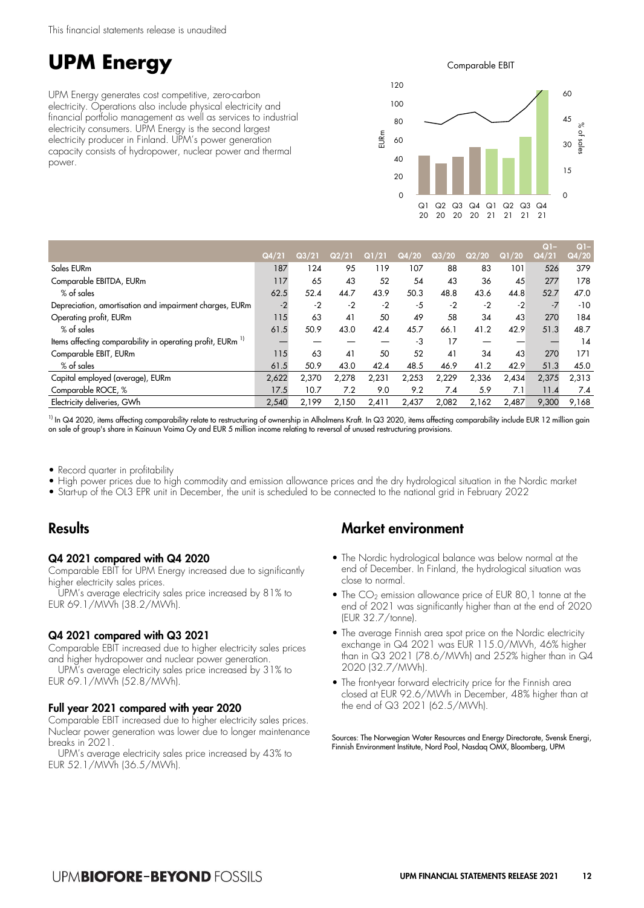This financial statements release is unaudited

# UPM Energy

UPM Energy generates cost competitive, zero-carbon electricity. Operations also include physical electricity and financial portfolio management as well as services to industrial electricity consumers. UPM Energy is the second largest electricity producer in Finland. UPM's power generation capacity consists of hydropower, nuclear power and thermal power.

|  | Q4/21 | Q3/21 | Q2/21 | Q1/21 | Q4/20 | Q3/20 | Q2/20 | Q1/20 | Q1–Q4/21 | Q1–Q4/20 |
|---|---|---|---|---|---|---|---|---|---|---|
| Sales EURm | 187 | 124 | 95 | 119 | 107 | 88 | 83 | 101 | 526 | 379 |
| Comparable EBITDA, EURm | 117 | 65 | 43 | 52 | 54 | 43 | 36 | 45 | 277 | 178 |
| % of sales | 62.5 | 52.4 | 44.7 | 43.9 | 50.3 | 48.8 | 43.6 | 44.8 | 52.7 | 47.0 |
| Depreciation, amortisation and impairment charges, EURm | -2 | -2 | -2 | -2 | -5 | -2 | -2 | -2 | -7 | -10 |
| Operating profit, EURm | 115 | 63 | 41 | 50 | 49 | 58 | 34 | 43 | 270 | 184 |
| % of sales | 61.5 | 50.9 | 43.0 | 42.4 | 45.7 | 66.1 | 41.2 | 42.9 | 51.3 | 48.7 |
| Items affecting comparability in operating profit, EURm [1] | — | — | — | — | -3 | 17 | — | — | — | 14 |
| Comparable EBIT, EURm | 115 | 63 | 41 | 50 | 52 | 41 | 34 | 43 | 270 | 171 |
| % of sales | 61.5 | 50.9 | 43.0 | 42.4 | 48.5 | 46.9 | 41.2 | 42.9 | 51.3 | 45.0 |
| Capital employed (average), EURm | 2,622 | 2,370 | 2,278 | 2,231 | 2,253 | 2,229 | 2,336 | 2,434 | 2,375 | 2,313 |
| Comparable ROCE, % | 17.5 | 10.7 | 7.2 | 9.0 | 9.2 | 7.4 | 5.9 | 7.1 | 11.4 | 7.4 |
| Electricity deliveries, GWh | 2,540 | 2,199 | 2,150 | 2,411 | 2,437 | 2,082 | 2,162 | 2,487 | 9,300 | 9,168 |

[1] In Q4 2020, items affecting comparability relate to restructuring of ownership in Alholmens Kraft. In Q3 2020, items affecting comparability include EUR 12 million gain on sale of group's share in Kainuun Voima Oy and EUR 5 million income relating to reversal of unused restructuring provisions.

- Record quarter in profitability
- High power prices due to high commodity and emission allowance prices and the dry hydrological situation in the Nordic market
- Start-up of the OL3 EPR unit in December, the unit is scheduled to be connected to the national grid in February 2022

## Results

### Q4 2021 compared with Q4 2020

Comparable EBIT for UPM Energy increased due to significantly higher electricity sales prices.

UPM's average electricity sales price increased by 81% to EUR 69.1/MWh (38.2/MWh).

### Q4 2021 compared with Q3 2021

Comparable EBIT increased due to higher electricity sales prices and higher hydropower and nuclear power generation.

UPM's average electricity sales price increased by 31% to EUR 69.1/MWh (52.8/MWh).

### Full year 2021 compared with year 2020

Comparable EBIT increased due to higher electricity sales prices. Nuclear power generation was lower due to longer maintenance breaks in 2021.

UPM's average electricity sales price increased by 43% to EUR 52.1/MWh (36.5/MWh).

## Market environment

- The Nordic hydrological balance was below normal at the end of December. In Finland, the hydrological situation was close to normal.
- The $CO_2$ emission allowance price of EUR 80,1 tonne at the end of 2021 was significantly higher than at the end of 2020 (EUR 32.7/tonne).
- The average Finnish area spot price on the Nordic electricity exchange in Q4 2021 was EUR 115.0/MWh, 46% higher than in Q3 2021 (78.6/MWh) and 252% higher than in Q4 2020 (32.7/MWh).
- The front-year forward electricity price for the Finnish area closed at EUR 92.6/MWh in December, 48% higher than at the end of Q3 2021 (62.5/MWh).

Sources: The Norwegian Water Resources and Energy Directorate, Svensk Energi, Finnish Environment Institute, Nord Pool, Nasdaq OMX, Bloomberg, UPM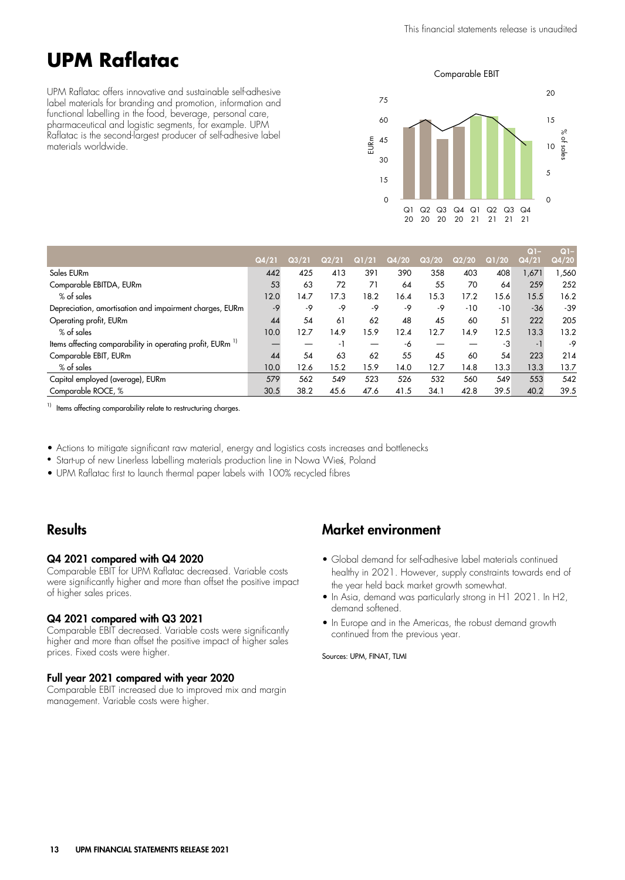# UPM Raflatac

UPM Raflatac offers innovative and sustainable self-adhesive label materials for branding and promotion, information and functional labelling in the food, beverage, personal care, pharmaceutical and logistic segments, for example. UPM Raflatac is the second-largest producer of self-adhesive label materials worldwide.

|  | Q4/21 | Q3/21 | Q2/21 | Q1/21 | Q4/20 | Q3/20 | Q2/20 | Q1/20 | Q1–Q4/21 | Q1–Q4/20 |
|---|---|---|---|---|---|---|---|---|---|---|
| Sales EURm | 442 | 425 | 413 | 391 | 390 | 358 | 403 | 408 | 1,671 | 1,560 |
| Comparable EBITDA, EURm | 53 | 63 | 72 | 71 | 64 | 55 | 70 | 64 | 259 | 252 |
| % of sales | 12.0 | 14.7 | 17.3 | 18.2 | 16.4 | 15.3 | 17.2 | 15.6 | 15.5 | 16.2 |
| Depreciation, amortisation and impairment charges, EURm | -9 | -9 | -9 | -9 | -9 | -9 | -10 | -10 | -36 | -39 |
| Operating profit, EURm | 44 | 54 | 61 | 62 | 48 | 45 | 60 | 51 | 222 | 205 |
| % of sales | 10.0 | 12.7 | 14.9 | 15.9 | 12.4 | 12.7 | 14.9 | 12.5 | 13.3 | 13.2 |
| Items affecting comparability in operating profit, EURm [1] | — | — | -1 | — | -6 | — | — | -3 | -1 | -9 |
| Comparable EBIT, EURm | 44 | 54 | 63 | 62 | 55 | 45 | 60 | 54 | 223 | 214 |
| % of sales | 10.0 | 12.6 | 15.2 | 15.9 | 14.0 | 12.7 | 14.8 | 13.3 | 13.3 | 13.7 |
| Capital employed (average), EURm | 579 | 562 | 549 | 523 | 526 | 532 | 560 | 549 | 553 | 542 |
| Comparable ROCE, % | 30.5 | 38.2 | 45.6 | 47.6 | 41.5 | 34.1 | 42.8 | 39.5 | 40.2 | 39.5 |

[1] Items affecting comparability relate to restructuring charges.

- Actions to mitigate significant raw material, energy and logistics costs increases and bottlenecks
- Start-up of new Linerless labelling materials production line in Nowa Wieś, Poland
- UPM Raflatac first to launch thermal paper labels with 100% recycled fibres

## Results

### Q4 2021 compared with Q4 2020

Comparable EBIT for UPM Raflatac decreased. Variable costs were significantly higher and more than offset the positive impact of higher sales prices.

### Q4 2021 compared with Q3 2021

Comparable EBIT decreased. Variable costs were significantly higher and more than offset the positive impact of higher sales prices. Fixed costs were higher.

### Full year 2021 compared with year 2020

Comparable EBIT increased due to improved mix and margin management. Variable costs were higher.

## Market environment

- Global demand for self-adhesive label materials continued healthy in 2021. However, supply constraints towards end of the year held back market growth somewhat.
- In Asia, demand was particularly strong in H1 2021. In H2, demand softened.
- In Europe and in the Americas, the robust demand growth continued from the previous year.

Sources: UPM, FINAT, TLMI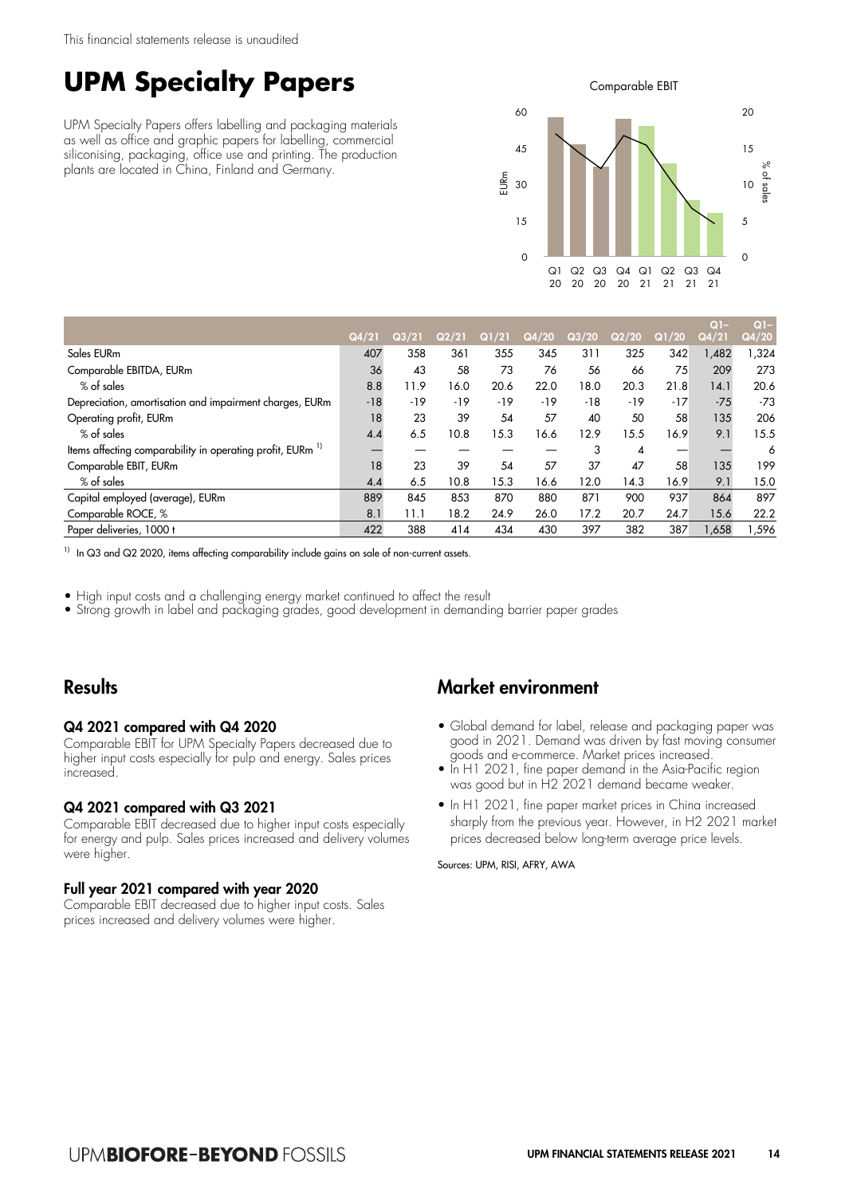This financial statements release is unaudited

# UPM Specialty Papers

UPM Specialty Papers offers labelling and packaging materials as well as office and graphic papers for labelling, commercial siliconising, packaging, office use and printing. The production plants are located in China, Finland and Germany.

Comparable EBIT

| | Q4/21 | Q3/21 | Q2/21 | Q1/21 | Q4/20 | Q3/20 | Q2/20 | Q1/20 | Q1–Q4/21 | Q1–Q4/20 |
|---|---|---|---|---|---|---|---|---|---|---|
| Sales EURm | 407 | 358 | 361 | 355 | 345 | 311 | 325 | 342 | 1,482 | 1,324 |
| Comparable EBITDA, EURm | 36 | 43 | 58 | 73 | 76 | 56 | 66 | 75 | 209 | 273 |
| % of sales | 8.8 | 11.9 | 16.0 | 20.6 | 22.0 | 18.0 | 20.3 | 21.8 | 14.1 | 20.6 |
| Depreciation, amortisation and impairment charges, EURm | -18 | -19 | -19 | -19 | -19 | -18 | -19 | -17 | -75 | -73 |
| Operating profit, EURm | 18 | 23 | 39 | 54 | 57 | 40 | 50 | 58 | 135 | 206 |
| % of sales | 4.4 | 6.5 | 10.8 | 15.3 | 16.6 | 12.9 | 15.5 | 16.9 | 9.1 | 15.5 |
| Items affecting comparability in operating profit, EURm [1] | — | — | — | — | — | 3 | 4 | — | — | 6 |
| Comparable EBIT, EURm | 18 | 23 | 39 | 54 | 57 | 37 | 47 | 58 | 135 | 199 |
| % of sales | 4.4 | 6.5 | 10.8 | 15.3 | 16.6 | 12.0 | 14.3 | 16.9 | 9.1 | 15.0 |
| Capital employed (average), EURm | 889 | 845 | 853 | 870 | 880 | 871 | 900 | 937 | 864 | 897 |
| Comparable ROCE, % | 8.1 | 11.1 | 18.2 | 24.9 | 26.0 | 17.2 | 20.7 | 24.7 | 15.6 | 22.2 |
| Paper deliveries, 1000 t | 422 | 388 | 414 | 434 | 430 | 397 | 382 | 387 | 1,658 | 1,596 |

[1] In Q3 and Q2 2020, items affecting comparability include gains on sale of non-current assets.

- High input costs and a challenging energy market continued to affect the result
- Strong growth in label and packaging grades, good development in demanding barrier paper grades

## Results

### Q4 2021 compared with Q4 2020

Comparable EBIT for UPM Specialty Papers decreased due to higher input costs especially for pulp and energy. Sales prices increased.

### Q4 2021 compared with Q3 2021

Comparable EBIT decreased due to higher input costs especially for energy and pulp. Sales prices increased and delivery volumes were higher.

### Full year 2021 compared with year 2020

Comparable EBIT decreased due to higher input costs. Sales prices increased and delivery volumes were higher.

## Market environment

- Global demand for label, release and packaging paper was good in 2021. Demand was driven by fast moving consumer goods and e-commerce. Market prices increased.
- In H1 2021, fine paper demand in the Asia-Pacific region was good but in H2 2021 demand became weaker.
- In H1 2021, fine paper market prices in China increased sharply from the previous year. However, in H2 2021 market prices decreased below long-term average price levels.

Sources: UPM, RISI, AFRY, AWA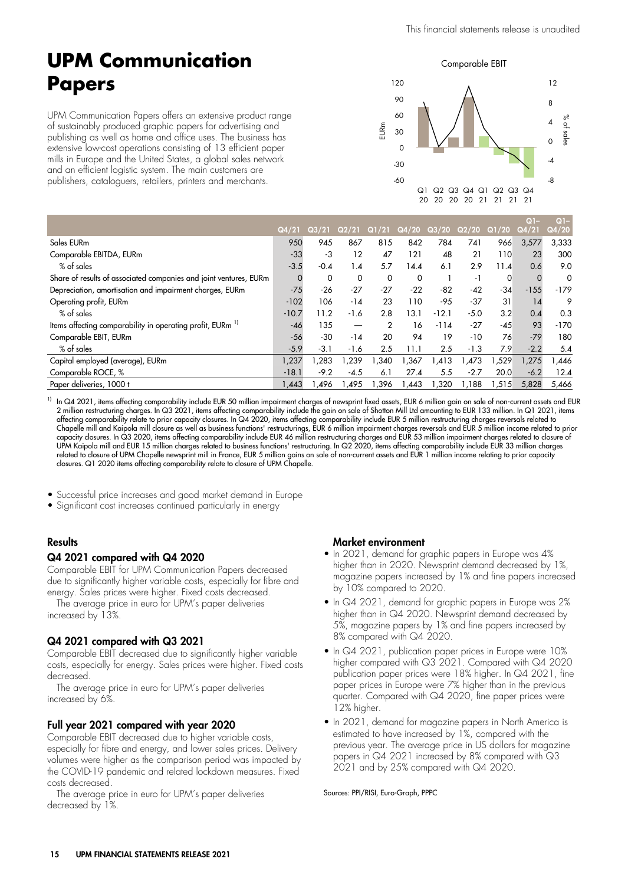# UPM Communication Papers

UPM Communication Papers offers an extensive product range of sustainably produced graphic papers for advertising and publishing as well as home and office uses. The business has extensive low-cost operations consisting of 13 efficient paper mills in Europe and the United States, a global sales network and an efficient logistic system. The main customers are publishers, cataloguers, retailers, printers and merchants.

Comparable EBIT

| | Q4/21 | Q3/21 | Q2/21 | Q1/21 | Q4/20 | Q3/20 | Q2/20 | Q1/20 | Q1–Q4/21 | Q1–Q4/20 |
|---|---|---|---|---|---|---|---|---|---|---|
| Sales EURm | 950 | 945 | 867 | 815 | 842 | 784 | 741 | 966 | 3,577 | 3,333 |
| Comparable EBITDA, EURm | -33 | -3 | 12 | 47 | 121 | 48 | 21 | 110 | 23 | 300 |
| % of sales | -3.5 | -0.4 | 1.4 | 5.7 | 14.4 | 6.1 | 2.9 | 11.4 | 0.6 | 9.0 |
| Share of results of associated companies and joint ventures, EURm | 0 | 0 | 0 | 0 | 0 | 1 | -1 | 0 | 0 | 0 |
| Depreciation, amortisation and impairment charges, EURm | -75 | -26 | -27 | -27 | -22 | -82 | -42 | -34 | -155 | -179 |
| Operating profit, EURm | -102 | 106 | -14 | 23 | 110 | -95 | -37 | 31 | 14 | 9 |
| % of sales | -10.7 | 11.2 | -1.6 | 2.8 | 13.1 | -12.1 | -5.0 | 3.2 | 0.4 | 0.3 |
| Items affecting comparability in operating profit, EURm [1] | -46 | 135 | — | 2 | 16 | -114 | -27 | -45 | 93 | -170 |
| Comparable EBIT, EURm | -56 | -30 | -14 | 20 | 94 | 19 | -10 | 76 | -79 | 180 |
| % of sales | -5.9 | -3.1 | -1.6 | 2.5 | 11.1 | 2.5 | -1.3 | 7.9 | -2.2 | 5.4 |
| Capital employed (average), EURm | 1,237 | 1,283 | 1,239 | 1,340 | 1,367 | 1,413 | 1,473 | 1,529 | 1,275 | 1,446 |
| Comparable ROCE, % | -18.1 | -9.2 | -4.5 | 6.1 | 27.4 | 5.5 | -2.7 | 20.0 | -6.2 | 12.4 |
| Paper deliveries, 1000 t | 1,443 | 1,496 | 1,495 | 1,396 | 1,443 | 1,320 | 1,188 | 1,515 | 5,828 | 5,466 |

[1] In Q4 2021, items affecting comparability include EUR 50 million impairment charges of newsprint fixed assets, EUR 6 million gain on sale of non-current assets and EUR 2 million restructuring charges. In Q3 2021, items affecting comparability include the gain on sale of Shotton Mill Ltd amounting to EUR 133 million. In Q1 2021, items affecting comparability relate to prior capacity closures. In Q4 2020, items affecting comparability include EUR 5 million restructuring charges reversals related to Chapelle mill and Kaipola mill closure as well as business functions' restructurings, EUR 6 million impairment charges reversals and EUR 5 million income related to prior capacity closures. In Q3 2020, items affecting comparability include EUR 46 million restructuring charges and EUR 53 million impairment charges related to closure of UPM Kaipola mill and EUR 15 million charges related to business functions' restructuring. In Q2 2020, items affecting comparability include EUR 33 million charges related to closure of UPM Chapelle newsprint mill in France, EUR 5 million gains on sale of non-current assets and EUR 1 million income relating to prior capacity closures. Q1 2020 items affecting comparability relate to closure of UPM Chapelle.

- Successful price increases and good market demand in Europe
- Significant cost increases continued particularly in energy

### Results

#### Q4 2021 compared with Q4 2020

Comparable EBIT for UPM Communication Papers decreased due to significantly higher variable costs, especially for fibre and energy. Sales prices were higher. Fixed costs decreased.

The average price in euro for UPM's paper deliveries increased by 13%.

#### Q4 2021 compared with Q3 2021

Comparable EBIT decreased due to significantly higher variable costs, especially for energy. Sales prices were higher. Fixed costs decreased.

The average price in euro for UPM's paper deliveries increased by 6%.

#### Full year 2021 compared with year 2020

Comparable EBIT decreased due to higher variable costs, especially for fibre and energy, and lower sales prices. Delivery volumes were higher as the comparison period was impacted by the COVID-19 pandemic and related lockdown measures. Fixed costs decreased.

The average price in euro for UPM's paper deliveries decreased by 1%.

#### Market environment

- In 2021, demand for graphic papers in Europe was 4% higher than in 2020. Newsprint demand decreased by 1%, magazine papers increased by 1% and fine papers increased by 10% compared to 2020.
- In Q4 2021, demand for graphic papers in Europe was 2% higher than in Q4 2020. Newsprint demand decreased by 5%, magazine papers by 1% and fine papers increased by 8% compared with Q4 2020.
- In Q4 2021, publication paper prices in Europe were 10% higher compared with Q3 2021. Compared with Q4 2020 publication paper prices were 18% higher. In Q4 2021, fine paper prices in Europe were 7% higher than in the previous quarter. Compared with Q4 2020, fine paper prices were 12% higher.
- In 2021, demand for magazine papers in North America is estimated to have increased by 1%, compared with the previous year. The average price in US dollars for magazine papers in Q4 2021 increased by 8% compared with Q3 2021 and by 25% compared with Q4 2020.

Sources: PPI/RISI, Euro-Graph, PPPC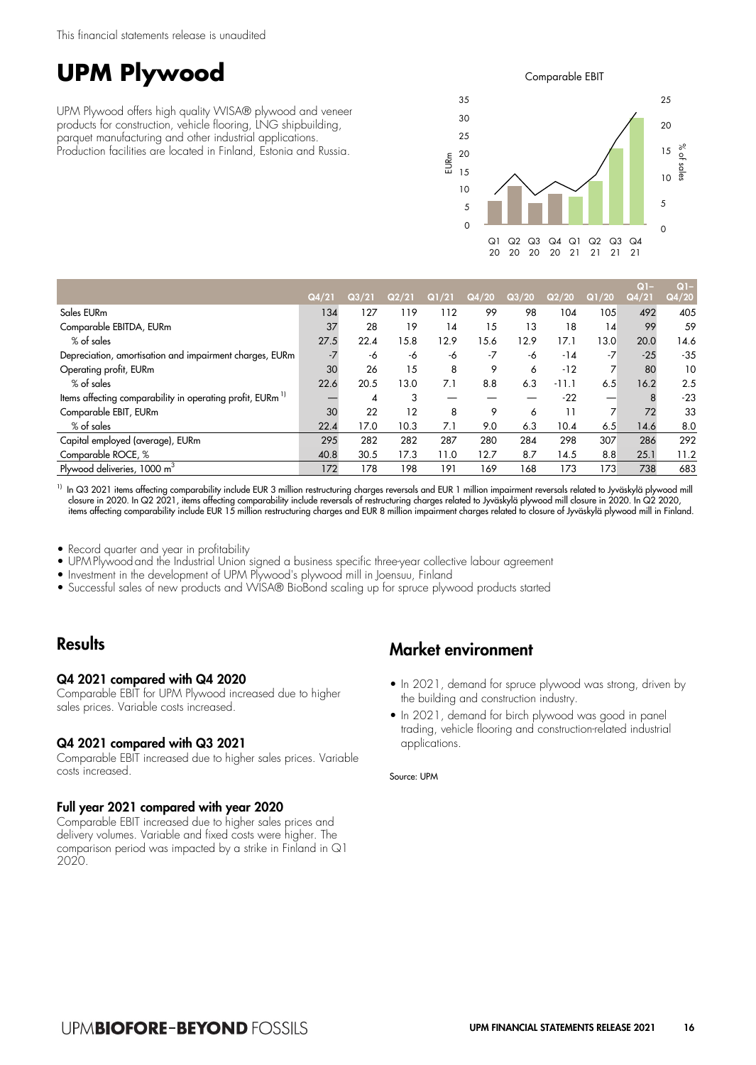This financial statements release is unaudited

# UPM Plywood

UPM Plywood offers high quality WISA® plywood and veneer products for construction, vehicle flooring, LNG shipbuilding, parquet manufacturing and other industrial applications. Production facilities are located in Finland, Estonia and Russia.

Comparable EBIT

|  | Q4/21 | Q3/21 | Q2/21 | Q1/21 | Q4/20 | Q3/20 | Q2/20 | Q1/20 | Q1–Q4/21 | Q1–Q4/20 |
|---|---|---|---|---|---|---|---|---|---|---|
| Sales EURm | 134 | 127 | 119 | 112 | 99 | 98 | 104 | 105 | 492 | 405 |
| Comparable EBITDA, EURm | 37 | 28 | 19 | 14 | 15 | 13 | 18 | 14 | 99 | 59 |
| % of sales | 27.5 | 22.4 | 15.8 | 12.9 | 15.6 | 12.9 | 17.1 | 13.0 | 20.0 | 14.6 |
| Depreciation, amortisation and impairment charges, EURm | -7 | -6 | -6 | -6 | -7 | -6 | -14 | -7 | -25 | -35 |
| Operating profit, EURm | 30 | 26 | 15 | 8 | 9 | 6 | -12 | 7 | 80 | 10 |
| % of sales | 22.6 | 20.5 | 13.0 | 7.1 | 8.8 | 6.3 | -11.1 | 6.5 | 16.2 | 2.5 |
| Items affecting comparability in operating profit, EURm [1] | — | 4 | 3 | — | — | — | -22 | — | 8 | -23 |
| Comparable EBIT, EURm | 30 | 22 | 12 | 8 | 9 | 6 | 11 | 7 | 72 | 33 |
| % of sales | 22.4 | 17.0 | 10.3 | 7.1 | 9.0 | 6.3 | 10.4 | 6.5 | 14.6 | 8.0 |
| Capital employed (average), EURm | 295 | 282 | 282 | 287 | 280 | 284 | 298 | 307 | 286 | 292 |
| Comparable ROCE, % | 40.8 | 30.5 | 17.3 | 11.0 | 12.7 | 8.7 | 14.5 | 8.8 | 25.1 | 11.2 |
| Plywood deliveries, 1000 $m^3$ | 172 | 178 | 198 | 191 | 169 | 168 | 173 | 173 | 738 | 683 |

[1] In Q3 2021 items affecting comparability include EUR 3 million restructuring charges reversals and EUR 1 million impairment reversals related to Jyväskylä plywood mill closure in 2020. In Q2 2021, items affecting comparability include reversals of restructuring charges related to Jyväskylä plywood mill closure in 2020. In Q2 2020, items affecting comparability include EUR 15 million restructuring charges and EUR 8 million impairment charges related to closure of Jyväskylä plywood mill in Finland.

- Record quarter and year in profitability
- UPM Plywood and the Industrial Union signed a business specific three-year collective labour agreement
- Investment in the development of UPM Plywood's plywood mill in Joensuu, Finland
- Successful sales of new products and WISA® BioBond scaling up for spruce plywood products started

## Results

### Q4 2021 compared with Q4 2020

Comparable EBIT for UPM Plywood increased due to higher sales prices. Variable costs increased.

### Q4 2021 compared with Q3 2021

Comparable EBIT increased due to higher sales prices. Variable costs increased.

### Full year 2021 compared with year 2020

Comparable EBIT increased due to higher sales prices and delivery volumes. Variable and fixed costs were higher. The comparison period was impacted by a strike in Finland in Q1 2020.

## Market environment

- In 2021, demand for spruce plywood was strong, driven by the building and construction industry.
- In 2021, demand for birch plywood was good in panel trading, vehicle flooring and construction-related industrial applications.

Source: UPM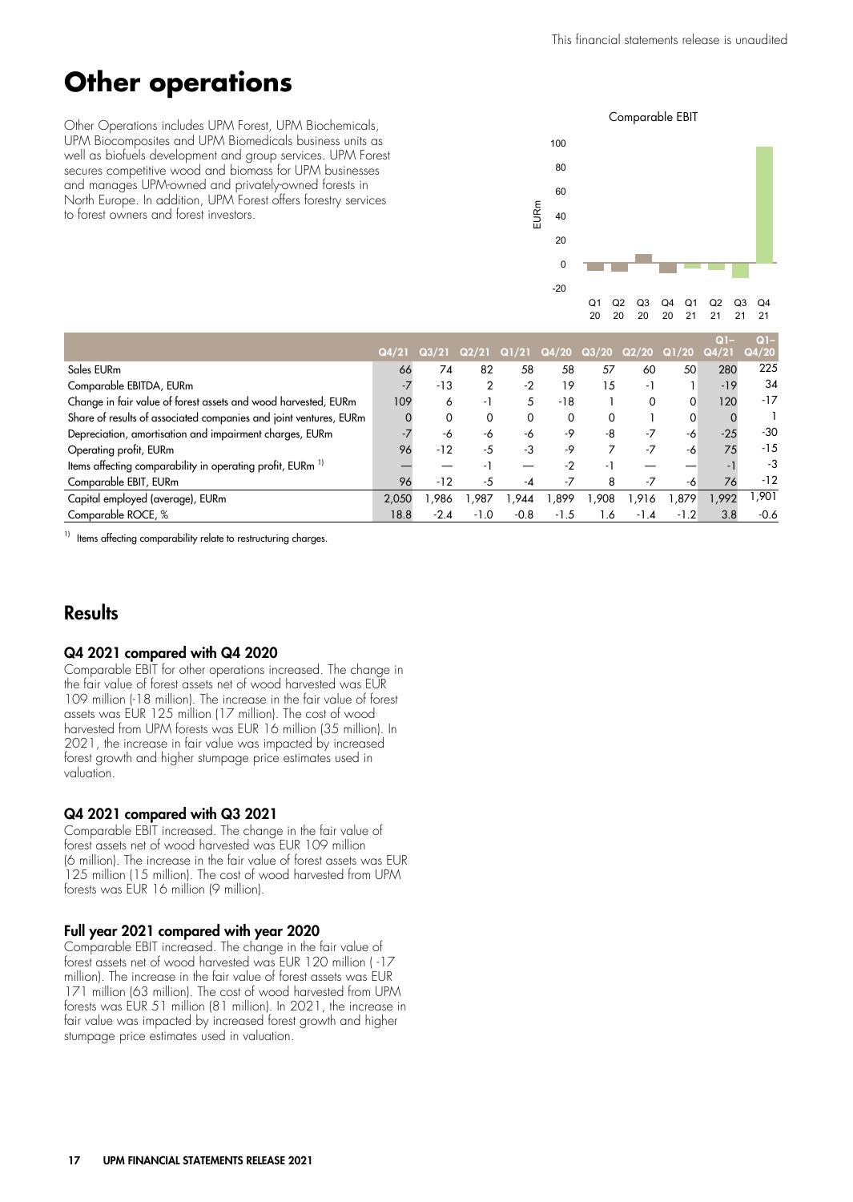# Other operations

Other Operations includes UPM Forest, UPM Biochemicals, UPM Biocomposites and UPM Biomedicals business units as well as biofuels development and group services. UPM Forest secures competitive wood and biomass for UPM businesses and manages UPM-owned and privately-owned forests in North Europe. In addition, UPM Forest offers forestry services to forest owners and forest investors.

|  | Q4/21 | Q3/21 | Q2/21 | Q1/21 | Q4/20 | Q3/20 | Q2/20 | Q1/20 | Q1–Q4/21 | Q1–Q4/20 |
|---|---|---|---|---|---|---|---|---|---|---|
| Sales EURm | 66 | 74 | 82 | 58 | 58 | 57 | 60 | 50 | 280 | 225 |
| Comparable EBITDA, EURm | -7 | -13 | 2 | -2 | 19 | 15 | -1 | 1 | -19 | 34 |
| Change in fair value of forest assets and wood harvested, EURm | 109 | 6 | -1 | 5 | -18 | 1 | 0 | 0 | 120 | -17 |
| Share of results of associated companies and joint ventures, EURm | 0 | 0 | 0 | 0 | 0 | 0 | 1 | 0 | 0 | 1 |
| Depreciation, amortisation and impairment charges, EURm | -7 | -6 | -6 | -6 | -9 | -8 | -7 | -6 | -25 | -30 |
| Operating profit, EURm | 96 | -12 | -5 | -3 | -9 | 7 | -7 | -6 | 75 | -15 |
| Items affecting comparability in operating profit, EURm [1] | — | — | -1 | — | -2 | -1 | — | — | -1 | -3 |
| Comparable EBIT, EURm | 96 | -12 | -5 | -4 | -7 | 8 | -7 | -6 | 76 | -12 |
| Capital employed (average), EURm | 2,050 | 1,986 | 1,987 | 1,944 | 1,899 | 1,908 | 1,916 | 1,879 | 1,992 | 1,901 |
| Comparable ROCE, % | 18.8 | -2.4 | -1.0 | -0.8 | -1.5 | 1.6 | -1.4 | -1.2 | 3.8 | -0.6 |

[1] Items affecting comparability relate to restructuring charges.

## Results

### Q4 2021 compared with Q4 2020

Comparable EBIT for other operations increased. The change in the fair value of forest assets net of wood harvested was EUR 109 million (-18 million). The increase in the fair value of forest assets was EUR 125 million (17 million). The cost of wood harvested from UPM forests was EUR 16 million (35 million). In 2021, the increase in fair value was impacted by increased forest growth and higher stumpage price estimates used in valuation.

### Q4 2021 compared with Q3 2021

Comparable EBIT increased. The change in the fair value of forest assets net of wood harvested was EUR 109 million (6 million). The increase in the fair value of forest assets was EUR 125 million (15 million). The cost of wood harvested from UPM forests was EUR 16 million (9 million).

### Full year 2021 compared with year 2020

Comparable EBIT increased. The change in the fair value of forest assets net of wood harvested was EUR 120 million ( -17 million). The increase in the fair value of forest assets was EUR 171 million (63 million). The cost of wood harvested from UPM forests was EUR 51 million (81 million). In 2021, the increase in fair value was impacted by increased forest growth and higher stumpage price estimates used in valuation.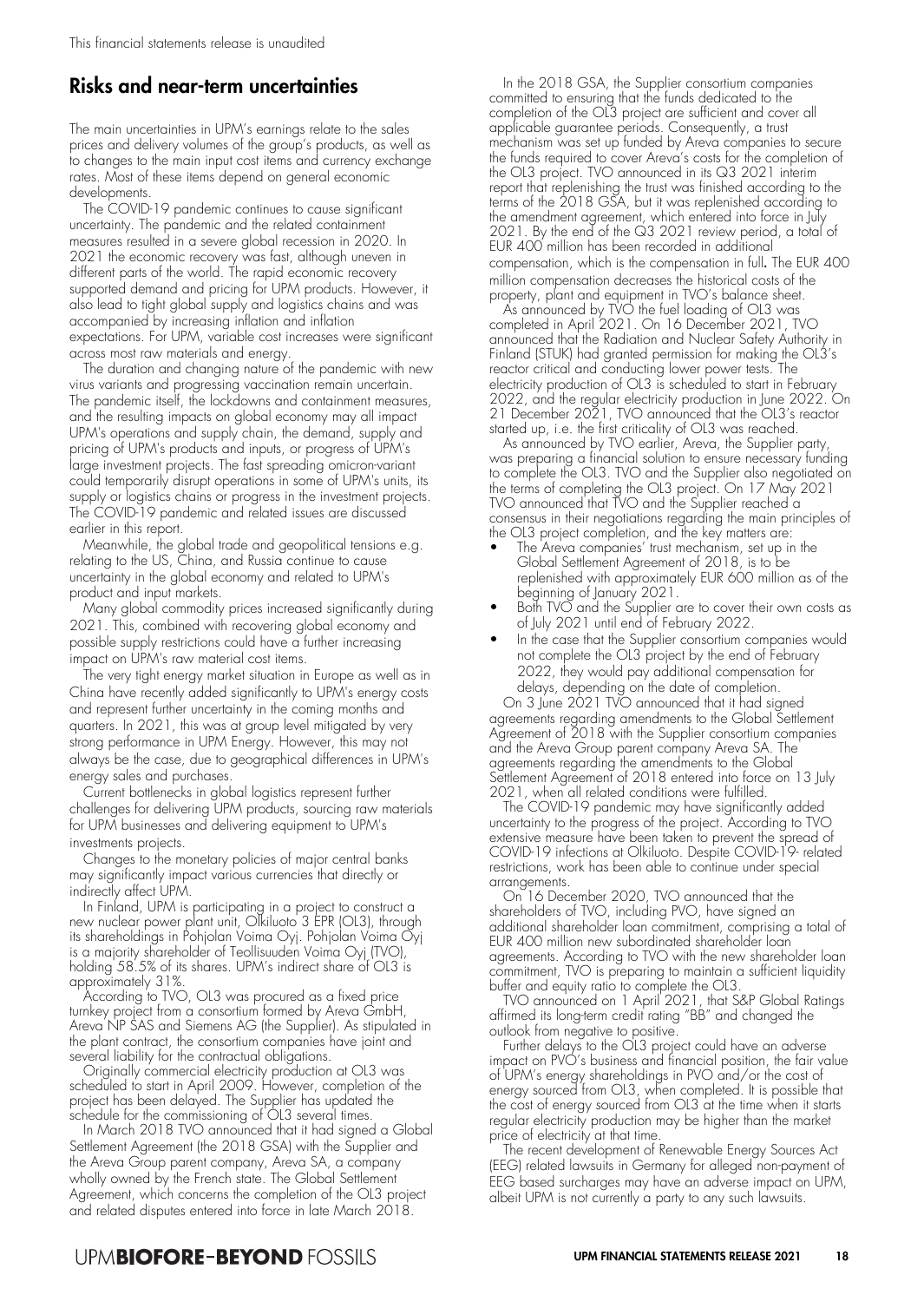## Risks and near-term uncertainties

The main uncertainties in UPM's earnings relate to the sales prices and delivery volumes of the group's products, as well as to changes to the main input cost items and currency exchange rates. Most of these items depend on general economic developments.

The COVID-19 pandemic continues to cause significant uncertainty. The pandemic and the related containment measures resulted in a severe global recession in 2020. In 2021 the economic recovery was fast, although uneven in different parts of the world. The rapid economic recovery supported demand and pricing for UPM products. However, it also lead to tight global supply and logistics chains and was accompanied by increasing inflation and inflation expectations. For UPM, variable cost increases were significant across most raw materials and energy.

The duration and changing nature of the pandemic with new virus variants and progressing vaccination remain uncertain. The pandemic itself, the lockdowns and containment measures, and the resulting impacts on global economy may all impact UPM's operations and supply chain, the demand, supply and pricing of UPM's products and inputs, or progress of UPM's large investment projects. The fast spreading omicron-variant could temporarily disrupt operations in some of UPM's units, its supply or logistics chains or progress in the investment projects. The COVID-19 pandemic and related issues are discussed earlier in this report.

Meanwhile, the global trade and geopolitical tensions e.g. relating to the US, China, and Russia continue to cause uncertainty in the global economy and related to UPM's product and input markets.

Many global commodity prices increased significantly during 2021. This, combined with recovering global economy and possible supply restrictions could have a further increasing impact on UPM's raw material cost items.

The very tight energy market situation in Europe as well as in China have recently added significantly to UPM's energy costs and represent further uncertainty in the coming months and quarters. In 2021, this was at group level mitigated by very strong performance in UPM Energy. However, this may not always be the case, due to geographical differences in UPM's energy sales and purchases.

Current bottlenecks in global logistics represent further challenges for delivering UPM products, sourcing raw materials for UPM businesses and delivering equipment to UPM's investments projects.

Changes to the monetary policies of major central banks may significantly impact various currencies that directly or indirectly affect UPM.

In Finland, UPM is participating in a project to construct a new nuclear power plant unit, Olkiluoto 3 EPR (OL3), through its shareholdings in Pohjolan Voima Oyj. Pohjolan Voima Oyj is a majority shareholder of Teollisuuden Voima Oyj (TVO), holding 58.5% of its shares. UPM's indirect share of OL3 is approximately 31%.

According to TVO, OL3 was procured as a fixed price turnkey project from a consortium formed by Areva GmbH, Areva NP SAS and Siemens AG (the Supplier). As stipulated in the plant contract, the consortium companies have joint and several liability for the contractual obligations.

Originally commercial electricity production at OL3 was scheduled to start in April 2009. However, completion of the project has been delayed. The Supplier has updated the schedule for the commissioning of OL3 several times.

In March 2018 TVO announced that it had signed a Global Settlement Agreement (the 2018 GSA) with the Supplier and the Areva Group parent company, Areva SA, a company wholly owned by the French state. The Global Settlement Agreement, which concerns the completion of the OL3 project and related disputes entered into force in late March 2018.

In the 2018 GSA, the Supplier consortium companies committed to ensuring that the funds dedicated to the completion of the OL3 project are sufficient and cover all applicable guarantee periods. Consequently, a trust mechanism was set up funded by Areva companies to secure the funds required to cover Areva's costs for the completion of the OL3 project. TVO announced in its Q3 2021 interim report that replenishing the trust was finished according to the terms of the 2018 GSA, but it was replenished according to the amendment agreement, which entered into force in July 2021. By the end of the Q3 2021 review period, a total of EUR 400 million has been recorded in additional compensation, which is the compensation in full**.** The EUR 400 million compensation decreases the historical costs of the property, plant and equipment in TVO's balance sheet.

As announced by TVO the fuel loading of OL3 was completed in April 2021. On 16 December 2021, TVO announced that the Radiation and Nuclear Safety Authority in Finland (STUK) had granted permission for making the OL3's reactor critical and conducting lower power tests. The electricity production of OL3 is scheduled to start in February 2022, and the regular electricity production in June 2022. On 21 December 2021, TVO announced that the OL3's reactor started up, i.e. the first criticality of OL3 was reached.

As announced by TVO earlier, Areva, the Supplier party, was preparing a financial solution to ensure necessary funding to complete the OL3. TVO and the Supplier also negotiated on the terms of completing the OL3 project. On 17 May 2021 TVO announced that TVO and the Supplier reached a consensus in their negotiations regarding the main principles of the OL3 project completion, and the key matters are:

- The Areva companies' trust mechanism, set up in the Global Settlement Agreement of 2018, is to be replenished with approximately EUR 600 million as of the beginning of January 2021.
- Both TVO and the Supplier are to cover their own costs as of July 2021 until end of February 2022.
- In the case that the Supplier consortium companies would not complete the OL3 project by the end of February 2022, they would pay additional compensation for delays, depending on the date of completion.

On 3 June 2021 TVO announced that it had signed agreements regarding amendments to the Global Settlement Agreement of 2018 with the Supplier consortium companies and the Areva Group parent company Areva SA. The agreements regarding the amendments to the Global Settlement Agreement of 2018 entered into force on 13 July 2021, when all related conditions were fulfilled.

The COVID-19 pandemic may have significantly added uncertainty to the progress of the project. According to TVO extensive measure have been taken to prevent the spread of COVID-19 infections at Olkiluoto. Despite COVID-19- related restrictions, work has been able to continue under special arrangements.

On 16 December 2020, TVO announced that the shareholders of TVO, including PVO, have signed an additional shareholder loan commitment, comprising a total of EUR 400 million new subordinated shareholder loan agreements. According to TVO with the new shareholder loan commitment, TVO is preparing to maintain a sufficient liquidity buffer and equity ratio to complete the OL3.

TVO announced on 1 April 2021, that S&P Global Ratings affirmed its long-term credit rating "BB" and changed the outlook from negative to positive.

Further delays to the OL3 project could have an adverse impact on PVO's business and financial position, the fair value of UPM's energy shareholdings in PVO and/or the cost of energy sourced from OL3, when completed. It is possible that the cost of energy sourced from OL3 at the time when it starts regular electricity production may be higher than the market price of electricity at that time.

The recent development of Renewable Energy Sources Act (EEG) related lawsuits in Germany for alleged non-payment of EEG based surcharges may have an adverse impact on UPM, albeit UPM is not currently a party to any such lawsuits.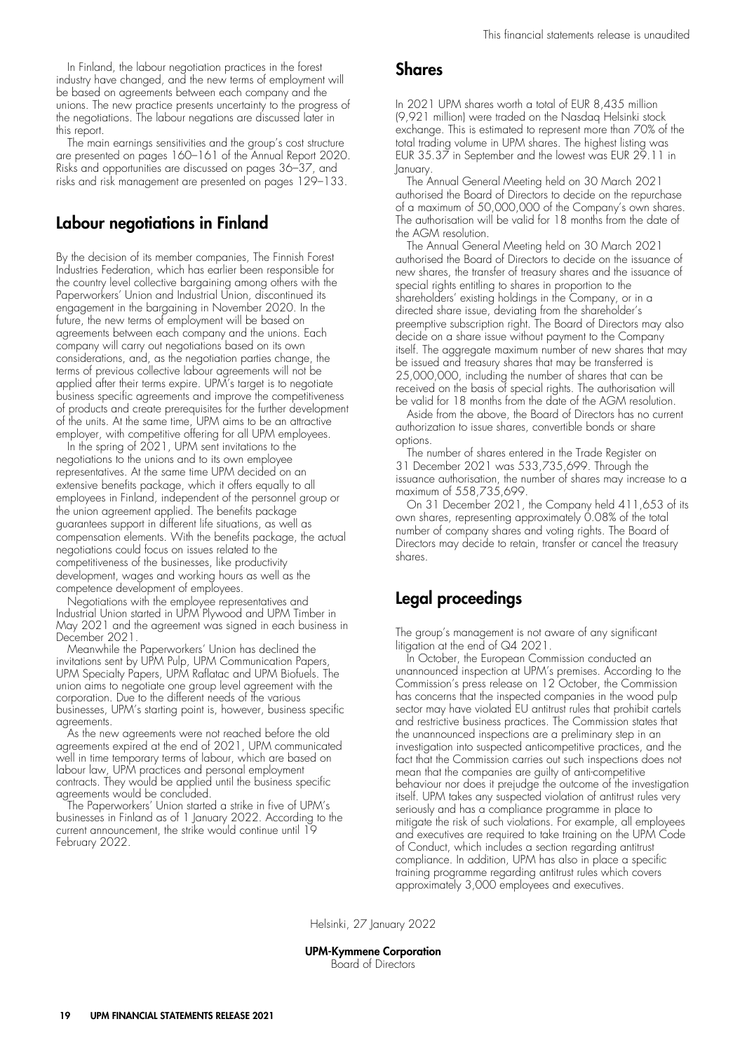In Finland, the labour negotiation practices in the forest industry have changed, and the new terms of employment will be based on agreements between each company and the unions. The new practice presents uncertainty to the progress of the negotiations. The labour negations are discussed later in this report.

The main earnings sensitivities and the group's cost structure are presented on pages 160–161 of the Annual Report 2020. Risks and opportunities are discussed on pages 36–37, and risks and risk management are presented on pages 129–133.

## Labour negotiations in Finland

By the decision of its member companies, The Finnish Forest Industries Federation, which has earlier been responsible for the country level collective bargaining among others with the Paperworkers' Union and Industrial Union, discontinued its engagement in the bargaining in November 2020. In the future, the new terms of employment will be based on agreements between each company and the unions. Each company will carry out negotiations based on its own considerations, and, as the negotiation parties change, the terms of previous collective labour agreements will not be applied after their terms expire. UPM's target is to negotiate business specific agreements and improve the competitiveness of products and create prerequisites for the further development of the units. At the same time, UPM aims to be an attractive employer, with competitive offering for all UPM employees.

In the spring of 2021, UPM sent invitations to the negotiations to the unions and to its own employee representatives. At the same time UPM decided on an extensive benefits package, which it offers equally to all employees in Finland, independent of the personnel group or the union agreement applied. The benefits package guarantees support in different life situations, as well as compensation elements. With the benefits package, the actual negotiations could focus on issues related to the competitiveness of the businesses, like productivity development, wages and working hours as well as the competence development of employees.

Negotiations with the employee representatives and Industrial Union started in UPM Plywood and UPM Timber in May 2021 and the agreement was signed in each business in December 2021.

Meanwhile the Paperworkers' Union has declined the invitations sent by UPM Pulp, UPM Communication Papers, UPM Specialty Papers, UPM Raflatac and UPM Biofuels. The union aims to negotiate one group level agreement with the corporation. Due to the different needs of the various businesses, UPM's starting point is, however, business specific agreements.

As the new agreements were not reached before the old agreements expired at the end of 2021, UPM communicated well in time temporary terms of labour, which are based on labour law, UPM practices and personal employment contracts. They would be applied until the business specific agreements would be concluded.

The Paperworkers' Union started a strike in five of UPM's businesses in Finland as of 1 January 2022. According to the current announcement, the strike would continue until 19 February 2022.

## Shares

In 2021 UPM shares worth a total of EUR 8,435 million (9,921 million) were traded on the Nasdaq Helsinki stock exchange. This is estimated to represent more than 70% of the total trading volume in UPM shares. The highest listing was EUR 35.37 in September and the lowest was EUR 29.11 in January.

The Annual General Meeting held on 30 March 2021 authorised the Board of Directors to decide on the repurchase of a maximum of 50,000,000 of the Company's own shares. The authorisation will be valid for 18 months from the date of the AGM resolution.

The Annual General Meeting held on 30 March 2021 authorised the Board of Directors to decide on the issuance of new shares, the transfer of treasury shares and the issuance of special rights entitling to shares in proportion to the shareholders' existing holdings in the Company, or in a directed share issue, deviating from the shareholder's preemptive subscription right. The Board of Directors may also decide on a share issue without payment to the Company itself. The aggregate maximum number of new shares that may be issued and treasury shares that may be transferred is 25,000,000, including the number of shares that can be received on the basis of special rights. The authorisation will be valid for 18 months from the date of the AGM resolution.

Aside from the above, the Board of Directors has no current authorization to issue shares, convertible bonds or share options.

The number of shares entered in the Trade Register on 31 December 2021 was 533,735,699. Through the issuance authorisation, the number of shares may increase to a maximum of 558,735,699.

On 31 December 2021, the Company held 411,653 of its own shares, representing approximately 0.08% of the total number of company shares and voting rights. The Board of Directors may decide to retain, transfer or cancel the treasury shares.

## Legal proceedings

The group's management is not aware of any significant litigation at the end of Q4 2021.

In October, the European Commission conducted an unannounced inspection at UPM's premises. According to the Commission's press release on 12 October, the Commission has concerns that the inspected companies in the wood pulp sector may have violated EU antitrust rules that prohibit cartels and restrictive business practices. The Commission states that the unannounced inspections are a preliminary step in an investigation into suspected anticompetitive practices, and the fact that the Commission carries out such inspections does not mean that the companies are guilty of anti-competitive behaviour nor does it prejudge the outcome of the investigation itself. UPM takes any suspected violation of antitrust rules very seriously and has a compliance programme in place to mitigate the risk of such violations. For example, all employees and executives are required to take training on the UPM Code of Conduct, which includes a section regarding antitrust compliance. In addition, UPM has also in place a specific training programme regarding antitrust rules which covers approximately 3,000 employees and executives.

Helsinki, 27 January 2022

**UPM-Kymmene Corporation**
Board of Directors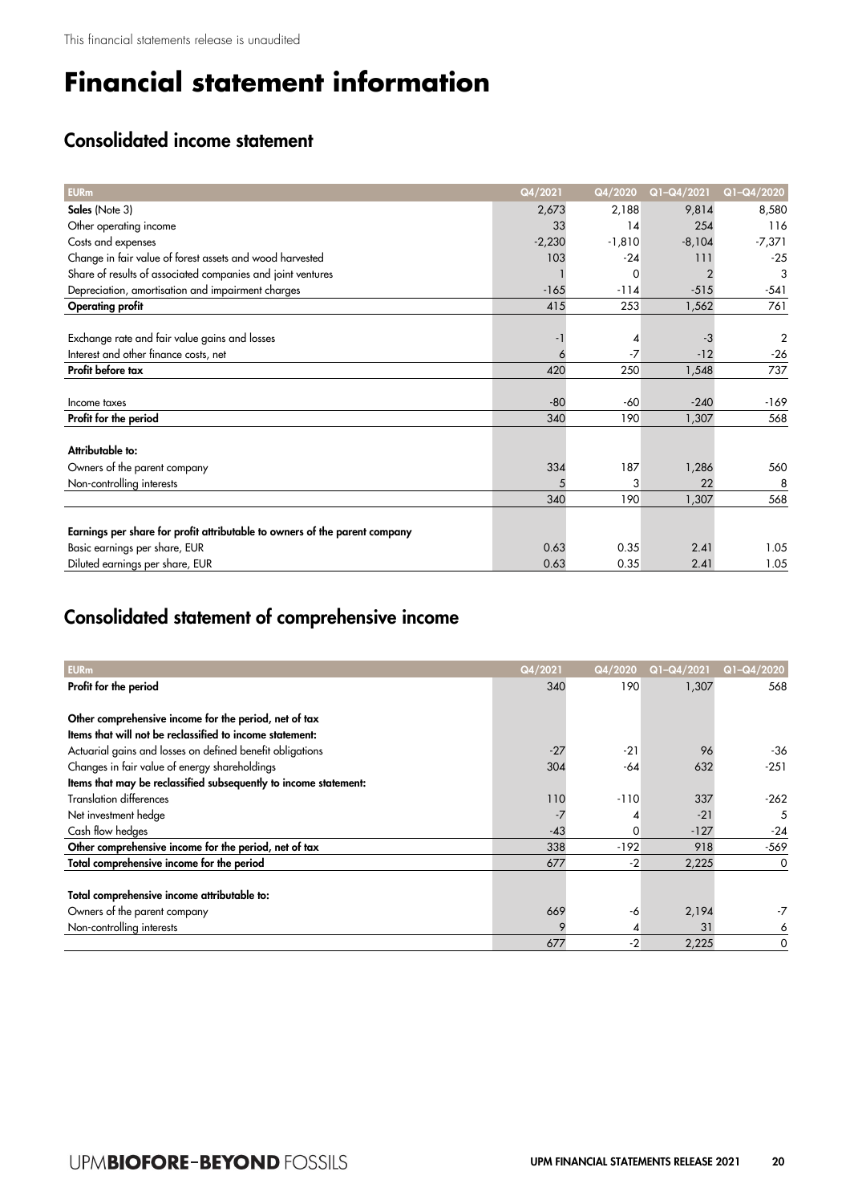This financial statements release is unaudited

# Financial statement information

## Consolidated income statement

| EURm | Q4/2021 | Q4/2020 | Q1–Q4/2021 | Q1–Q4/2020 |
|---|---|---|---|---|
| **Sales** (Note 3) | 2,673 | 2,188 | 9,814 | 8,580 |
| Other operating income | 33 | 14 | 254 | 116 |
| Costs and expenses | -2,230 | -1,810 | -8,104 | -7,371 |
| Change in fair value of forest assets and wood harvested | 103 | -24 | 111 | -25 |
| Share of results of associated companies and joint ventures | 1 | 0 | 2 | 3 |
| Depreciation, amortisation and impairment charges | -165 | -114 | -515 | -541 |
| **Operating profit** | 415 | 253 | 1,562 | 761 |
| | | | | |
| Exchange rate and fair value gains and losses | -1 | 4 | -3 | 2 |
| Interest and other finance costs, net | 6 | -7 | -12 | -26 |
| **Profit before tax** | 420 | 250 | 1,548 | 737 |
| | | | | |
| Income taxes | -80 | -60 | -240 | -169 |
| **Profit for the period** | 340 | 190 | 1,307 | 568 |
| | | | | |
| **Attributable to:** | | | | |
| Owners of the parent company | 334 | 187 | 1,286 | 560 |
| Non-controlling interests | 5 | 3 | 22 | 8 |
| | 340 | 190 | 1,307 | 568 |
| | | | | |
| **Earnings per share for profit attributable to owners of the parent company** | | | | |
| Basic earnings per share, EUR | 0.63 | 0.35 | 2.41 | 1.05 |
| Diluted earnings per share, EUR | 0.63 | 0.35 | 2.41 | 1.05 |

## Consolidated statement of comprehensive income

| EURm | Q4/2021 | Q4/2020 | Q1–Q4/2021 | Q1–Q4/2020 |
|---|---|---|---|---|
| **Profit for the period** | 340 | 190 | 1,307 | 568 |
| | | | | |
| **Other comprehensive income for the period, net of tax** | | | | |
| **Items that will not be reclassified to income statement:** | | | | |
| Actuarial gains and losses on defined benefit obligations | -27 | -21 | 96 | -36 |
| Changes in fair value of energy shareholdings | 304 | -64 | 632 | -251 |
| **Items that may be reclassified subsequently to income statement:** | | | | |
| Translation differences | 110 | -110 | 337 | -262 |
| Net investment hedge | -7 | 4 | -21 | 5 |
| Cash flow hedges | -43 | 0 | -127 | -24 |
| **Other comprehensive income for the period, net of tax** | 338 | -192 | 918 | -569 |
| **Total comprehensive income for the period** | 677 | -2 | 2,225 | 0 |
| | | | | |
| **Total comprehensive income attributable to:** | | | | |
| Owners of the parent company | 669 | -6 | 2,194 | -7 |
| Non-controlling interests | 9 | 4 | 31 | 6 |
| | 677 | -2 | 2,225 | 0 |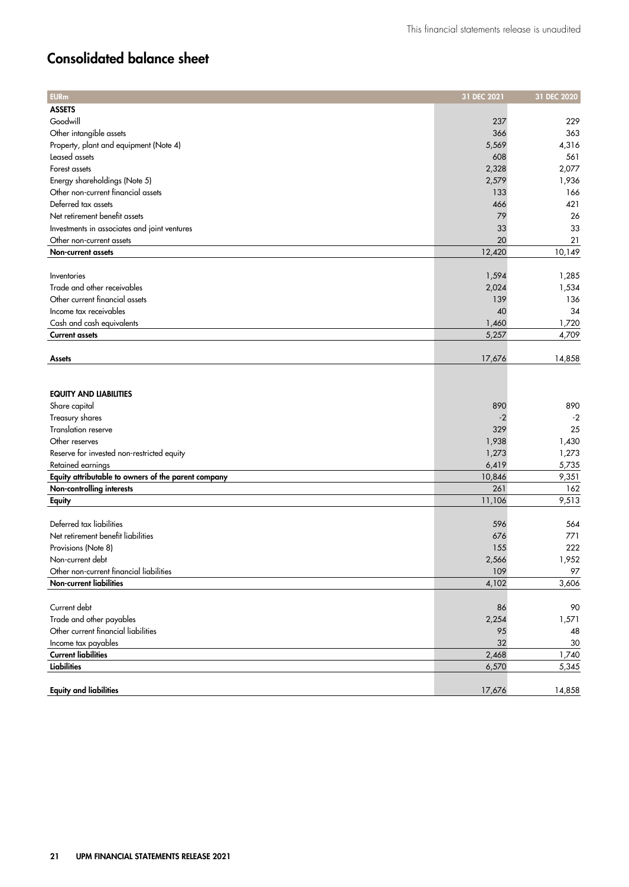# Consolidated balance sheet

| EURm | 31 DEC 2021 | 31 DEC 2020 |
|---|---|---|
| **ASSETS** | | |
| Goodwill | 237 | 229 |
| Other intangible assets | 366 | 363 |
| Property, plant and equipment (Note 4) | 5,569 | 4,316 |
| Leased assets | 608 | 561 |
| Forest assets | 2,328 | 2,077 |
| Energy shareholdings (Note 5) | 2,579 | 1,936 |
| Other non-current financial assets | 133 | 166 |
| Deferred tax assets | 466 | 421 |
| Net retirement benefit assets | 79 | 26 |
| Investments in associates and joint ventures | 33 | 33 |
| Other non-current assets | 20 | 21 |
| **Non-current assets** | 12,420 | 10,149 |
| | | |
| Inventories | 1,594 | 1,285 |
| Trade and other receivables | 2,024 | 1,534 |
| Other current financial assets | 139 | 136 |
| Income tax receivables | 40 | 34 |
| Cash and cash equivalents | 1,460 | 1,720 |
| **Current assets** | 5,257 | 4,709 |
| | | |
| **Assets** | 17,676 | 14,858 |
| | | |
| **EQUITY AND LIABILITIES** | | |
| Share capital | 890 | 890 |
| Treasury shares | -2 | -2 |
| Translation reserve | 329 | 25 |
| Other reserves | 1,938 | 1,430 |
| Reserve for invested non-restricted equity | 1,273 | 1,273 |
| Retained earnings | 6,419 | 5,735 |
| **Equity attributable to owners of the parent company** | 10,846 | 9,351 |
| **Non-controlling interests** | 261 | 162 |
| **Equity** | 11,106 | 9,513 |
| | | |
| Deferred tax liabilities | 596 | 564 |
| Net retirement benefit liabilities | 676 | 771 |
| Provisions (Note 8) | 155 | 222 |
| Non-current debt | 2,566 | 1,952 |
| Other non-current financial liabilities | 109 | 97 |
| **Non-current liabilities** | 4,102 | 3,606 |
| | | |
| Current debt | 86 | 90 |
| Trade and other payables | 2,254 | 1,571 |
| Other current financial liabilities | 95 | 48 |
| Income tax payables | 32 | 30 |
| **Current liabilities** | 2,468 | 1,740 |
| **Liabilities** | 6,570 | 5,345 |
| | | |
| **Equity and liabilities** | 17,676 | 14,858 |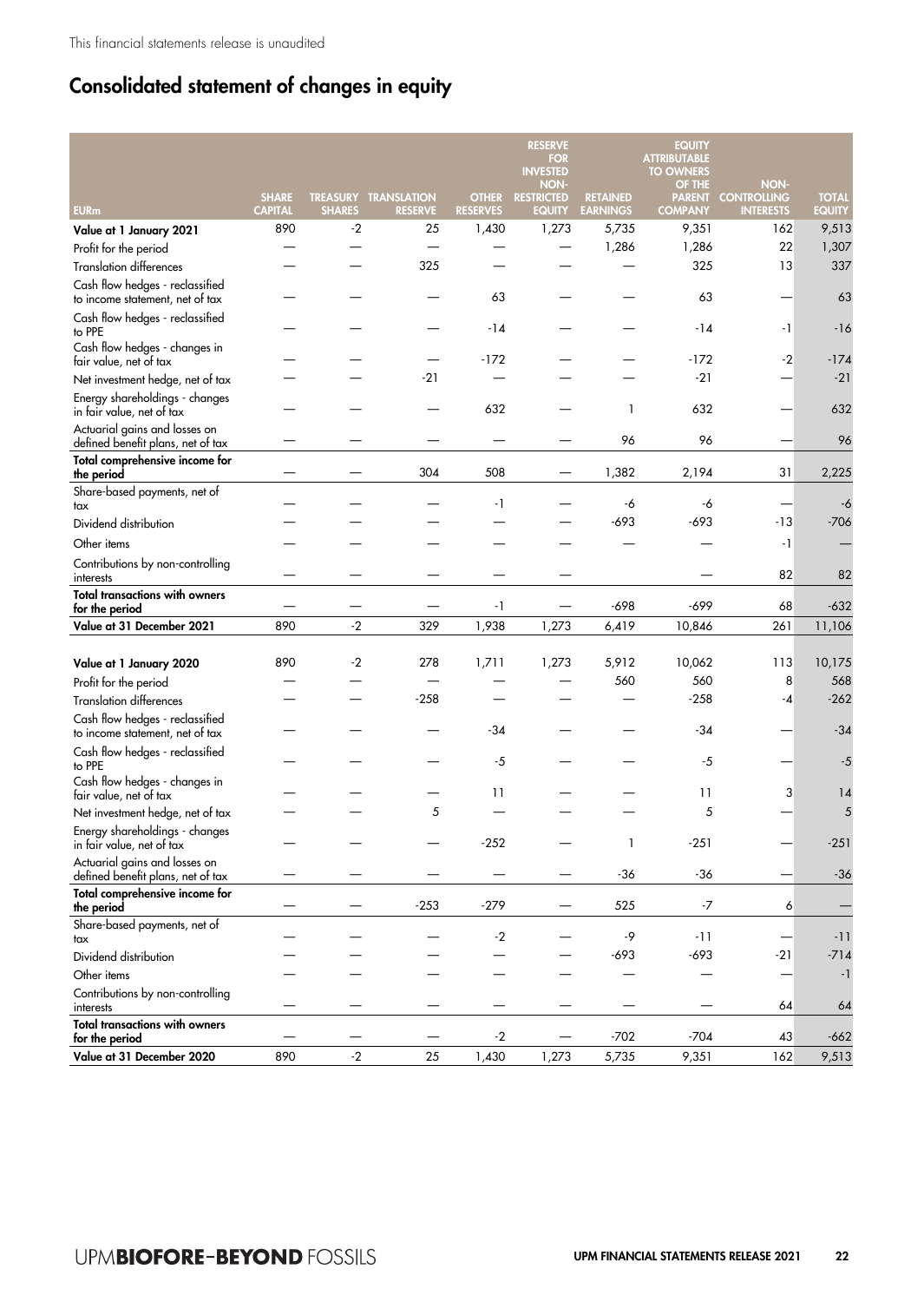This financial statements release is unaudited

# Consolidated statement of changes in equity

| EURm | SHARE CAPITAL | TREASURY SHARES | TRANSLATION RESERVE | OTHER RESERVES | RESERVE FOR INVESTED NON-RESTRICTED EQUITY | RETAINED EARNINGS | EQUITY ATTRIBUTABLE TO OWNERS OF THE PARENT COMPANY | NON-CONTROLLING INTERESTS | TOTAL EQUITY |
|---|---|---|---|---|---|---|---|---|---|
| **Value at 1 January 2021** | 890 | -2 | 25 | 1,430 | 1,273 | 5,735 | 9,351 | 162 | 9,513 |
| Profit for the period | — | — | — | — | — | 1,286 | 1,286 | 22 | 1,307 |
| Translation differences | — | — | 325 | — | — | — | 325 | 13 | 337 |
| Cash flow hedges - reclassified to income statement, net of tax | — | — | — | 63 | — | — | 63 | — | 63 |
| Cash flow hedges - reclassified to PPE | — | — | — | -14 | — | — | -14 | -1 | -16 |
| Cash flow hedges - changes in fair value, net of tax | — | — | — | -172 | — | — | -172 | -2 | -174 |
| Net investment hedge, net of tax | — | — | -21 | — | — | — | -21 | — | -21 |
| Energy shareholdings - changes in fair value, net of tax | — | — | — | 632 | — | 1 | 632 | — | 632 |
| Actuarial gains and losses on defined benefit plans, net of tax | — | — | — | — | — | 96 | 96 | — | 96 |
| **Total comprehensive income for the period** | — | — | 304 | 508 | — | 1,382 | 2,194 | 31 | 2,225 |
| Share-based payments, net of tax | — | — | — | -1 | — | -6 | -6 | — | -6 |
| Dividend distribution | — | — | — | — | — | -693 | -693 | -13 | -706 |
| Other items | — | — | — | — | — | — | — | -1 | — |
| Contributions by non-controlling interests | — | — | — | — | — | | — | 82 | 82 |
| **Total transactions with owners for the period** | — | — | — | -1 | — | -698 | -699 | 68 | -632 |
| **Value at 31 December 2021** | 890 | -2 | 329 | 1,938 | 1,273 | 6,419 | 10,846 | 261 | 11,106 |
| | | | | | | | | | |
| **Value at 1 January 2020** | 890 | -2 | 278 | 1,711 | 1,273 | 5,912 | 10,062 | 113 | 10,175 |
| Profit for the period | — | — | — | — | — | 560 | 560 | 8 | 568 |
| Translation differences | — | — | -258 | — | — | — | -258 | -4 | -262 |
| Cash flow hedges - reclassified to income statement, net of tax | — | — | — | -34 | — | — | -34 | — | -34 |
| Cash flow hedges - reclassified to PPE | — | — | — | -5 | — | — | -5 | — | -5 |
| Cash flow hedges - changes in fair value, net of tax | — | — | — | 11 | — | — | 11 | 3 | 14 |
| Net investment hedge, net of tax | — | — | 5 | — | — | — | 5 | — | 5 |
| Energy shareholdings - changes in fair value, net of tax | — | — | — | -252 | — | 1 | -251 | — | -251 |
| Actuarial gains and losses on defined benefit plans, net of tax | — | — | — | — | — | -36 | -36 | — | -36 |
| **Total comprehensive income for the period** | — | — | -253 | -279 | — | 525 | -7 | 6 | — |
| Share-based payments, net of tax | — | — | — | -2 | — | -9 | -11 | — | -11 |
| Dividend distribution | — | — | — | — | — | -693 | -693 | -21 | -714 |
| Other items | — | — | — | — | — | — | — | — | -1 |
| Contributions by non-controlling interests | — | — | — | — | — | — | — | 64 | 64 |
| **Total transactions with owners for the period** | — | — | — | -2 | — | -702 | -704 | 43 | -662 |
| **Value at 31 December 2020** | 890 | -2 | 25 | 1,430 | 1,273 | 5,735 | 9,351 | 162 | 9,513 |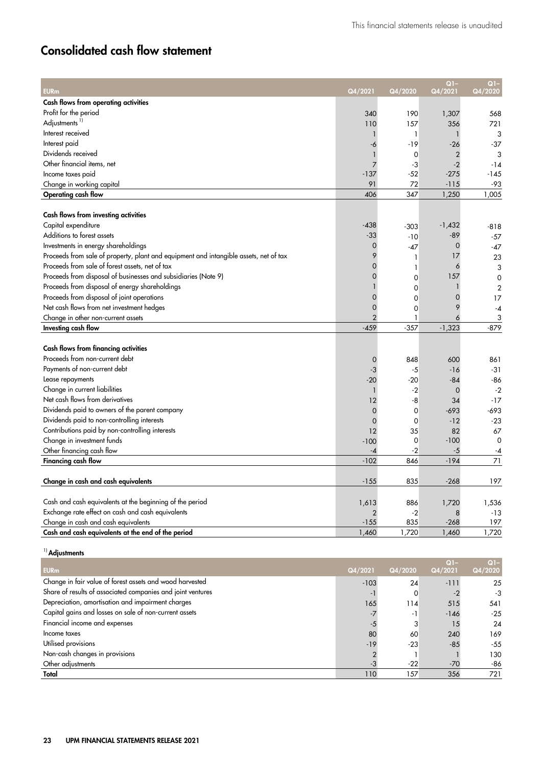This financial statements release is unaudited

## Consolidated cash flow statement

| EURm | Q4/2021 | Q4/2020 | Q1–Q4/2021 | Q1–Q4/2020 |
|---|---|---|---|---|
| **Cash flows from operating activities** | | | | |
| Profit for the period | 340 | 190 | 1,307 | 568 |
| Adjustments [1] | 110 | 157 | 356 | 721 |
| Interest received | 1 | 1 | 1 | 3 |
| Interest paid | -6 | -19 | -26 | -37 |
| Dividends received | 1 | 0 | 2 | 3 |
| Other financial items, net | 7 | -3 | -2 | -14 |
| Income taxes paid | -137 | -52 | -275 | -145 |
| Change in working capital | 91 | 72 | -115 | -93 |
| **Operating cash flow** | 406 | 347 | 1,250 | 1,005 |
| | | | | |
| **Cash flows from investing activities** | | | | |
| Capital expenditure | -438 | -303 | -1,432 | -818 |
| Additions to forest assets | -33 | -10 | -89 | -57 |
| Investments in energy shareholdings | 0 | -47 | 0 | -47 |
| Proceeds from sale of property, plant and equipment and intangible assets, net of tax | 9 | 1 | 17 | 23 |
| Proceeds from sale of forest assets, net of tax | 0 | 1 | 6 | 3 |
| Proceeds from disposal of businesses and subsidiaries (Note 9) | 0 | 0 | 157 | 0 |
| Proceeds from disposal of energy shareholdings | 1 | 0 | 1 | 2 |
| Proceeds from disposal of joint operations | 0 | 0 | 0 | 17 |
| Net cash flows from net investment hedges | 0 | 0 | 9 | -4 |
| Change in other non-current assets | 2 | 1 | 6 | 3 |
| **Investing cash flow** | -459 | -357 | -1,323 | -879 |
| | | | | |
| **Cash flows from financing activities** | | | | |
| Proceeds from non-current debt | 0 | 848 | 600 | 861 |
| Payments of non-current debt | -3 | -5 | -16 | -31 |
| Lease repayments | -20 | -20 | -84 | -86 |
| Change in current liabilities | 1 | -2 | 0 | -2 |
| Net cash flows from derivatives | 12 | -8 | 34 | -17 |
| Dividends paid to owners of the parent company | 0 | 0 | -693 | -693 |
| Dividends paid to non-controlling interests | 0 | 0 | -12 | -23 |
| Contributions paid by non-controlling interests | 12 | 35 | 82 | 67 |
| Change in investment funds | -100 | 0 | -100 | 0 |
| Other financing cash flow | -4 | -2 | -5 | -4 |
| **Financing cash flow** | -102 | 846 | -194 | 71 |
| | | | | |
| **Change in cash and cash equivalents** | -155 | 835 | -268 | 197 |
| | | | | |
| Cash and cash equivalents at the beginning of the period | 1,613 | 886 | 1,720 | 1,536 |
| Exchange rate effect on cash and cash equivalents | 2 | -2 | 8 | -13 |
| Change in cash and cash equivalents | -155 | 835 | -268 | 197 |
| **Cash and cash equivalents at the end of the period** | 1,460 | 1,720 | 1,460 | 1,720 |

**[1] Adjustments**

| EURm | Q4/2021 | Q4/2020 | Q1–Q4/2021 | Q1–Q4/2020 |
|---|---|---|---|---|
| Change in fair value of forest assets and wood harvested | -103 | 24 | -111 | 25 |
| Share of results of associated companies and joint ventures | -1 | 0 | -2 | -3 |
| Depreciation, amortisation and impairment charges | 165 | 114 | 515 | 541 |
| Capital gains and losses on sale of non-current assets | -7 | -1 | -146 | -25 |
| Financial income and expenses | -5 | 3 | 15 | 24 |
| Income taxes | 80 | 60 | 240 | 169 |
| Utilised provisions | -19 | -23 | -85 | -55 |
| Non-cash changes in provisions | 2 | 1 | 1 | 130 |
| Other adjustments | -3 | -22 | -70 | -86 |
| **Total** | 110 | 157 | 356 | 721 |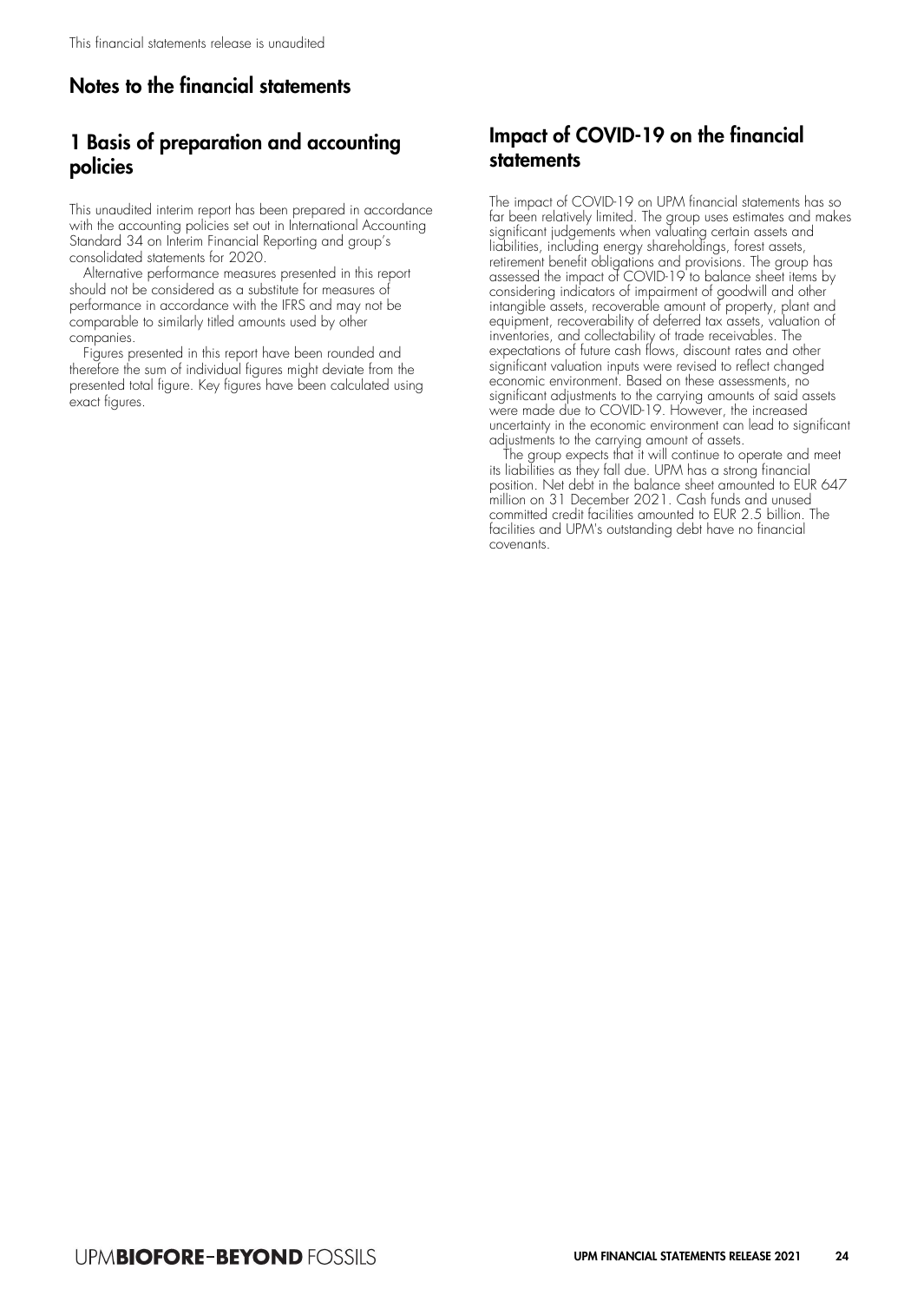This financial statements release is unaudited

# Notes to the financial statements

## 1 Basis of preparation and accounting policies

This unaudited interim report has been prepared in accordance with the accounting policies set out in International Accounting Standard 34 on Interim Financial Reporting and group's consolidated statements for 2020.

Alternative performance measures presented in this report should not be considered as a substitute for measures of performance in accordance with the IFRS and may not be comparable to similarly titled amounts used by other companies.

Figures presented in this report have been rounded and therefore the sum of individual figures might deviate from the presented total figure. Key figures have been calculated using exact figures.

## Impact of COVID-19 on the financial statements

The impact of COVID-19 on UPM financial statements has so far been relatively limited. The group uses estimates and makes significant judgements when valuating certain assets and liabilities, including energy shareholdings, forest assets, retirement benefit obligations and provisions. The group has assessed the impact of COVID-19 to balance sheet items by considering indicators of impairment of goodwill and other intangible assets, recoverable amount of property, plant and equipment, recoverability of deferred tax assets, valuation of inventories, and collectability of trade receivables. The expectations of future cash flows, discount rates and other significant valuation inputs were revised to reflect changed economic environment. Based on these assessments, no significant adjustments to the carrying amounts of said assets were made due to COVID-19. However, the increased uncertainty in the economic environment can lead to significant adjustments to the carrying amount of assets.

The group expects that it will continue to operate and meet its liabilities as they fall due. UPM has a strong financial position. Net debt in the balance sheet amounted to EUR 647 million on 31 December 2021. Cash funds and unused committed credit facilities amounted to EUR 2.5 billion. The facilities and UPM's outstanding debt have no financial covenants.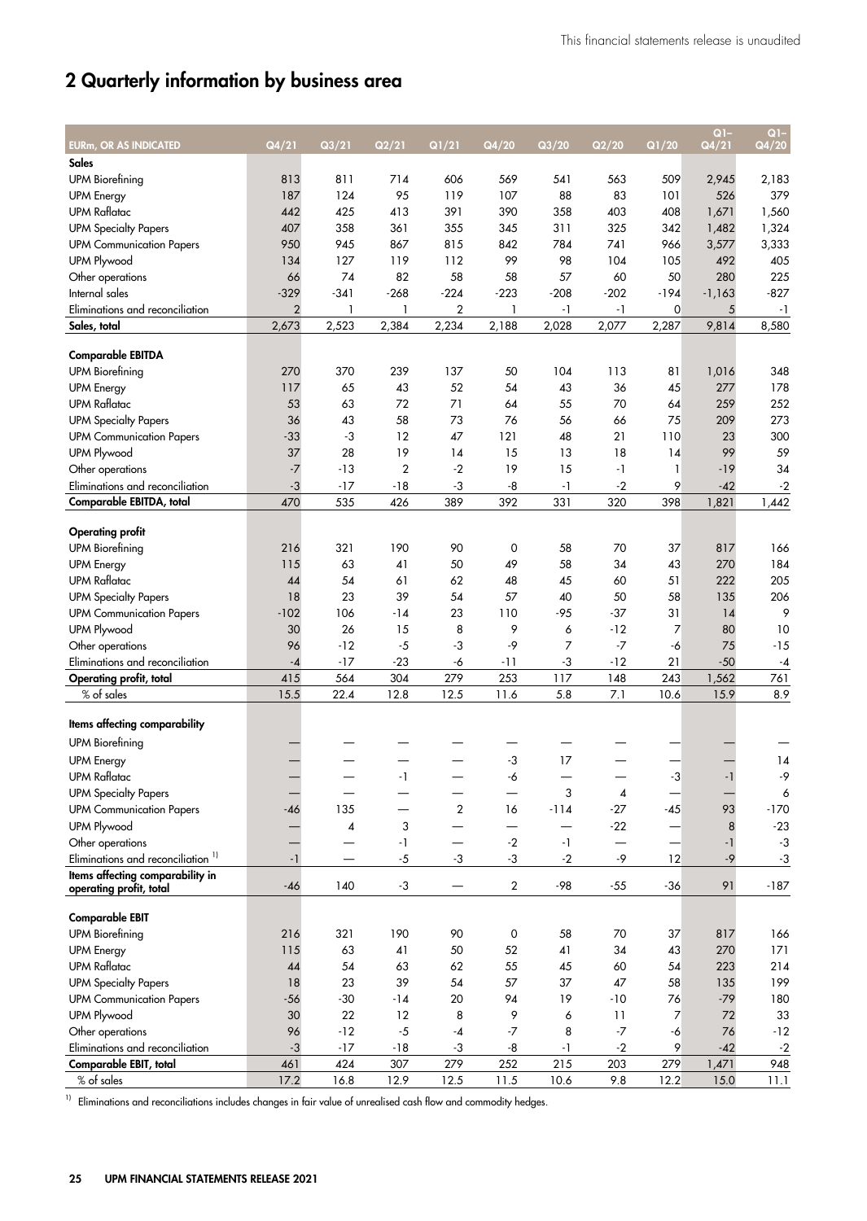## 2 Quarterly information by business area

| EURm, OR AS INDICATED | Q4/21 | Q3/21 | Q2/21 | Q1/21 | Q4/20 | Q3/20 | Q2/20 | Q1/20 | Q1–Q4/21 | Q1–Q4/20 |
|---|---|---|---|---|---|---|---|---|---|---|
| **Sales** | | | | | | | | | | |
| UPM Biorefining | 813 | 811 | 714 | 606 | 569 | 541 | 563 | 509 | 2,945 | 2,183 |
| UPM Energy | 187 | 124 | 95 | 119 | 107 | 88 | 83 | 101 | 526 | 379 |
| UPM Raflatac | 442 | 425 | 413 | 391 | 390 | 358 | 403 | 408 | 1,671 | 1,560 |
| UPM Specialty Papers | 407 | 358 | 361 | 355 | 345 | 311 | 325 | 342 | 1,482 | 1,324 |
| UPM Communication Papers | 950 | 945 | 867 | 815 | 842 | 784 | 741 | 966 | 3,577 | 3,333 |
| UPM Plywood | 134 | 127 | 119 | 112 | 99 | 98 | 104 | 105 | 492 | 405 |
| Other operations | 66 | 74 | 82 | 58 | 58 | 57 | 60 | 50 | 280 | 225 |
| Internal sales | -329 | -341 | -268 | -224 | -223 | -208 | -202 | -194 | -1,163 | -827 |
| Eliminations and reconciliation | 2 | 1 | 1 | 2 | 1 | -1 | -1 | 0 | 5 | -1 |
| **Sales, total** | 2,673 | 2,523 | 2,384 | 2,234 | 2,188 | 2,028 | 2,077 | 2,287 | 9,814 | 8,580 |
| **Comparable EBITDA** | | | | | | | | | | |
| UPM Biorefining | 270 | 370 | 239 | 137 | 50 | 104 | 113 | 81 | 1,016 | 348 |
| UPM Energy | 117 | 65 | 43 | 52 | 54 | 43 | 36 | 45 | 277 | 178 |
| UPM Raflatac | 53 | 63 | 72 | 71 | 64 | 55 | 70 | 64 | 259 | 252 |
| UPM Specialty Papers | 36 | 43 | 58 | 73 | 76 | 56 | 66 | 75 | 209 | 273 |
| UPM Communication Papers | -33 | -3 | 12 | 47 | 121 | 48 | 21 | 110 | 23 | 300 |
| UPM Plywood | 37 | 28 | 19 | 14 | 15 | 13 | 18 | 14 | 99 | 59 |
| Other operations | -7 | -13 | 2 | -2 | 19 | 15 | -1 | 1 | -19 | 34 |
| Eliminations and reconciliation | -3 | -17 | -18 | -3 | -8 | -1 | -2 | 9 | -42 | -2 |
| **Comparable EBITDA, total** | 470 | 535 | 426 | 389 | 392 | 331 | 320 | 398 | 1,821 | 1,442 |
| **Operating profit** | | | | | | | | | | |
| UPM Biorefining | 216 | 321 | 190 | 90 | 0 | 58 | 70 | 37 | 817 | 166 |
| UPM Energy | 115 | 63 | 41 | 50 | 49 | 58 | 34 | 43 | 270 | 184 |
| UPM Raflatac | 44 | 54 | 61 | 62 | 48 | 45 | 60 | 51 | 222 | 205 |
| UPM Specialty Papers | 18 | 23 | 39 | 54 | 57 | 40 | 50 | 58 | 135 | 206 |
| UPM Communication Papers | -102 | 106 | -14 | 23 | 110 | -95 | -37 | 31 | 14 | 9 |
| UPM Plywood | 30 | 26 | 15 | 8 | 9 | 6 | -12 | 7 | 80 | 10 |
| Other operations | 96 | -12 | -5 | -3 | -9 | 7 | -7 | -6 | 75 | -15 |
| Eliminations and reconciliation | -4 | -17 | -23 | -6 | -11 | -3 | -12 | 21 | -50 | -4 |
| **Operating profit, total** | 415 | 564 | 304 | 279 | 253 | 117 | 148 | 243 | 1,562 | 761 |
| % of sales | 15.5 | 22.4 | 12.8 | 12.5 | 11.6 | 5.8 | 7.1 | 10.6 | 15.9 | 8.9 |
| **Items affecting comparability** | | | | | | | | | | |
| UPM Biorefining | — | — | — | — | — | — | — | — | — | — |
| UPM Energy | — | — | — | — | -3 | 17 | — | — | — | 14 |
| UPM Raflatac | — | — | -1 | — | -6 | — | — | -3 | -1 | -9 |
| UPM Specialty Papers | — | — | — | — | — | 3 | 4 | — | — | 6 |
| UPM Communication Papers | -46 | 135 | — | 2 | 16 | -114 | -27 | -45 | 93 | -170 |
| UPM Plywood | — | 4 | 3 | — | — | — | -22 | — | 8 | -23 |
| Other operations | — | — | -1 | — | -2 | -1 | — | — | -1 | -3 |
| Eliminations and reconciliation [1] | -1 | — | -5 | -3 | -3 | -2 | -9 | 12 | -9 | -3 |
| **Items affecting comparability in operating profit, total** | -46 | 140 | -3 | — | 2 | -98 | -55 | -36 | 91 | -187 |
| **Comparable EBIT** | | | | | | | | | | |
| UPM Biorefining | 216 | 321 | 190 | 90 | 0 | 58 | 70 | 37 | 817 | 166 |
| UPM Energy | 115 | 63 | 41 | 50 | 52 | 41 | 34 | 43 | 270 | 171 |
| UPM Raflatac | 44 | 54 | 63 | 62 | 55 | 45 | 60 | 54 | 223 | 214 |
| UPM Specialty Papers | 18 | 23 | 39 | 54 | 57 | 37 | 47 | 58 | 135 | 199 |
| UPM Communication Papers | -56 | -30 | -14 | 20 | 94 | 19 | -10 | 76 | -79 | 180 |
| UPM Plywood | 30 | 22 | 12 | 8 | 9 | 6 | 11 | 7 | 72 | 33 |
| Other operations | 96 | -12 | -5 | -4 | -7 | 8 | -7 | -6 | 76 | -12 |
| Eliminations and reconciliation | -3 | -17 | -18 | -3 | -8 | -1 | -2 | 9 | -42 | -2 |
| **Comparable EBIT, total** | 461 | 424 | 307 | 279 | 252 | 215 | 203 | 279 | 1,471 | 948 |
| % of sales | 17.2 | 16.8 | 12.9 | 12.5 | 11.5 | 10.6 | 9.8 | 12.2 | 15.0 | 11.1 |

[1] Eliminations and reconciliations includes changes in fair value of unrealised cash flow and commodity hedges.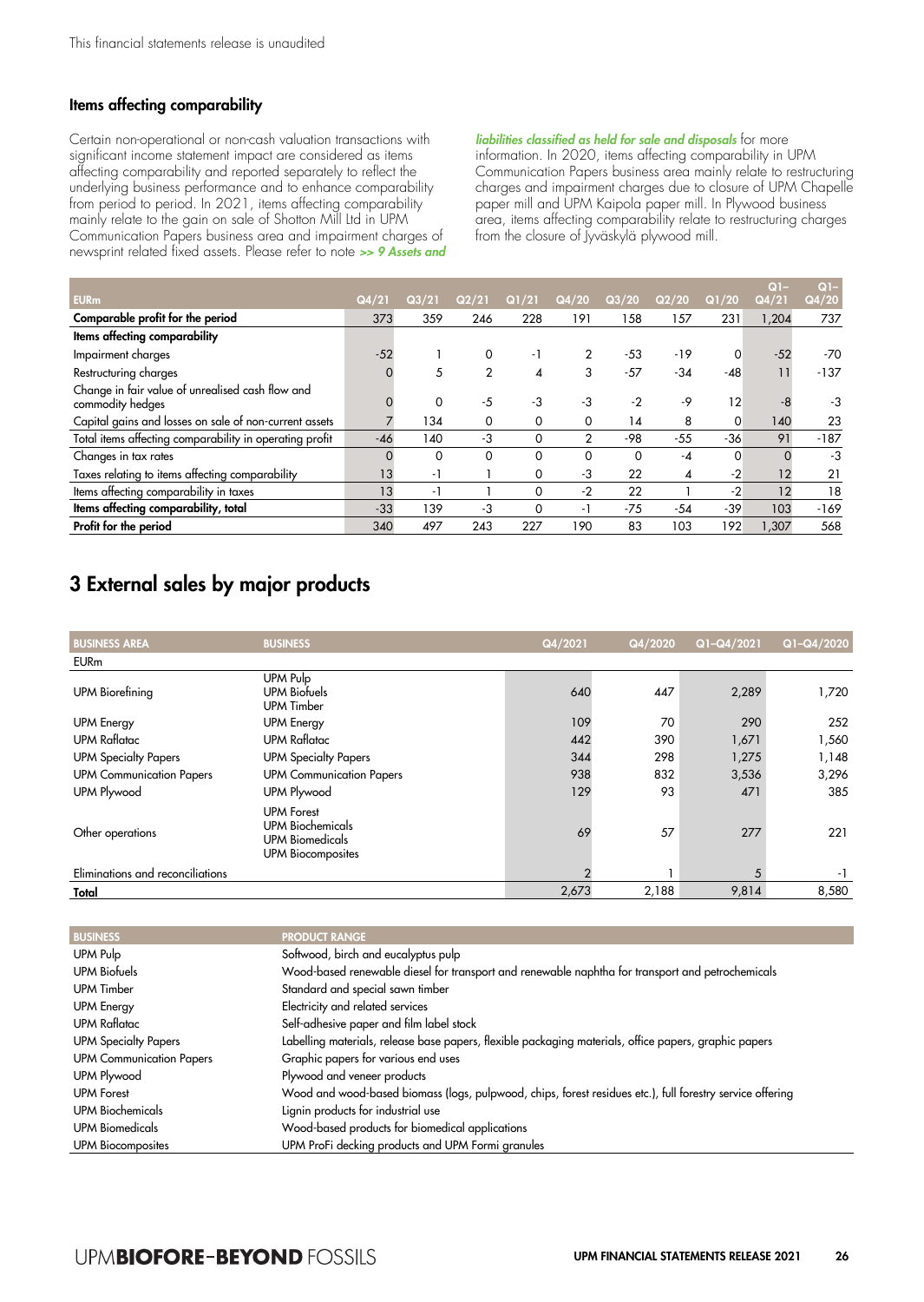This financial statements release is unaudited

### Items affecting comparability

Certain non-operational or non-cash valuation transactions with significant income statement impact are considered as items affecting comparability and reported separately to reflect the underlying business performance and to enhance comparability from period to period. In 2021, items affecting comparability mainly relate to the gain on sale of Shotton Mill Ltd in UPM Communication Papers business area and impairment charges of newsprint related fixed assets. Please refer to note ***>> 9 Assets and liabilities classified as held for sale and disposals*** for more information. In 2020, items affecting comparability in UPM Communication Papers business area mainly relate to restructuring charges and impairment charges due to closure of UPM Chapelle paper mill and UPM Kaipola paper mill. In Plywood business area, items affecting comparability relate to restructuring charges from the closure of Jyväskylä plywood mill.

| EURm | Q4/21 | Q3/21 | Q2/21 | Q1/21 | Q4/20 | Q3/20 | Q2/20 | Q1/20 | Q1–Q4/21 | Q1–Q4/20 |
|---|---|---|---|---|---|---|---|---|---|---|
| **Comparable profit for the period** | 373 | 359 | 246 | 228 | 191 | 158 | 157 | 231 | 1,204 | 737 |
| **Items affecting comparability** | | | | | | | | | | |
| Impairment charges | -52 | 1 | 0 | -1 | 2 | -53 | -19 | 0 | -52 | -70 |
| Restructuring charges | 0 | 5 | 2 | 4 | 3 | -57 | -34 | -48 | 11 | -137 |
| Change in fair value of unrealised cash flow and commodity hedges | 0 | 0 | -5 | -3 | -3 | -2 | -9 | 12 | -8 | -3 |
| Capital gains and losses on sale of non-current assets | 7 | 134 | 0 | 0 | 0 | 14 | 8 | 0 | 140 | 23 |
| Total items affecting comparability in operating profit | -46 | 140 | -3 | 0 | 2 | -98 | -55 | -36 | 91 | -187 |
| Changes in tax rates | 0 | 0 | 0 | 0 | 0 | 0 | -4 | 0 | 0 | -3 |
| Taxes relating to items affecting comparability | 13 | -1 | 1 | 0 | -3 | 22 | 4 | -2 | 12 | 21 |
| Items affecting comparability in taxes | 13 | -1 | 1 | 0 | -2 | 22 | 1 | -2 | 12 | 18 |
| **Items affecting comparability, total** | -33 | 139 | -3 | 0 | -1 | -75 | -54 | -39 | 103 | -169 |
| **Profit for the period** | 340 | 497 | 243 | 227 | 190 | 83 | 103 | 192 | 1,307 | 568 |

## 3 External sales by major products

| BUSINESS AREA | BUSINESS | Q4/2021 | Q4/2020 | Q1–Q4/2021 | Q1–Q4/2020 |
|---|---|---|---|---|---|
| EURm | | | | | |
| UPM Biorefining | UPM Pulp<br>UPM Biofuels<br>UPM Timber | 640 | 447 | 2,289 | 1,720 |
| UPM Energy | UPM Energy | 109 | 70 | 290 | 252 |
| UPM Raflatac | UPM Raflatac | 442 | 390 | 1,671 | 1,560 |
| UPM Specialty Papers | UPM Specialty Papers | 344 | 298 | 1,275 | 1,148 |
| UPM Communication Papers | UPM Communication Papers | 938 | 832 | 3,536 | 3,296 |
| UPM Plywood | UPM Plywood | 129 | 93 | 471 | 385 |
| Other operations | UPM Forest<br>UPM Biochemicals<br>UPM Biomedicals<br>UPM Biocomposites | 69 | 57 | 277 | 221 |
| Eliminations and reconciliations | | 2 | 1 | 5 | -1 |
| **Total** | | 2,673 | 2,188 | 9,814 | 8,580 |

| BUSINESS | PRODUCT RANGE |
|---|---|
| UPM Pulp | Softwood, birch and eucalyptus pulp |
| UPM Biofuels | Wood-based renewable diesel for transport and renewable naphtha for transport and petrochemicals |
| UPM Timber | Standard and special sawn timber |
| UPM Energy | Electricity and related services |
| UPM Raflatac | Self-adhesive paper and film label stock |
| UPM Specialty Papers | Labelling materials, release base papers, flexible packaging materials, office papers, graphic papers |
| UPM Communication Papers | Graphic papers for various end uses |
| UPM Plywood | Plywood and veneer products |
| UPM Forest | Wood and wood-based biomass (logs, pulpwood, chips, forest residues etc.), full forestry service offering |
| UPM Biochemicals | Lignin products for industrial use |
| UPM Biomedicals | Wood-based products for biomedical applications |
| UPM Biocomposites | UPM ProFi decking products and UPM Formi granules |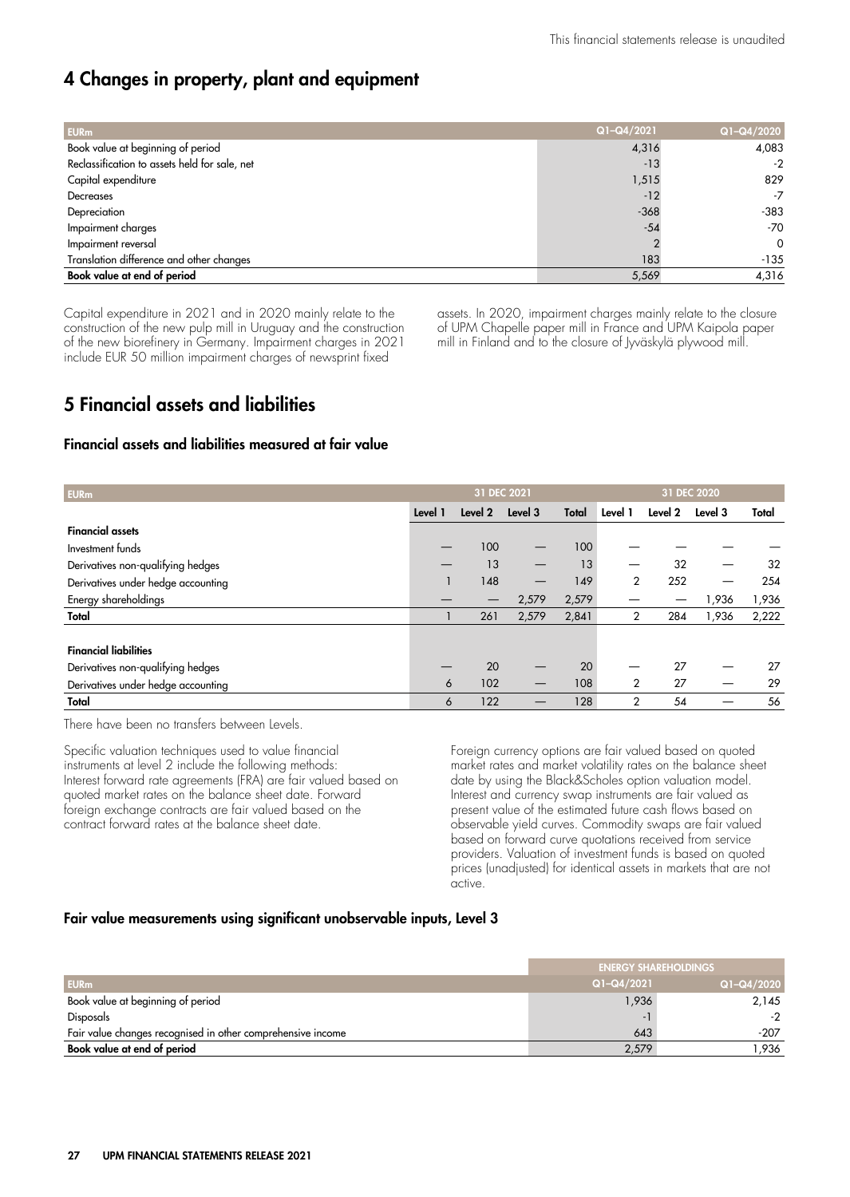## 4 Changes in property, plant and equipment

| EURm | Q1–Q4/2021 | Q1–Q4/2020 |
|---|---|---|
| Book value at beginning of period | 4,316 | 4,083 |
| Reclassification to assets held for sale, net | -13 | -2 |
| Capital expenditure | 1,515 | 829 |
| Decreases | -12 | -7 |
| Depreciation | -368 | -383 |
| Impairment charges | -54 | -70 |
| Impairment reversal | 2 | 0 |
| Translation difference and other changes | 183 | -135 |
| **Book value at end of period** | **5,569** | **4,316** |

Capital expenditure in 2021 and in 2020 mainly relate to the construction of the new pulp mill in Uruguay and the construction of the new biorefinery in Germany. Impairment charges in 2021 include EUR 50 million impairment charges of newsprint fixed assets. In 2020, impairment charges mainly relate to the closure of UPM Chapelle paper mill in France and UPM Kaipola paper mill in Finland and to the closure of Jyväskylä plywood mill.

## 5 Financial assets and liabilities

### Financial assets and liabilities measured at fair value

| EURm | 31 DEC 2021 | | | | 31 DEC 2020 | | | |
|---|---|---|---|---|---|---|---|---|
| | Level 1 | Level 2 | Level 3 | Total | Level 1 | Level 2 | Level 3 | Total |
| **Financial assets** | | | | | | | | |
| Investment funds | — | 100 | — | 100 | — | — | — | — |
| Derivatives non-qualifying hedges | — | 13 | — | 13 | — | 32 | — | 32 |
| Derivatives under hedge accounting | 1 | 148 | — | 149 | 2 | 252 | — | 254 |
| Energy shareholdings | — | — | 2,579 | 2,579 | — | — | 1,936 | 1,936 |
| **Total** | 1 | 261 | 2,579 | 2,841 | 2 | 284 | 1,936 | 2,222 |
| **Financial liabilities** | | | | | | | | |
| Derivatives non-qualifying hedges | — | 20 | — | 20 | — | 27 | — | 27 |
| Derivatives under hedge accounting | 6 | 102 | — | 108 | 2 | 27 | — | 29 |
| **Total** | 6 | 122 | — | 128 | 2 | 54 | — | 56 |

There have been no transfers between Levels.

Specific valuation techniques used to value financial instruments at level 2 include the following methods: Interest forward rate agreements (FRA) are fair valued based on quoted market rates on the balance sheet date. Forward foreign exchange contracts are fair valued based on the contract forward rates at the balance sheet date.

Foreign currency options are fair valued based on quoted market rates and market volatility rates on the balance sheet date by using the Black&Scholes option valuation model. Interest and currency swap instruments are fair valued as present value of the estimated future cash flows based on observable yield curves. Commodity swaps are fair valued based on forward curve quotations received from service providers. Valuation of investment funds is based on quoted prices (unadjusted) for identical assets in markets that are not active.

### Fair value measurements using significant unobservable inputs, Level 3

| | ENERGY SHAREHOLDINGS | |
|---|---|---|
| EURm | Q1–Q4/2021 | Q1–Q4/2020 |
| Book value at beginning of period | 1,936 | 2,145 |
| Disposals | -1 | -2 |
| Fair value changes recognised in other comprehensive income | 643 | -207 |
| **Book value at end of period** | **2,579** | **1,936** |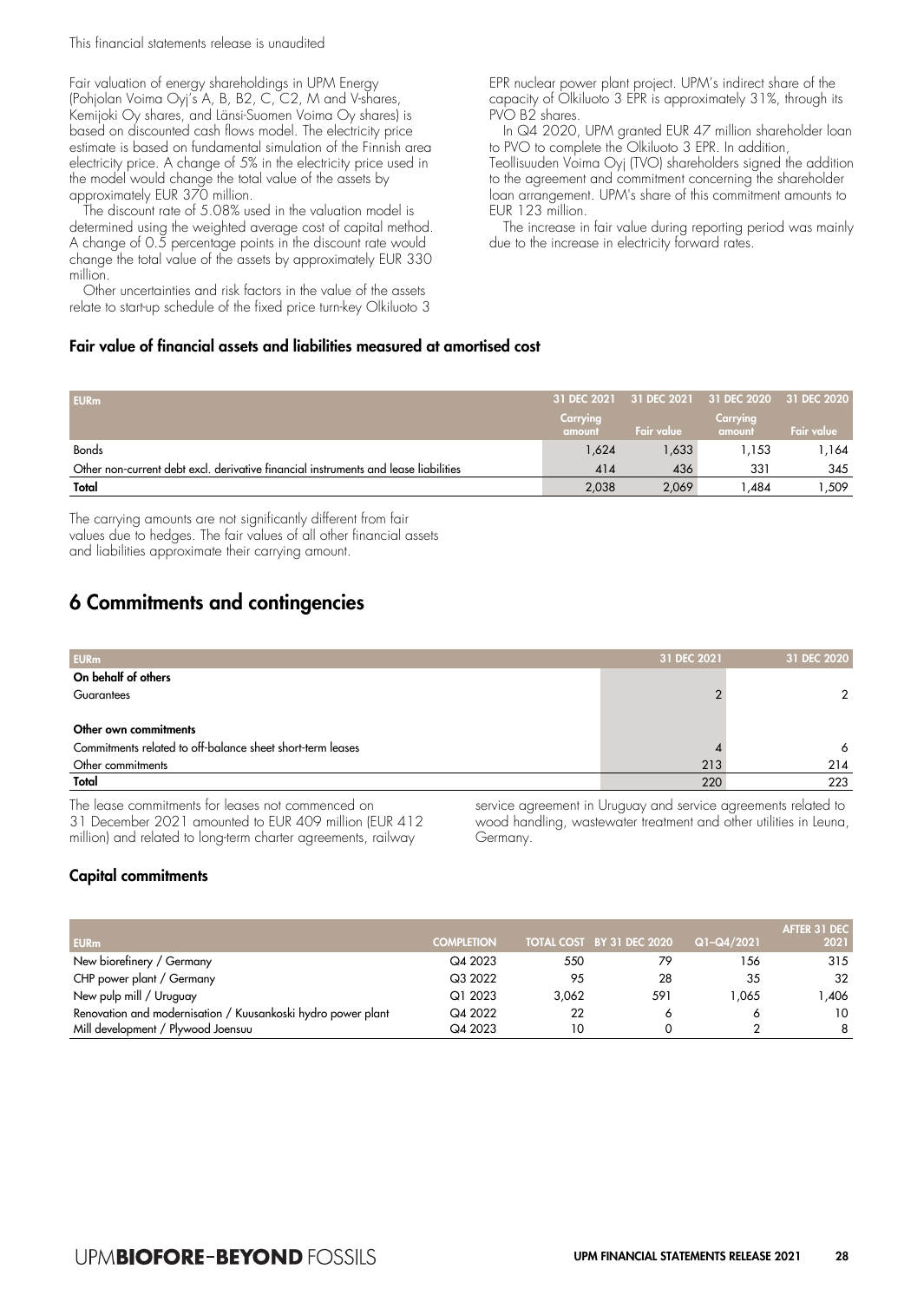Fair valuation of energy shareholdings in UPM Energy (Pohjolan Voima Oyj's A, B, B2, C, C2, M and V-shares, Kemijoki Oy shares, and Länsi-Suomen Voima Oy shares) is based on discounted cash flows model. The electricity price estimate is based on fundamental simulation of the Finnish area electricity price. A change of 5% in the electricity price used in the model would change the total value of the assets by approximately EUR 370 million.

The discount rate of 5.08% used in the valuation model is determined using the weighted average cost of capital method. A change of 0.5 percentage points in the discount rate would change the total value of the assets by approximately EUR 330 million.

Other uncertainties and risk factors in the value of the assets relate to start-up schedule of the fixed price turn-key Olkiluoto 3 EPR nuclear power plant project. UPM's indirect share of the capacity of Olkiluoto 3 EPR is approximately 31%, through its PVO B2 shares.

In Q4 2020, UPM granted EUR 47 million shareholder loan to PVO to complete the Olkiluoto 3 EPR. In addition, Teollisuuden Voima Oyj (TVO) shareholders signed the addition to the agreement and commitment concerning the shareholder loan arrangement. UPM's share of this commitment amounts to EUR 123 million.

The increase in fair value during reporting period was mainly due to the increase in electricity forward rates.

### Fair value of financial assets and liabilities measured at amortised cost

| EURm | 31 DEC 2021 | 31 DEC 2021 | 31 DEC 2020 | 31 DEC 2020 |
|---|---|---|---|---|
| | Carrying amount | Fair value | Carrying amount | Fair value |
| Bonds | 1,624 | 1,633 | 1,153 | 1,164 |
| Other non-current debt excl. derivative financial instruments and lease liabilities | 414 | 436 | 331 | 345 |
| **Total** | 2,038 | 2,069 | 1,484 | 1,509 |

The carrying amounts are not significantly different from fair values due to hedges. The fair values of all other financial assets and liabilities approximate their carrying amount.

## 6 Commitments and contingencies

| EURm | 31 DEC 2021 | 31 DEC 2020 |
|---|---|---|
| **On behalf of others** | | |
| Guarantees | 2 | 2 |
| | | |
| **Other own commitments** | | |
| Commitments related to off-balance sheet short-term leases | 4 | 6 |
| Other commitments | 213 | 214 |
| **Total** | 220 | 223 |

The lease commitments for leases not commenced on 31 December 2021 amounted to EUR 409 million (EUR 412 million) and related to long-term charter agreements, railway service agreement in Uruguay and service agreements related to wood handling, wastewater treatment and other utilities in Leuna, Germany.

### Capital commitments

| EURm | COMPLETION | TOTAL COST | BY 31 DEC 2020 | Q1–Q4/2021 | AFTER 31 DEC 2021 |
|---|---|---|---|---|---|
| New biorefinery / Germany | Q4 2023 | 550 | 79 | 156 | 315 |
| CHP power plant / Germany | Q3 2022 | 95 | 28 | 35 | 32 |
| New pulp mill / Uruguay | Q1 2023 | 3,062 | 591 | 1,065 | 1,406 |
| Renovation and modernisation / Kuusankoski hydro power plant | Q4 2022 | 22 | 6 | 6 | 10 |
| Mill development / Plywood Joensuu | Q4 2023 | 10 | 0 | 2 | 8 |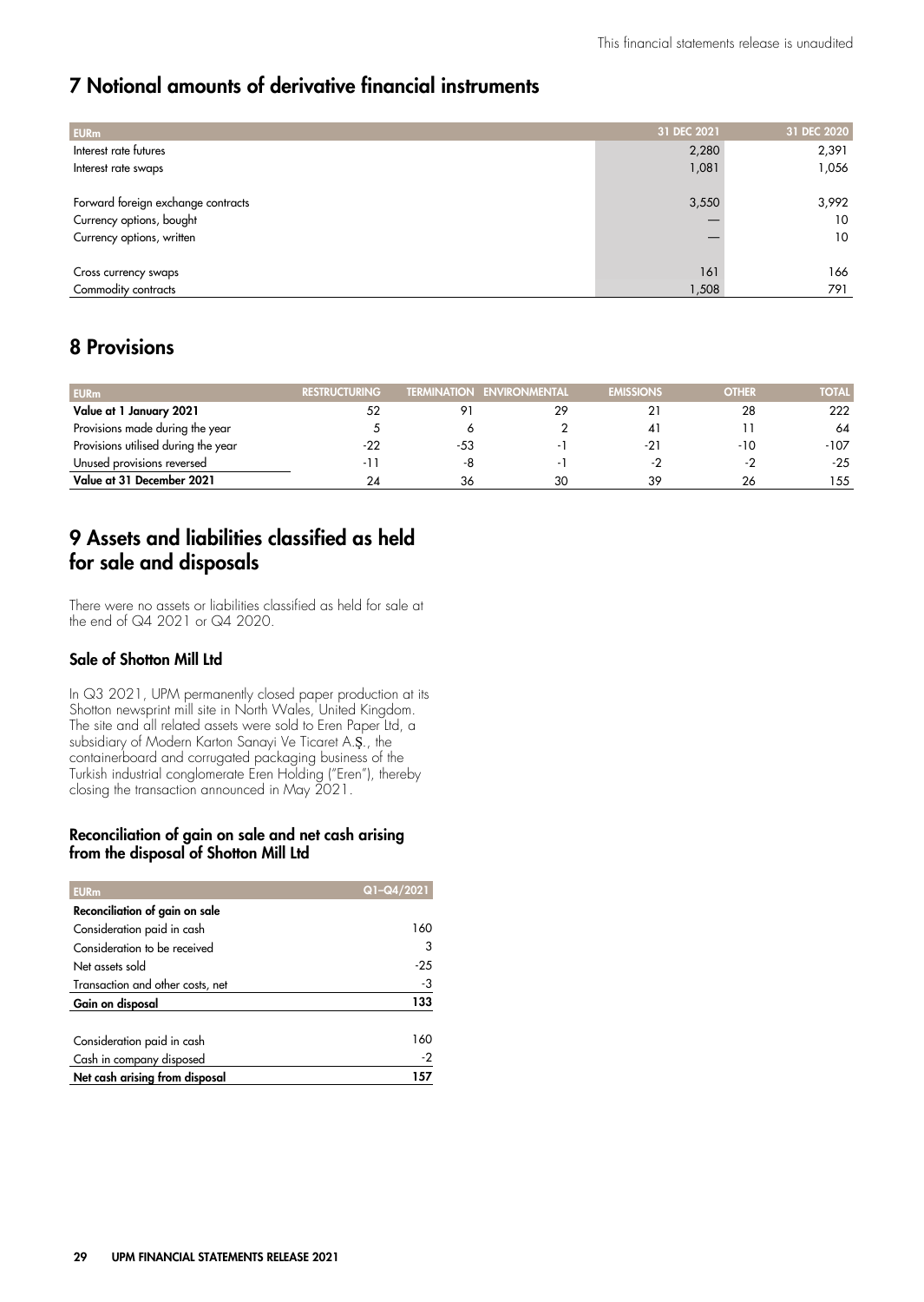## 7 Notional amounts of derivative financial instruments

| EURm | 31 DEC 2021 | 31 DEC 2020 |
|---|---|---|
| Interest rate futures | 2,280 | 2,391 |
| Interest rate swaps | 1,081 | 1,056 |
| | | |
| Forward foreign exchange contracts | 3,550 | 3,992 |
| Currency options, bought | — | 10 |
| Currency options, written | — | 10 |
| | | |
| Cross currency swaps | 161 | 166 |
| Commodity contracts | 1,508 | 791 |

## 8 Provisions

| EURm | RESTRUCTURING | TERMINATION | ENVIRONMENTAL | EMISSIONS | OTHER | TOTAL |
|---|---|---|---|---|---|---|
| **Value at 1 January 2021** | 52 | 91 | 29 | 21 | 28 | 222 |
| Provisions made during the year | 5 | 6 | 2 | 41 | 11 | 64 |
| Provisions utilised during the year | -22 | -53 | -1 | -21 | -10 | -107 |
| Unused provisions reversed | -11 | -8 | -1 | -2 | -2 | -25 |
| **Value at 31 December 2021** | 24 | 36 | 30 | 39 | 26 | 155 |

## 9 Assets and liabilities classified as held for sale and disposals

There were no assets or liabilities classified as held for sale at the end of Q4 2021 or Q4 2020.

### Sale of Shotton Mill Ltd

In Q3 2021, UPM permanently closed paper production at its Shotton newsprint mill site in North Wales, United Kingdom. The site and all related assets were sold to Eren Paper Ltd, a subsidiary of Modern Karton Sanayi Ve Ticaret A.Ş., the containerboard and corrugated packaging business of the Turkish industrial conglomerate Eren Holding ("Eren"), thereby closing the transaction announced in May 2021.

#### Reconciliation of gain on sale and net cash arising from the disposal of Shotton Mill Ltd

| EURm | Q1–Q4/2021 |
|---|---|
| **Reconciliation of gain on sale** | |
| Consideration paid in cash | 160 |
| Consideration to be received | 3 |
| Net assets sold | -25 |
| Transaction and other costs, net | -3 |
| **Gain on disposal** | **133** |
| | |
| Consideration paid in cash | 160 |
| Cash in company disposed | -2 |
| **Net cash arising from disposal** | **157** |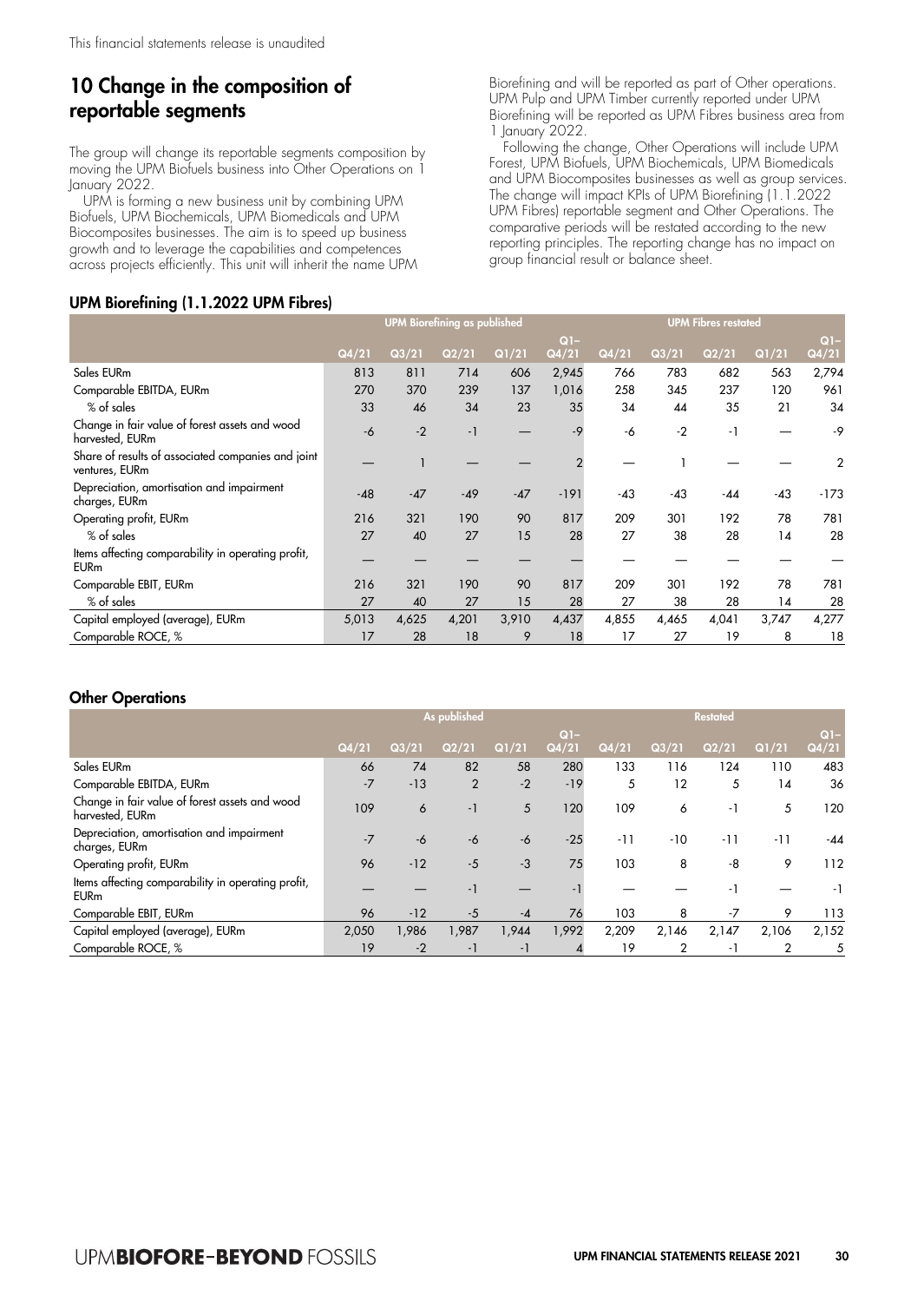This financial statements release is unaudited

## 10 Change in the composition of reportable segments

The group will change its reportable segments composition by moving the UPM Biofuels business into Other Operations on 1 January 2022.

UPM is forming a new business unit by combining UPM Biofuels, UPM Biochemicals, UPM Biomedicals and UPM Biocomposites businesses. The aim is to speed up business growth and to leverage the capabilities and competences across projects efficiently. This unit will inherit the name UPM Biorefining and will be reported as part of Other operations. UPM Pulp and UPM Timber currently reported under UPM Biorefining will be reported as UPM Fibres business area from 1 January 2022.

Following the change, Other Operations will include UPM Forest, UPM Biofuels, UPM Biochemicals, UPM Biomedicals and UPM Biocomposites businesses as well as group services. The change will impact KPIs of UPM Biorefining (1.1.2022 UPM Fibres) reportable segment and Other Operations. The comparative periods will be restated according to the new reporting principles. The reporting change has no impact on group financial result or balance sheet.

### UPM Biorefining (1.1.2022 UPM Fibres)

| | UPM Biorefining as published | | | | | UPM Fibres restated | | | | |
|---|---|---|---|---|---|---|---|---|---|---|
| | Q4/21 | Q3/21 | Q2/21 | Q1/21 | Q1–Q4/21 | Q4/21 | Q3/21 | Q2/21 | Q1/21 | Q1–Q4/21 |
| Sales EURm | 813 | 811 | 714 | 606 | 2,945 | 766 | 783 | 682 | 563 | 2,794 |
| Comparable EBITDA, EURm | 270 | 370 | 239 | 137 | 1,016 | 258 | 345 | 237 | 120 | 961 |
| % of sales | 33 | 46 | 34 | 23 | 35 | 34 | 44 | 35 | 21 | 34 |
| Change in fair value of forest assets and wood harvested, EURm | -6 | -2 | -1 | — | -9 | -6 | -2 | -1 | — | -9 |
| Share of results of associated companies and joint ventures, EURm | — | 1 | — | — | 2 | — | 1 | — | — | 2 |
| Depreciation, amortisation and impairment charges, EURm | -48 | -47 | -49 | -47 | -191 | -43 | -43 | -44 | -43 | -173 |
| Operating profit, EURm | 216 | 321 | 190 | 90 | 817 | 209 | 301 | 192 | 78 | 781 |
| % of sales | 27 | 40 | 27 | 15 | 28 | 27 | 38 | 28 | 14 | 28 |
| Items affecting comparability in operating profit, EURm | — | — | — | — | — | — | — | — | — | — |
| Comparable EBIT, EURm | 216 | 321 | 190 | 90 | 817 | 209 | 301 | 192 | 78 | 781 |
| % of sales | 27 | 40 | 27 | 15 | 28 | 27 | 38 | 28 | 14 | 28 |
| Capital employed (average), EURm | 5,013 | 4,625 | 4,201 | 3,910 | 4,437 | 4,855 | 4,465 | 4,041 | 3,747 | 4,277 |
| Comparable ROCE, % | 17 | 28 | 18 | 9 | 18 | 17 | 27 | 19 | 8 | 18 |

### Other Operations

| | As published | | | | | Restated | | | | |
|---|---|---|---|---|---|---|---|---|---|---|
| | Q4/21 | Q3/21 | Q2/21 | Q1/21 | Q1–Q4/21 | Q4/21 | Q3/21 | Q2/21 | Q1/21 | Q1–Q4/21 |
| Sales EURm | 66 | 74 | 82 | 58 | 280 | 133 | 116 | 124 | 110 | 483 |
| Comparable EBITDA, EURm | -7 | -13 | 2 | -2 | -19 | 5 | 12 | 5 | 14 | 36 |
| Change in fair value of forest assets and wood harvested, EURm | 109 | 6 | -1 | 5 | 120 | 109 | 6 | -1 | 5 | 120 |
| Depreciation, amortisation and impairment charges, EURm | -7 | -6 | -6 | -6 | -25 | -11 | -10 | -11 | -11 | -44 |
| Operating profit, EURm | 96 | -12 | -5 | -3 | 75 | 103 | 8 | -8 | 9 | 112 |
| Items affecting comparability in operating profit, EURm | — | — | -1 | — | -1 | — | — | -1 | — | -1 |
| Comparable EBIT, EURm | 96 | -12 | -5 | -4 | 76 | 103 | 8 | -7 | 9 | 113 |
| Capital employed (average), EURm | 2,050 | 1,986 | 1,987 | 1,944 | 1,992 | 2,209 | 2,146 | 2,147 | 2,106 | 2,152 |
| Comparable ROCE, % | 19 | -2 | -1 | -1 | 4 | 19 | 2 | -1 | 2 | 5 |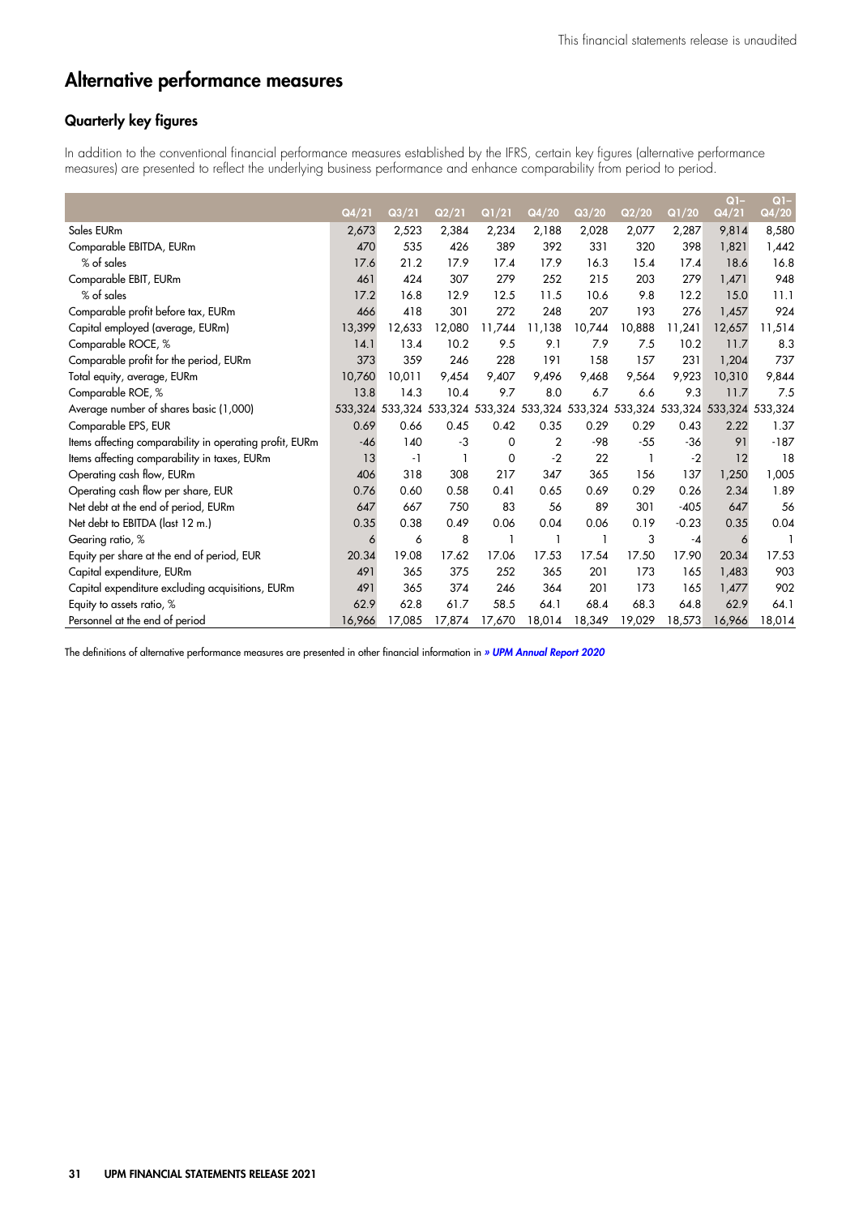This financial statements release is unaudited

# Alternative performance measures

## Quarterly key figures

In addition to the conventional financial performance measures established by the IFRS, certain key figures (alternative performance measures) are presented to reflect the underlying business performance and enhance comparability from period to period.

| | Q4/21 | Q3/21 | Q2/21 | Q1/21 | Q4/20 | Q3/20 | Q2/20 | Q1/20 | Q1–Q4/21 | Q1–Q4/20 |
|---|---|---|---|---|---|---|---|---|---|---|
| Sales EURm | 2,673 | 2,523 | 2,384 | 2,234 | 2,188 | 2,028 | 2,077 | 2,287 | 9,814 | 8,580 |
| Comparable EBITDA, EURm | 470 | 535 | 426 | 389 | 392 | 331 | 320 | 398 | 1,821 | 1,442 |
| % of sales | 17.6 | 21.2 | 17.9 | 17.4 | 17.9 | 16.3 | 15.4 | 17.4 | 18.6 | 16.8 |
| Comparable EBIT, EURm | 461 | 424 | 307 | 279 | 252 | 215 | 203 | 279 | 1,471 | 948 |
| % of sales | 17.2 | 16.8 | 12.9 | 12.5 | 11.5 | 10.6 | 9.8 | 12.2 | 15.0 | 11.1 |
| Comparable profit before tax, EURm | 466 | 418 | 301 | 272 | 248 | 207 | 193 | 276 | 1,457 | 924 |
| Capital employed (average, EURm) | 13,399 | 12,633 | 12,080 | 11,744 | 11,138 | 10,744 | 10,888 | 11,241 | 12,657 | 11,514 |
| Comparable ROCE, % | 14.1 | 13.4 | 10.2 | 9.5 | 9.1 | 7.9 | 7.5 | 10.2 | 11.7 | 8.3 |
| Comparable profit for the period, EURm | 373 | 359 | 246 | 228 | 191 | 158 | 157 | 231 | 1,204 | 737 |
| Total equity, average, EURm | 10,760 | 10,011 | 9,454 | 9,407 | 9,496 | 9,468 | 9,564 | 9,923 | 10,310 | 9,844 |
| Comparable ROE, % | 13.8 | 14.3 | 10.4 | 9.7 | 8.0 | 6.7 | 6.6 | 9.3 | 11.7 | 7.5 |
| Average number of shares basic (1,000) | 533,324 | 533,324 | 533,324 | 533,324 | 533,324 | 533,324 | 533,324 | 533,324 | 533,324 | 533,324 |
| Comparable EPS, EUR | 0.69 | 0.66 | 0.45 | 0.42 | 0.35 | 0.29 | 0.29 | 0.43 | 2.22 | 1.37 |
| Items affecting comparability in operating profit, EURm | -46 | 140 | -3 | 0 | 2 | -98 | -55 | -36 | 91 | -187 |
| Items affecting comparability in taxes, EURm | 13 | -1 | 1 | 0 | -2 | 22 | 1 | -2 | 12 | 18 |
| Operating cash flow, EURm | 406 | 318 | 308 | 217 | 347 | 365 | 156 | 137 | 1,250 | 1,005 |
| Operating cash flow per share, EUR | 0.76 | 0.60 | 0.58 | 0.41 | 0.65 | 0.69 | 0.29 | 0.26 | 2.34 | 1.89 |
| Net debt at the end of period, EURm | 647 | 667 | 750 | 83 | 56 | 89 | 301 | -405 | 647 | 56 |
| Net debt to EBITDA (last 12 m.) | 0.35 | 0.38 | 0.49 | 0.06 | 0.04 | 0.06 | 0.19 | -0.23 | 0.35 | 0.04 |
| Gearing ratio, % | 6 | 6 | 8 | 1 | 1 | 1 | 3 | -4 | 6 | 1 |
| Equity per share at the end of period, EUR | 20.34 | 19.08 | 17.62 | 17.06 | 17.53 | 17.54 | 17.50 | 17.90 | 20.34 | 17.53 |
| Capital expenditure, EURm | 491 | 365 | 375 | 252 | 365 | 201 | 173 | 165 | 1,483 | 903 |
| Capital expenditure excluding acquisitions, EURm | 491 | 365 | 374 | 246 | 364 | 201 | 173 | 165 | 1,477 | 902 |
| Equity to assets ratio, % | 62.9 | 62.8 | 61.7 | 58.5 | 64.1 | 68.4 | 68.3 | 64.8 | 62.9 | 64.1 |
| Personnel at the end of period | 16,966 | 17,085 | 17,874 | 17,670 | 18,014 | 18,349 | 19,029 | 18,573 | 16,966 | 18,014 |

The definitions of alternative performance measures are presented in other financial information in ***» UPM Annual Report 2020***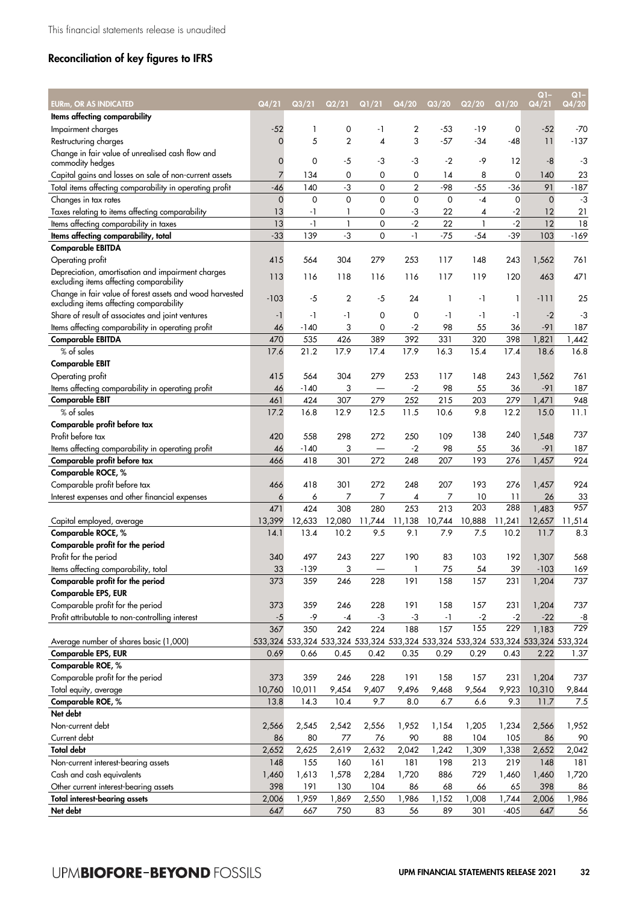This financial statements release is unaudited

## Reconciliation of key figures to IFRS

| EURm, OR AS INDICATED | Q4/21 | Q3/21 | Q2/21 | Q1/21 | Q4/20 | Q3/20 | Q2/20 | Q1/20 | Q1–Q4/21 | Q1–Q4/20 |
|---|---|---|---|---|---|---|---|---|---|---|
| **Items affecting comparability** | | | | | | | | | | |
| Impairment charges | -52 | 1 | 0 | -1 | 2 | -53 | -19 | 0 | -52 | -70 |
| Restructuring charges | 0 | 5 | 2 | 4 | 3 | -57 | -34 | -48 | 11 | -137 |
| Change in fair value of unrealised cash flow and commodity hedges | 0 | 0 | -5 | -3 | -3 | -2 | -9 | 12 | -8 | -3 |
| Capital gains and losses on sale of non-current assets | 7 | 134 | 0 | 0 | 0 | 14 | 8 | 0 | 140 | 23 |
| Total items affecting comparability in operating profit | -46 | 140 | -3 | 0 | 2 | -98 | -55 | -36 | 91 | -187 |
| Changes in tax rates | 0 | 0 | 0 | 0 | 0 | 0 | -4 | 0 | 0 | -3 |
| Taxes relating to items affecting comparability | 13 | -1 | 1 | 0 | -3 | 22 | 4 | -2 | 12 | 21 |
| Items affecting comparability in taxes | 13 | -1 | 1 | 0 | -2 | 22 | 1 | -2 | 12 | 18 |
| **Items affecting comparability, total** | -33 | 139 | -3 | 0 | -1 | -75 | -54 | -39 | 103 | -169 |
| **Comparable EBITDA** | | | | | | | | | | |
| Operating profit | 415 | 564 | 304 | 279 | 253 | 117 | 148 | 243 | 1,562 | 761 |
| Depreciation, amortisation and impairment charges excluding items affecting comparability | 113 | 116 | 118 | 116 | 116 | 117 | 119 | 120 | 463 | 471 |
| Change in fair value of forest assets and wood harvested excluding items affecting comparability | -103 | -5 | 2 | -5 | 24 | 1 | -1 | 1 | -111 | 25 |
| Share of result of associates and joint ventures | -1 | -1 | -1 | 0 | 0 | -1 | -1 | -1 | -2 | -3 |
| Items affecting comparability in operating profit | 46 | -140 | 3 | 0 | -2 | 98 | 55 | 36 | -91 | 187 |
| **Comparable EBITDA** | 470 | 535 | 426 | 389 | 392 | 331 | 320 | 398 | 1,821 | 1,442 |
| % of sales | 17.6 | 21.2 | 17.9 | 17.4 | 17.9 | 16.3 | 15.4 | 17.4 | 18.6 | 16.8 |
| **Comparable EBIT** | | | | | | | | | | |
| Operating profit | 415 | 564 | 304 | 279 | 253 | 117 | 148 | 243 | 1,562 | 761 |
| Items affecting comparability in operating profit | 46 | -140 | 3 | — | -2 | 98 | 55 | 36 | -91 | 187 |
| **Comparable EBIT** | 461 | 424 | 307 | 279 | 252 | 215 | 203 | 279 | 1,471 | 948 |
| % of sales | 17.2 | 16.8 | 12.9 | 12.5 | 11.5 | 10.6 | 9.8 | 12.2 | 15.0 | 11.1 |
| **Comparable profit before tax** | | | | | | | | | | |
| Profit before tax | 420 | 558 | 298 | 272 | 250 | 109 | 138 | 240 | 1,548 | 737 |
| Items affecting comparability in operating profit | 46 | -140 | 3 | — | -2 | 98 | 55 | 36 | -91 | 187 |
| **Comparable profit before tax** | 466 | 418 | 301 | 272 | 248 | 207 | 193 | 276 | 1,457 | 924 |
| **Comparable ROCE, %** | | | | | | | | | | |
| Comparable profit before tax | 466 | 418 | 301 | 272 | 248 | 207 | 193 | 276 | 1,457 | 924 |
| Interest expenses and other financial expenses | 6 | 6 | 7 | 7 | 4 | 7 | 10 | 11 | 26 | 33 |
| | 471 | 424 | 308 | 280 | 253 | 213 | 203 | 288 | 1,483 | 957 |
| Capital employed, average | 13,399 | 12,633 | 12,080 | 11,744 | 11,138 | 10,744 | 10,888 | 11,241 | 12,657 | 11,514 |
| **Comparable ROCE, %** | 14.1 | 13.4 | 10.2 | 9.5 | 9.1 | 7.9 | 7.5 | 10.2 | 11.7 | 8.3 |
| **Comparable profit for the period** | | | | | | | | | | |
| Profit for the period | 340 | 497 | 243 | 227 | 190 | 83 | 103 | 192 | 1,307 | 568 |
| Items affecting comparability, total | 33 | -139 | 3 | — | 1 | 75 | 54 | 39 | -103 | 169 |
| **Comparable profit for the period** | 373 | 359 | 246 | 228 | 191 | 158 | 157 | 231 | 1,204 | 737 |
| **Comparable EPS, EUR** | | | | | | | | | | |
| Comparable profit for the period | 373 | 359 | 246 | 228 | 191 | 158 | 157 | 231 | 1,204 | 737 |
| Profit attributable to non-controlling interest | -5 | -9 | -4 | -3 | -3 | -1 | -2 | -2 | -22 | -8 |
| | 367 | 350 | 242 | 224 | 188 | 157 | 155 | 229 | 1,183 | 729 |
| Average number of shares basic (1,000) | 533,324 | 533,324 | 533,324 | 533,324 | 533,324 | 533,324 | 533,324 | 533,324 | 533,324 | 533,324 |
| **Comparable EPS, EUR** | 0.69 | 0.66 | 0.45 | 0.42 | 0.35 | 0.29 | 0.29 | 0.43 | 2.22 | 1.37 |
| **Comparable ROE, %** | | | | | | | | | | |
| Comparable profit for the period | 373 | 359 | 246 | 228 | 191 | 158 | 157 | 231 | 1,204 | 737 |
| Total equity, average | 10,760 | 10,011 | 9,454 | 9,407 | 9,496 | 9,468 | 9,564 | 9,923 | 10,310 | 9,844 |
| **Comparable ROE, %** | 13.8 | 14.3 | 10.4 | 9.7 | 8.0 | 6.7 | 6.6 | 9.3 | 11.7 | 7.5 |
| **Net debt** | | | | | | | | | | |
| Non-current debt | 2,566 | 2,545 | 2,542 | 2,556 | 1,952 | 1,154 | 1,205 | 1,234 | 2,566 | 1,952 |
| Current debt | 86 | 80 | 77 | 76 | 90 | 88 | 104 | 105 | 86 | 90 |
| **Total debt** | 2,652 | 2,625 | 2,619 | 2,632 | 2,042 | 1,242 | 1,309 | 1,338 | 2,652 | 2,042 |
| Non-current interest-bearing assets | 148 | 155 | 160 | 161 | 181 | 198 | 213 | 219 | 148 | 181 |
| Cash and cash equivalents | 1,460 | 1,613 | 1,578 | 2,284 | 1,720 | 886 | 729 | 1,460 | 1,460 | 1,720 |
| Other current interest-bearing assets | 398 | 191 | 130 | 104 | 86 | 68 | 66 | 65 | 398 | 86 |
| **Total interest-bearing assets** | 2,006 | 1,959 | 1,869 | 2,550 | 1,986 | 1,152 | 1,008 | 1,744 | 2,006 | 1,986 |
| **Net debt** | 647 | 667 | 750 | 83 | 56 | 89 | 301 | -405 | 647 | 56 |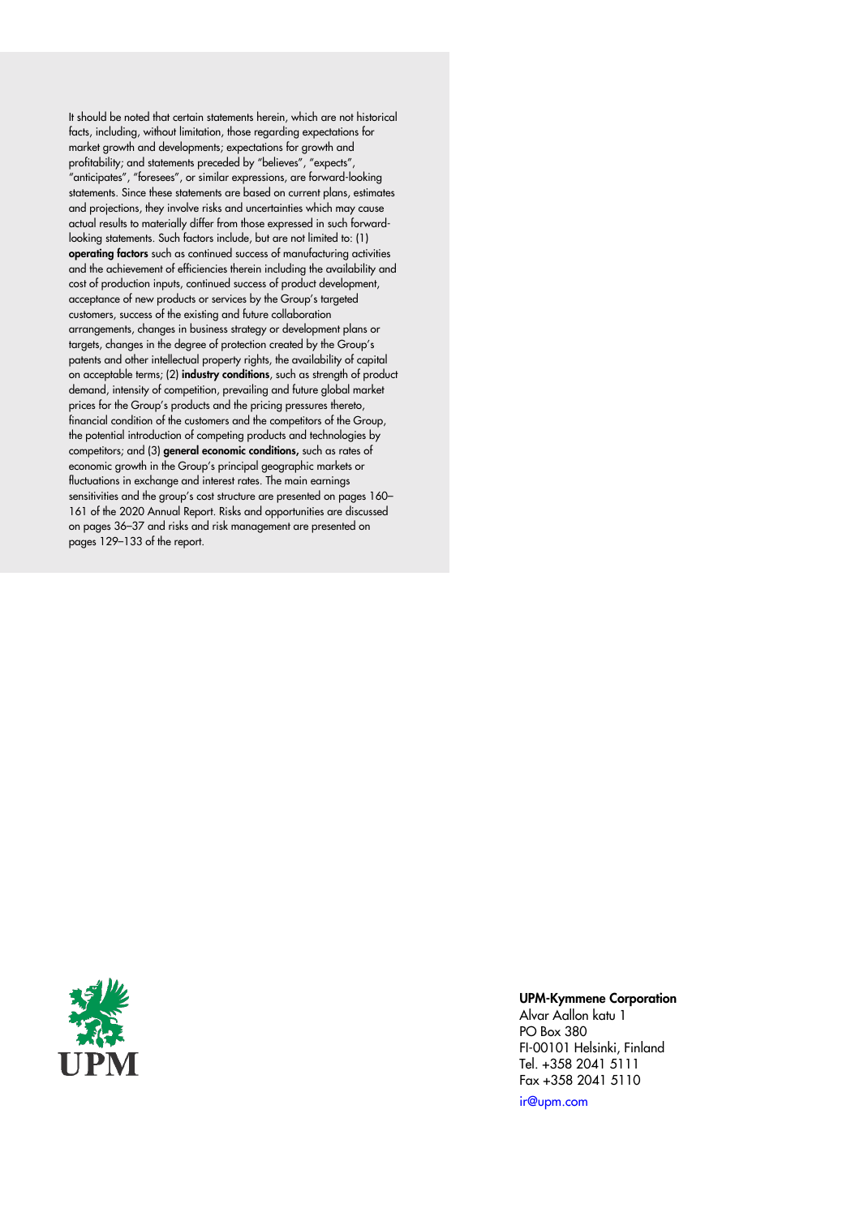It should be noted that certain statements herein, which are not historical facts, including, without limitation, those regarding expectations for market growth and developments; expectations for growth and profitability; and statements preceded by "believes", "expects", "anticipates", "foresees", or similar expressions, are forward-looking statements. Since these statements are based on current plans, estimates and projections, they involve risks and uncertainties which may cause actual results to materially differ from those expressed in such forward-looking statements. Such factors include, but are not limited to: (1) **operating factors** such as continued success of manufacturing activities and the achievement of efficiencies therein including the availability and cost of production inputs, continued success of product development, acceptance of new products or services by the Group's targeted customers, success of the existing and future collaboration arrangements, changes in business strategy or development plans or targets, changes in the degree of protection created by the Group's patents and other intellectual property rights, the availability of capital on acceptable terms; (2) **industry conditions**, such as strength of product demand, intensity of competition, prevailing and future global market prices for the Group's products and the pricing pressures thereto, financial condition of the customers and the competitors of the Group, the potential introduction of competing products and technologies by competitors; and (3) **general economic conditions,** such as rates of economic growth in the Group's principal geographic markets or fluctuations in exchange and interest rates. The main earnings sensitivities and the group's cost structure are presented on pages 160–161 of the 2020 Annual Report. Risks and opportunities are discussed on pages 36–37 and risks and risk management are presented on pages 129–133 of the report.

UPM

**UPM-Kymmene Corporation**
Alvar Aallon katu 1
PO Box 380
FI-00101 Helsinki, Finland
Tel. +358 2041 5111
Fax +358 2041 5110

ir@upm.com